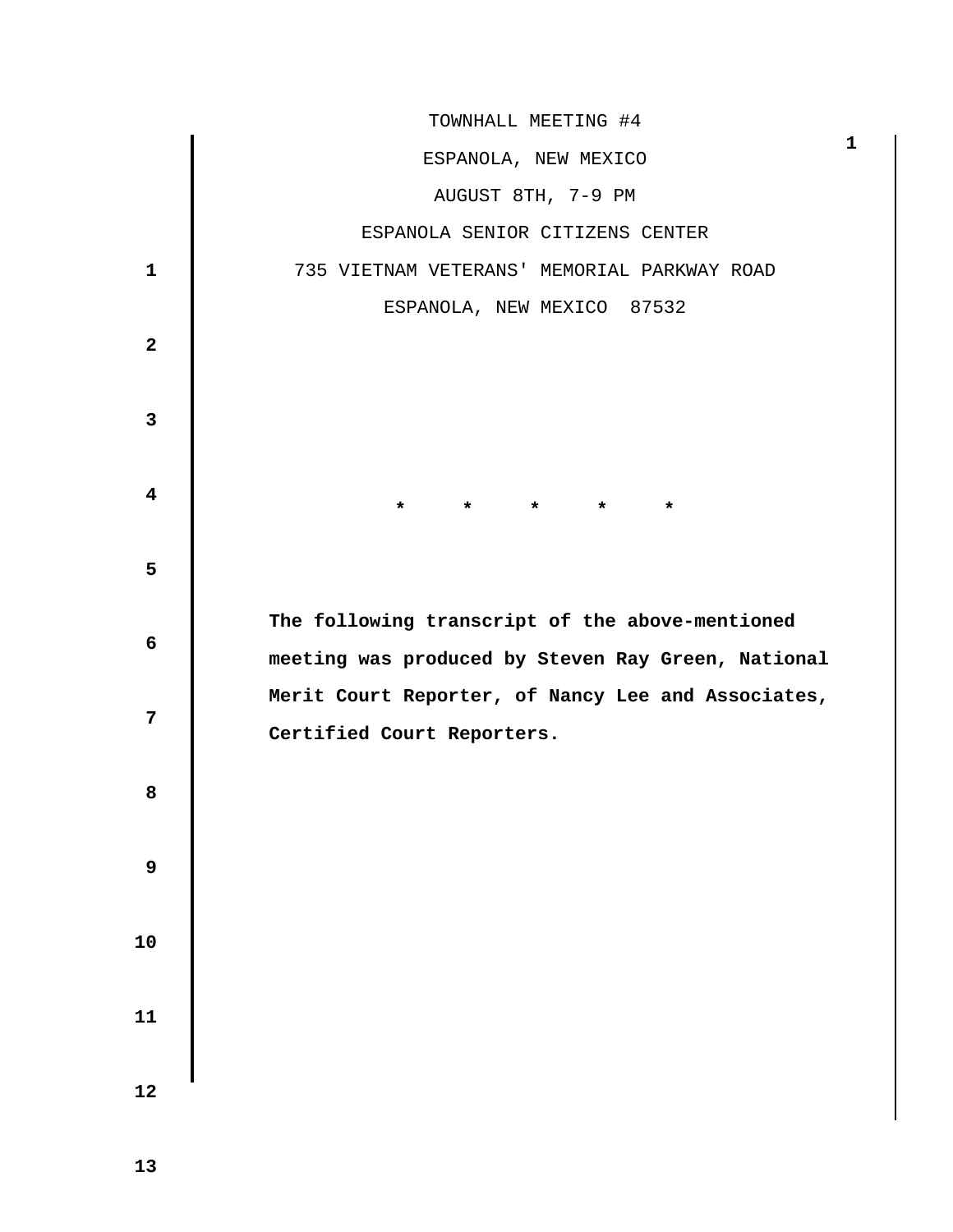TOWNHALL MEETING #4

ESPANOLA, NEW MEXICO

AUGUST 8TH, 7-9 PM

ESPANOLA SENIOR CITIZENS CENTER

735 VIETNAM VETERANS' MEMORIAL PARKWAY ROAD

ESPANOLA, NEW MEXICO 87532

\* \* \* \* \*

**The following transcript of the above-mentioned meeting was produced by Steven Ray Green, National Merit Court Reporter, of Nancy Lee and Associates, Certified Court Reporters.**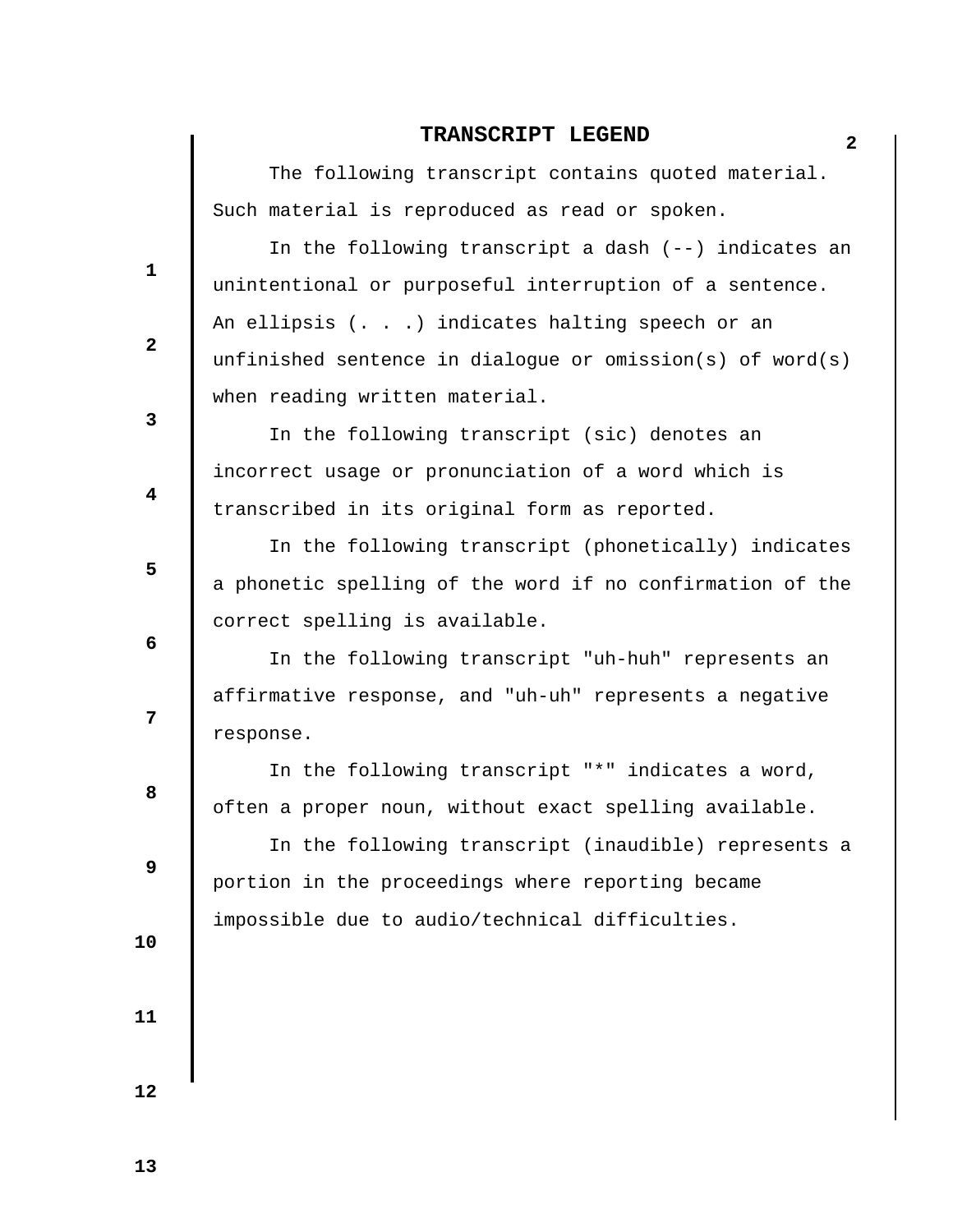# TRANSCRIPT LEGEND

The following transcript contains quoted material. Such material is reproduced as read or spoken.

In the following transcript a dash (--) indicates an unintentional or purposeful interruption of a sentence. An ellipsis (. . .) indicates halting speech or an unfinished sentence in dialogue or omission(s) of word(s) when reading written material.

In the following transcript (sic) denotes an incorrect usage or pronunciation of a word which is transcribed in its original form as reported.

In the following transcript (phonetically) indicates a phonetic spelling of the word if no confirmation of the correct spelling is available.

In the following transcript "uh-huh" represents an affirmative response, and "uh-uh" represents a negative response.

In the following transcript "*" indicates a word, often a proper noun, without exact spelling available.

In the following transcript (inaudible) represents a portion in the proceedings where reporting became impossible due to audio/technical difficulties.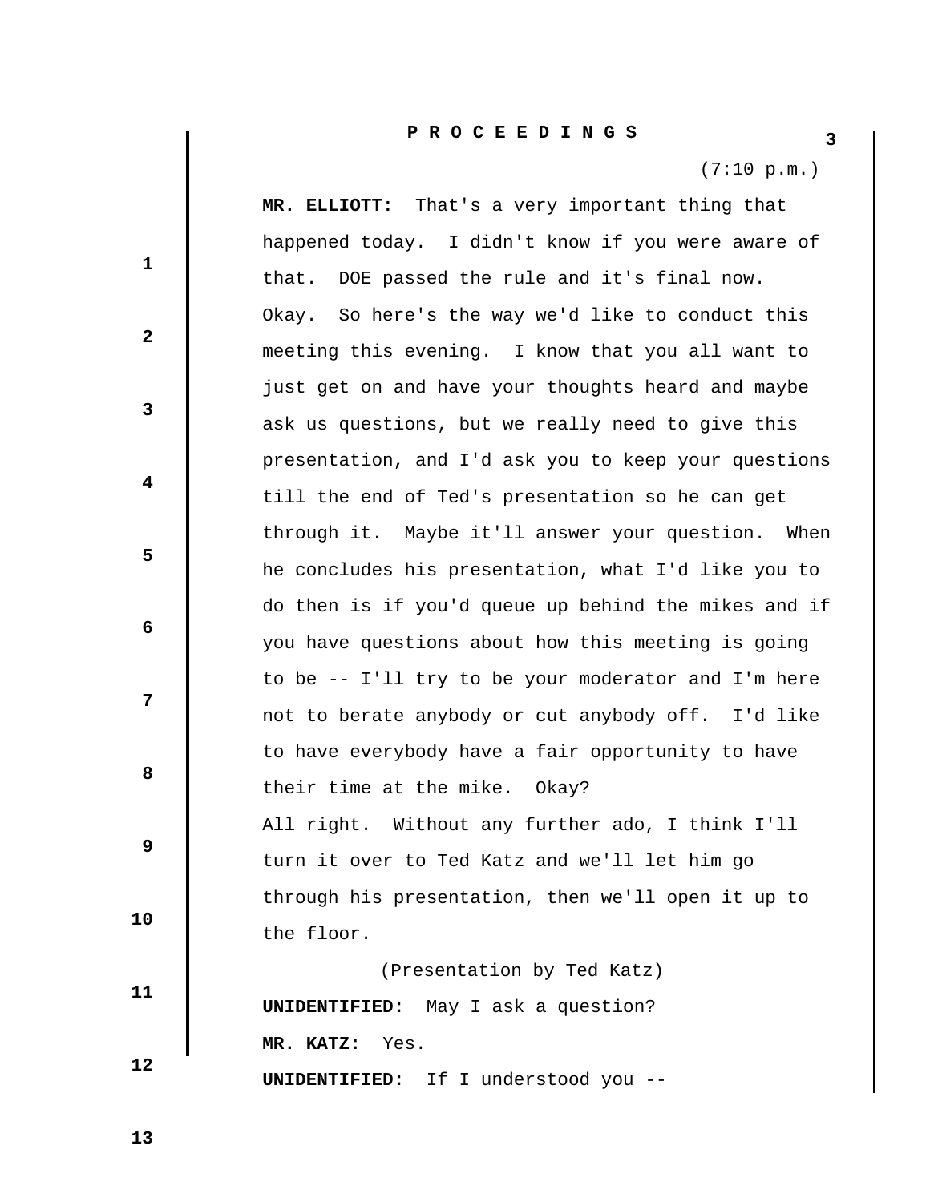# P R O C E E D I N G S

(7:10 p.m.)

**MR. ELLIOTT:** That's a very important thing that happened today. I didn't know if you were aware of that. DOE passed the rule and it's final now. Okay. So here's the way we'd like to conduct this meeting this evening. I know that you all want to just get on and have your thoughts heard and maybe ask us questions, but we really need to give this presentation, and I'd ask you to keep your questions till the end of Ted's presentation so he can get through it. Maybe it'll answer your question. When he concludes his presentation, what I'd like you to do then is if you'd queue up behind the mikes and if you have questions about how this meeting is going to be -- I'll try to be your moderator and I'm here not to berate anybody or cut anybody off. I'd like to have everybody have a fair opportunity to have their time at the mike. Okay?

All right. Without any further ado, I think I'll turn it over to Ted Katz and we'll let him go through his presentation, then we'll open it up to the floor.

(Presentation by Ted Katz)

**UNIDENTIFIED:** May I ask a question?

**MR. KATZ:** Yes.

**UNIDENTIFIED:** If I understood you --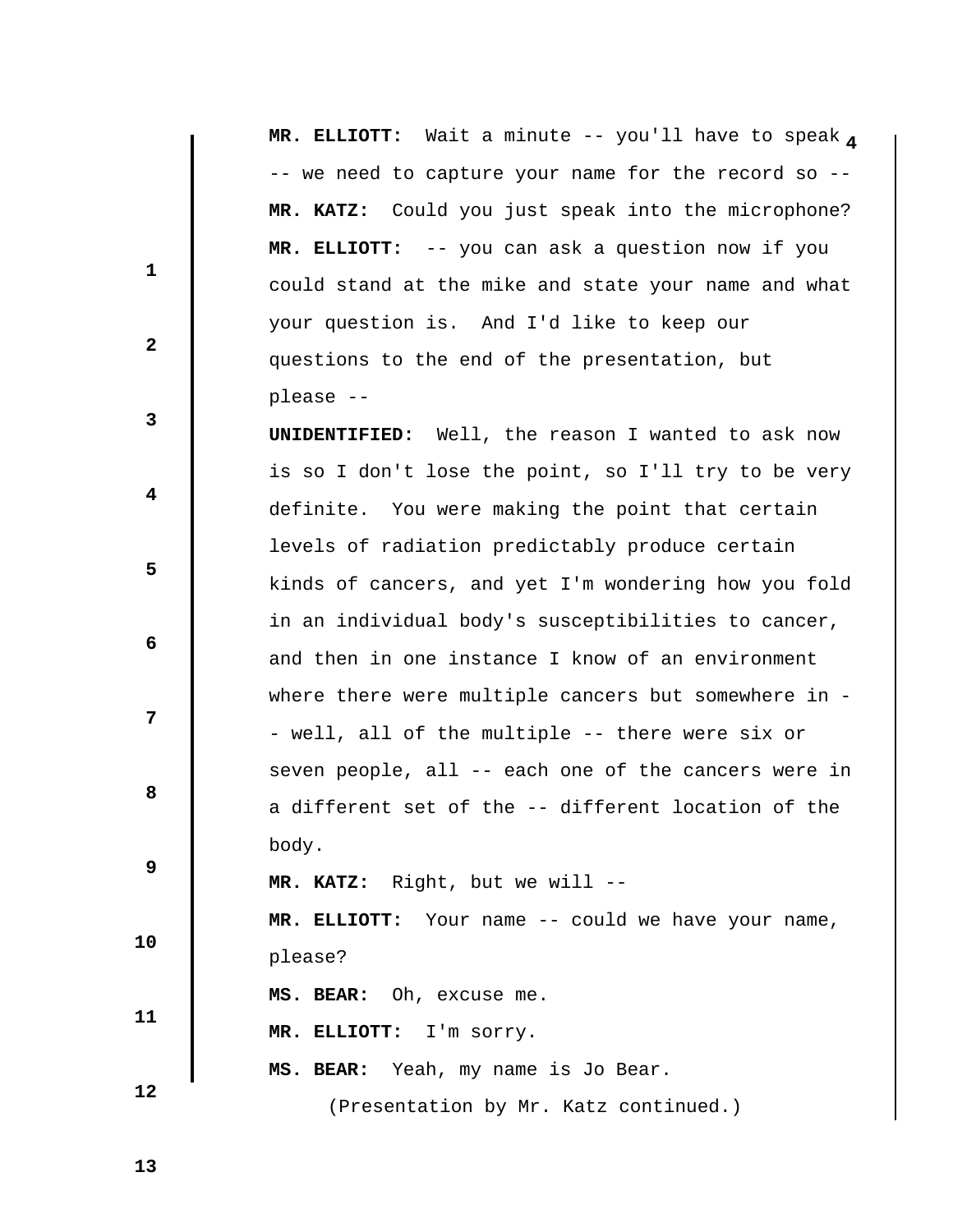**MR. ELLIOTT:** Wait a minute -- you'll have to speak -- we need to capture your name for the record so --

**MR. KATZ:** Could you just speak into the microphone?

**MR. ELLIOTT:** -- you can ask a question now if you could stand at the mike and state your name and what your question is. And I'd like to keep our questions to the end of the presentation, but please --

**UNIDENTIFIED:** Well, the reason I wanted to ask now is so I don't lose the point, so I'll try to be very definite. You were making the point that certain levels of radiation predictably produce certain kinds of cancers, and yet I'm wondering how you fold in an individual body's susceptibilities to cancer, and then in one instance I know of an environment where there were multiple cancers but somewhere in -- well, all of the multiple -- there were six or seven people, all -- each one of the cancers were in a different set of the -- different location of the body.

**MR. KATZ:** Right, but we will --

**MR. ELLIOTT:** Your name -- could we have your name, please?

**MS. BEAR:** Oh, excuse me.

**MR. ELLIOTT:** I'm sorry.

**MS. BEAR:** Yeah, my name is Jo Bear.

(Presentation by Mr. Katz continued.)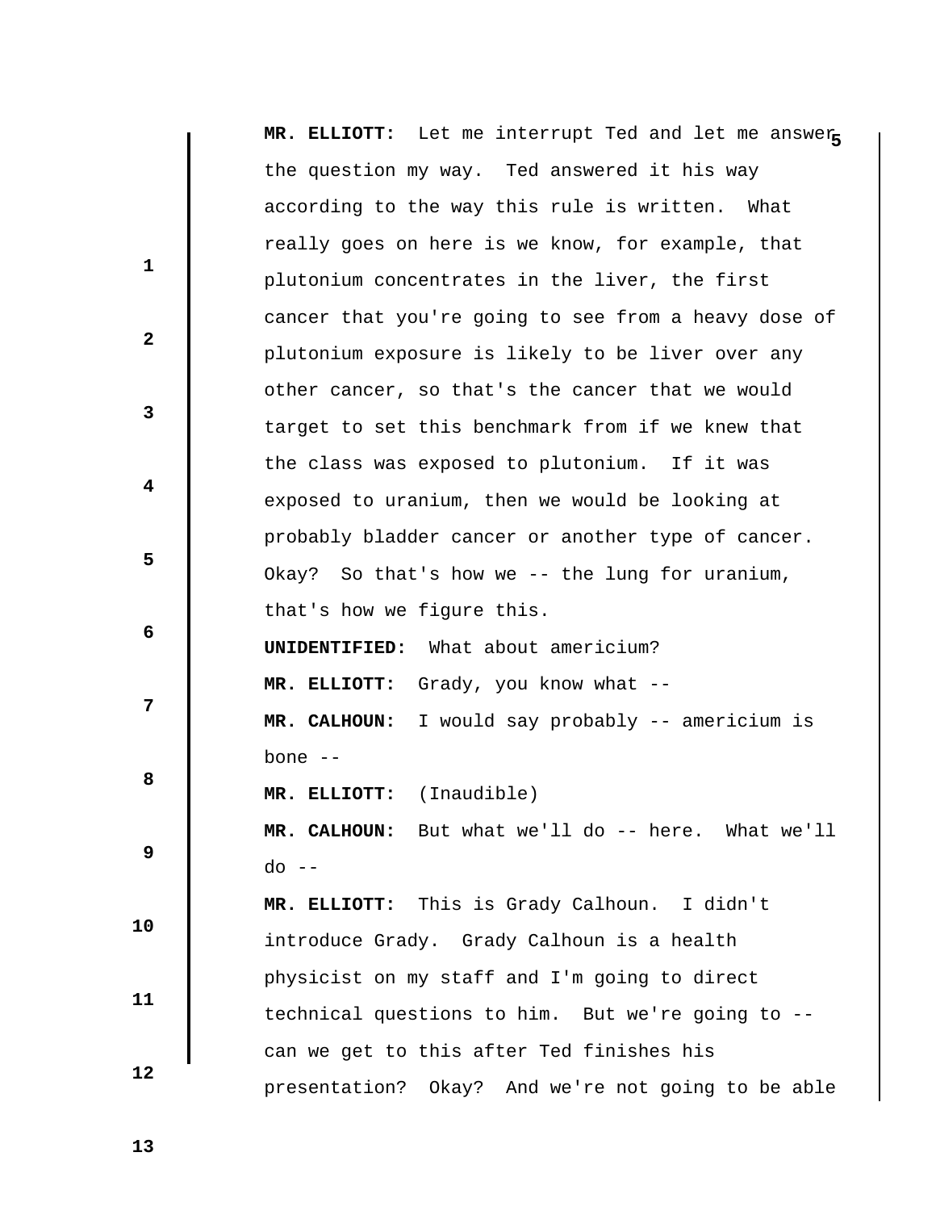**MR. ELLIOTT:** Let me interrupt Ted and let me answer the question my way. Ted answered it his way according to the way this rule is written. What really goes on here is we know, for example, that plutonium concentrates in the liver, the first cancer that you're going to see from a heavy dose of plutonium exposure is likely to be liver over any other cancer, so that's the cancer that we would target to set this benchmark from if we knew that the class was exposed to plutonium. If it was exposed to uranium, then we would be looking at probably bladder cancer or another type of cancer. Okay? So that's how we -- the lung for uranium, that's how we figure this.

**UNIDENTIFIED:** What about americium?

**MR. ELLIOTT:** Grady, you know what --

**MR. CALHOUN:** I would say probably -- americium is bone --

**MR. ELLIOTT:** (Inaudible)

**MR. CALHOUN:** But what we'll do -- here. What we'll do --

**MR. ELLIOTT:** This is Grady Calhoun. I didn't introduce Grady. Grady Calhoun is a health physicist on my staff and I'm going to direct technical questions to him. But we're going to -- can we get to this after Ted finishes his presentation? Okay? And we're not going to be able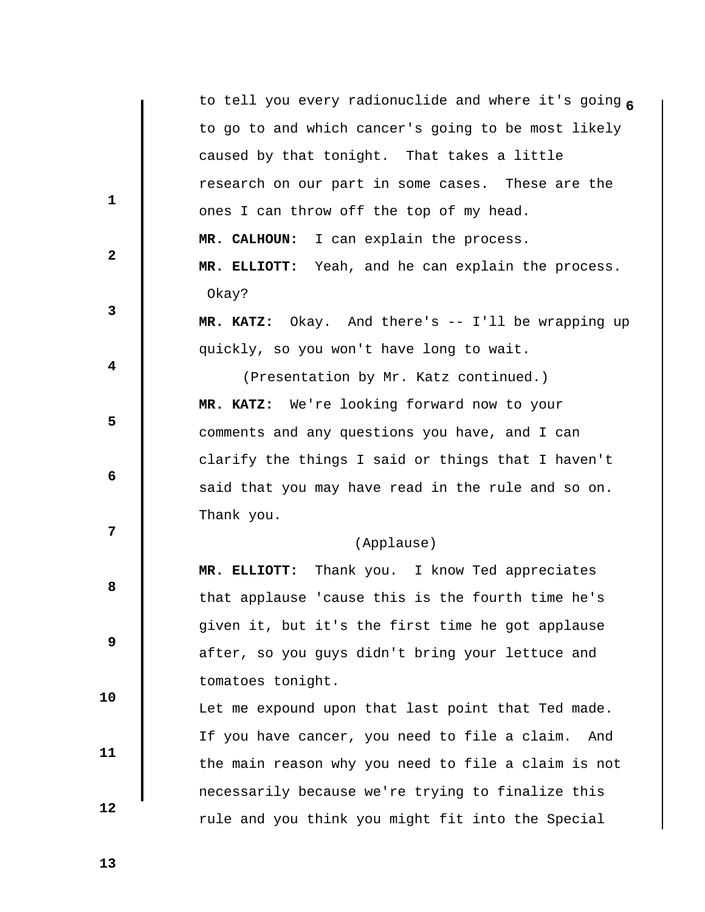to tell you every radionuclide and where it's going to go to and which cancer's going to be most likely caused by that tonight. That takes a little research on our part in some cases. These are the ones I can throw off the top of my head.

**MR. CALHOUN:** I can explain the process.

**MR. ELLIOTT:** Yeah, and he can explain the process. Okay?

**MR. KATZ:** Okay. And there's -- I'll be wrapping up quickly, so you won't have long to wait.

(Presentation by Mr. Katz continued.)

**MR. KATZ:** We're looking forward now to your comments and any questions you have, and I can clarify the things I said or things that I haven't said that you may have read in the rule and so on. Thank you.

(Applause)

**MR. ELLIOTT:** Thank you. I know Ted appreciates that applause 'cause this is the fourth time he's given it, but it's the first time he got applause after, so you guys didn't bring your lettuce and tomatoes tonight.

Let me expound upon that last point that Ted made. If you have cancer, you need to file a claim. And the main reason why you need to file a claim is not necessarily because we're trying to finalize this rule and you think you might fit into the Special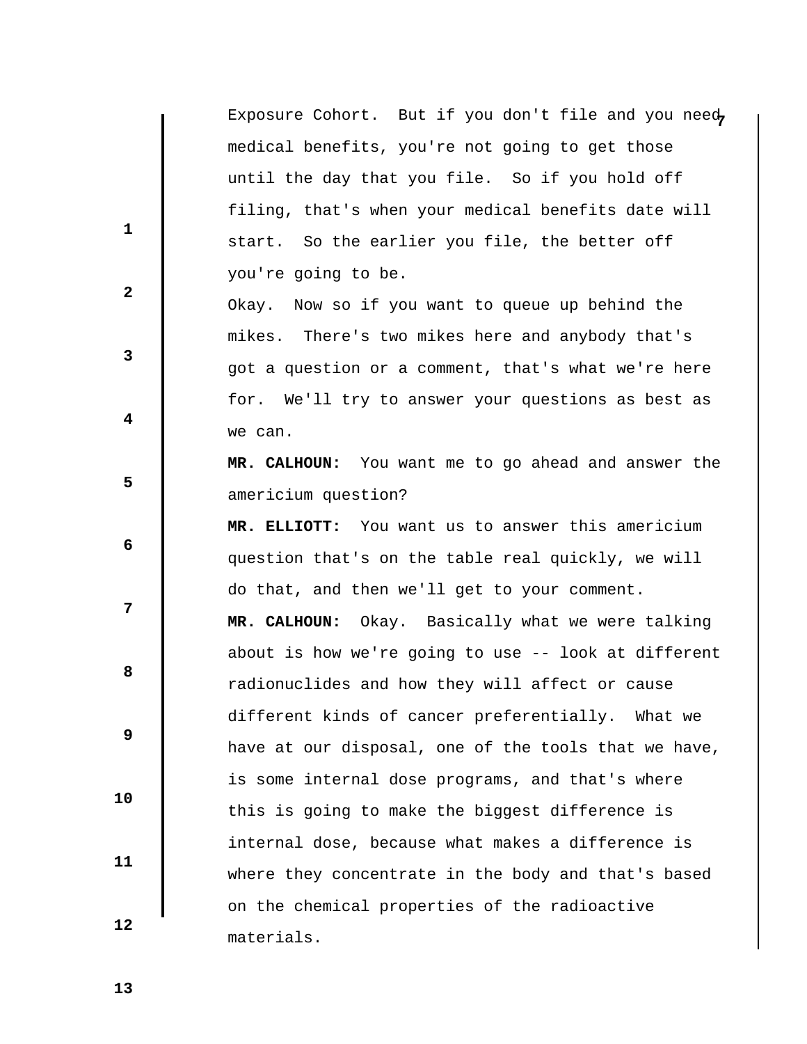Exposure Cohort. But if you don't file and you need medical benefits, you're not going to get those until the day that you file. So if you hold off filing, that's when your medical benefits date will start. So the earlier you file, the better off you're going to be.

Okay. Now so if you want to queue up behind the mikes. There's two mikes here and anybody that's got a question or a comment, that's what we're here for. We'll try to answer your questions as best as we can.

**MR. CALHOUN:** You want me to go ahead and answer the americium question?

**MR. ELLIOTT:** You want us to answer this americium question that's on the table real quickly, we will do that, and then we'll get to your comment.

**MR. CALHOUN:** Okay. Basically what we were talking about is how we're going to use -- look at different radionuclides and how they will affect or cause different kinds of cancer preferentially. What we have at our disposal, one of the tools that we have, is some internal dose programs, and that's where this is going to make the biggest difference is internal dose, because what makes a difference is where they concentrate in the body and that's based on the chemical properties of the radioactive materials.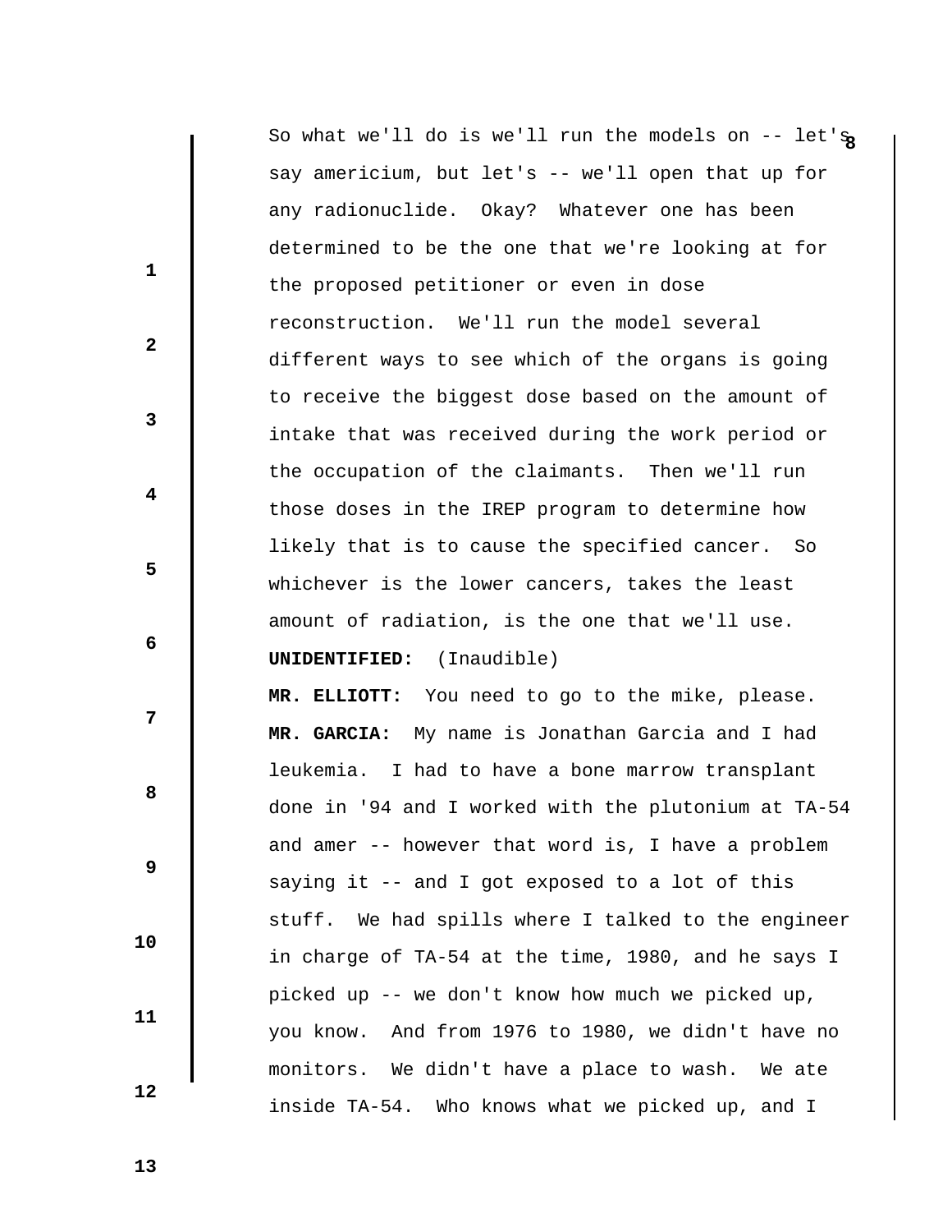So what we'll do is we'll run the models on -- let's say americium, but let's -- we'll open that up for any radionuclide. Okay? Whatever one has been determined to be the one that we're looking at for the proposed petitioner or even in dose reconstruction. We'll run the model several different ways to see which of the organs is going to receive the biggest dose based on the amount of intake that was received during the work period or the occupation of the claimants. Then we'll run those doses in the IREP program to determine how likely that is to cause the specified cancer. So whichever is the lower cancers, takes the least amount of radiation, is the one that we'll use.

**UNIDENTIFIED:** (Inaudible)

**MR. ELLIOTT:** You need to go to the mike, please.

**MR. GARCIA:** My name is Jonathan Garcia and I had leukemia. I had to have a bone marrow transplant done in '94 and I worked with the plutonium at TA-54 and amer -- however that word is, I have a problem saying it -- and I got exposed to a lot of this stuff. We had spills where I talked to the engineer in charge of TA-54 at the time, 1980, and he says I picked up -- we don't know how much we picked up, you know. And from 1976 to 1980, we didn't have no monitors. We didn't have a place to wash. We ate inside TA-54. Who knows what we picked up, and I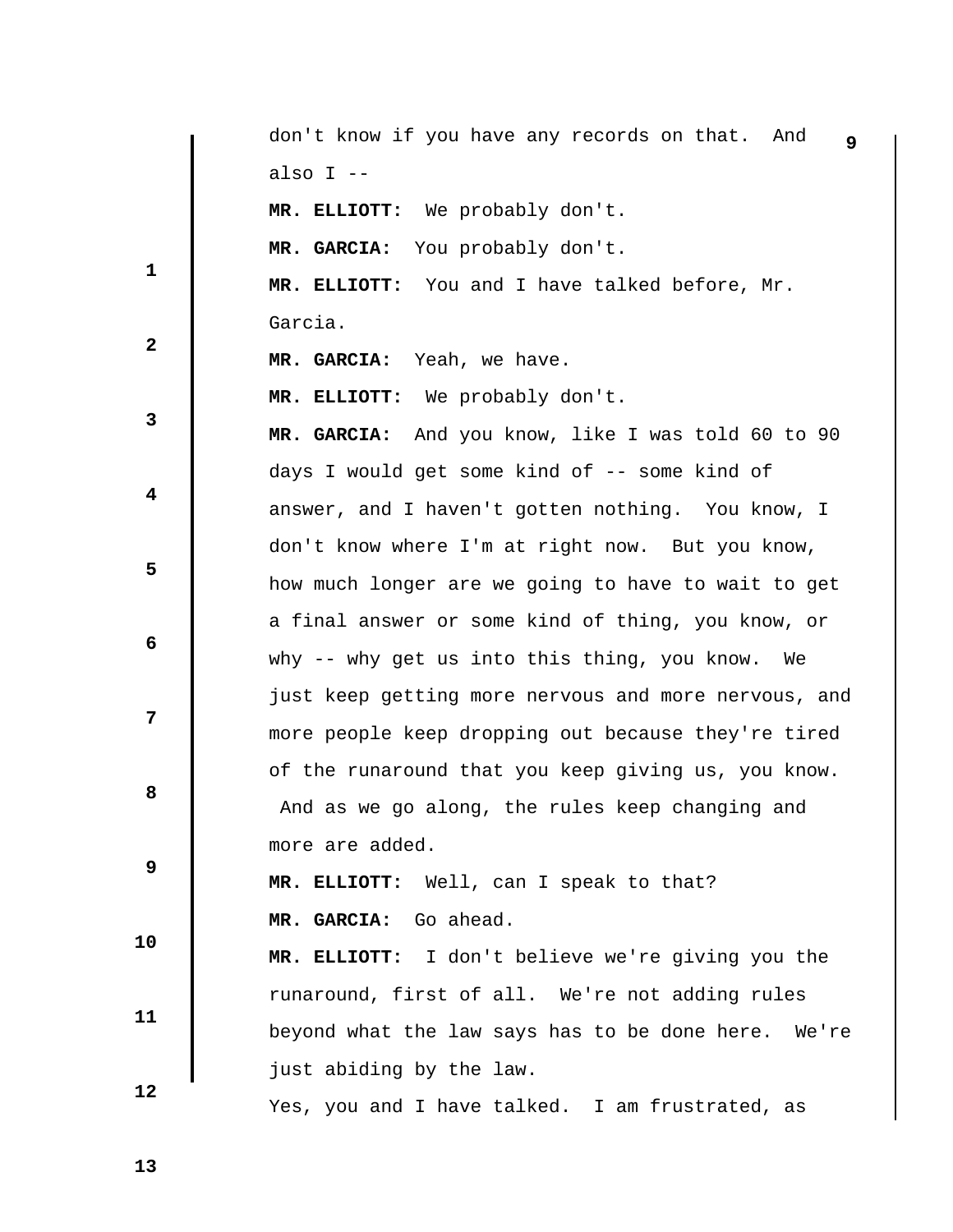don't know if you have any records on that. And also I --

**MR. ELLIOTT:** We probably don't.

**MR. GARCIA:** You probably don't.

**MR. ELLIOTT:** You and I have talked before, Mr. Garcia.

**MR. GARCIA:** Yeah, we have.

**MR. ELLIOTT:** We probably don't.

**MR. GARCIA:** And you know, like I was told 60 to 90 days I would get some kind of -- some kind of answer, and I haven't gotten nothing. You know, I don't know where I'm at right now. But you know, how much longer are we going to have to wait to get a final answer or some kind of thing, you know, or why -- why get us into this thing, you know. We just keep getting more nervous and more nervous, and more people keep dropping out because they're tired of the runaround that you keep giving us, you know. And as we go along, the rules keep changing and more are added.

**MR. ELLIOTT:** Well, can I speak to that?

**MR. GARCIA:** Go ahead.

**MR. ELLIOTT:** I don't believe we're giving you the runaround, first of all. We're not adding rules beyond what the law says has to be done here. We're just abiding by the law.

Yes, you and I have talked. I am frustrated, as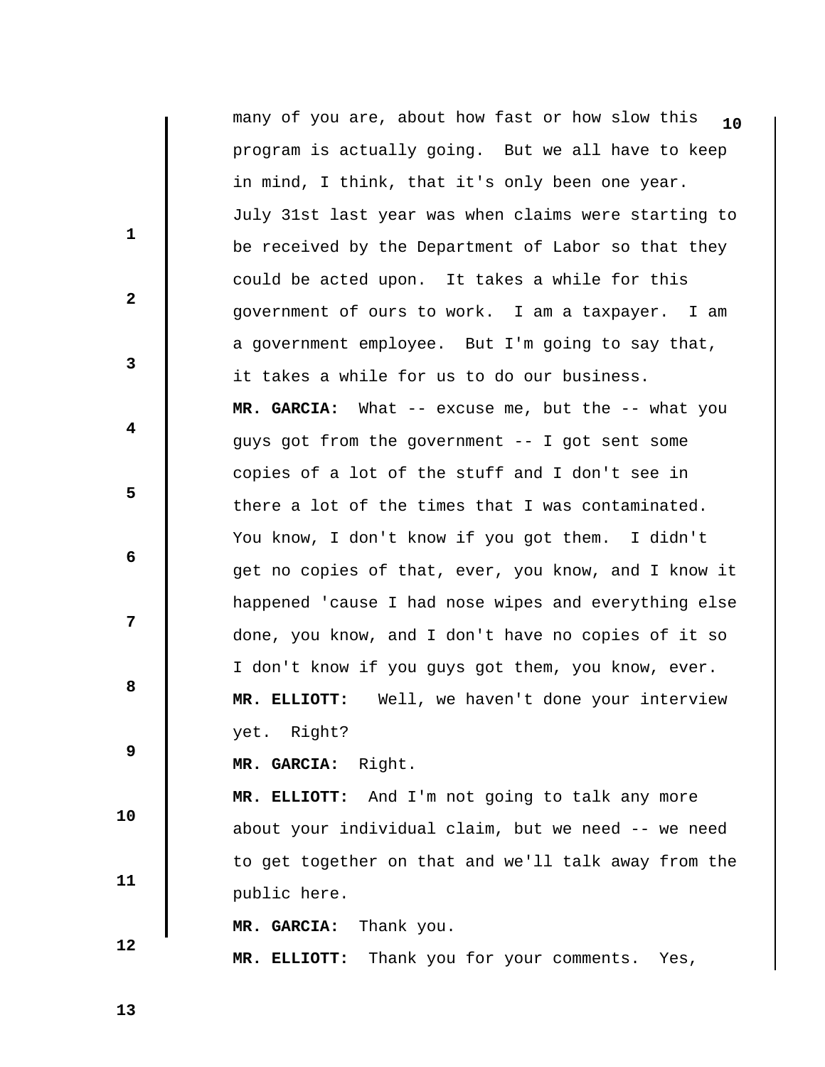many of you are, about how fast or how slow this program is actually going. But we all have to keep in mind, I think, that it's only been one year. July 31st last year was when claims were starting to be received by the Department of Labor so that they could be acted upon. It takes a while for this government of ours to work. I am a taxpayer. I am a government employee. But I'm going to say that, it takes a while for us to do our business.

**MR. GARCIA:** What -- excuse me, but the -- what you guys got from the government -- I got sent some copies of a lot of the stuff and I don't see in there a lot of the times that I was contaminated. You know, I don't know if you got them. I didn't get no copies of that, ever, you know, and I know it happened 'cause I had nose wipes and everything else done, you know, and I don't have no copies of it so I don't know if you guys got them, you know, ever.

**MR. ELLIOTT:** Well, we haven't done your interview yet. Right?

**MR. GARCIA:** Right.

**MR. ELLIOTT:** And I'm not going to talk any more about your individual claim, but we need -- we need to get together on that and we'll talk away from the public here.

**MR. GARCIA:** Thank you.

**MR. ELLIOTT:** Thank you for your comments. Yes,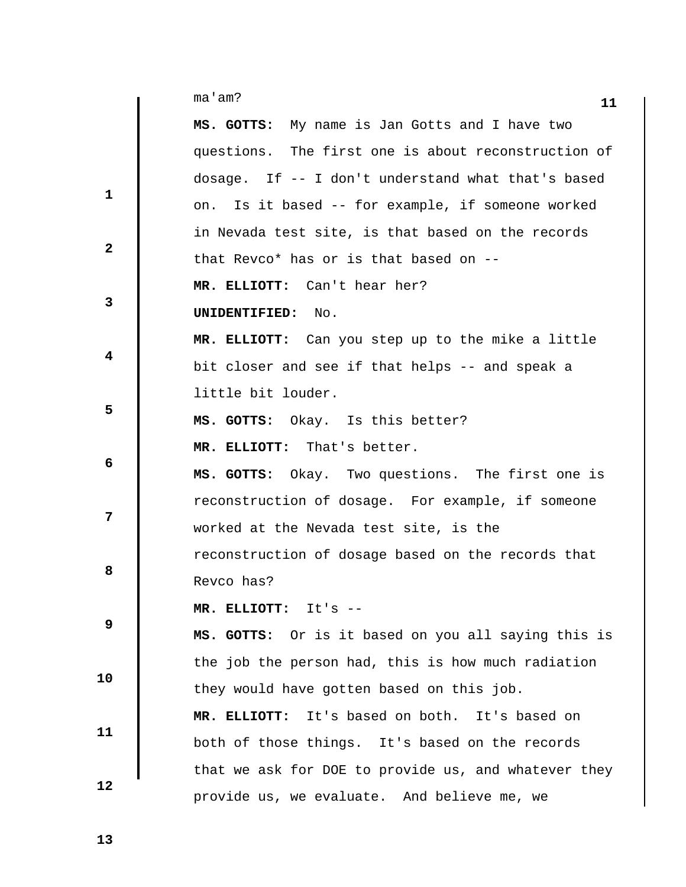ma'am?

**MS. GOTTS:** My name is Jan Gotts and I have two questions. The first one is about reconstruction of dosage. If -- I don't understand what that's based on. Is it based -- for example, if someone worked in Nevada test site, is that based on the records that Revco* has or is that based on --

**MR. ELLIOTT:** Can't hear her?

**UNIDENTIFIED:** No.

**MR. ELLIOTT:** Can you step up to the mike a little bit closer and see if that helps -- and speak a little bit louder.

**MS. GOTTS:** Okay. Is this better?

**MR. ELLIOTT:** That's better.

**MS. GOTTS:** Okay. Two questions. The first one is reconstruction of dosage. For example, if someone worked at the Nevada test site, is the reconstruction of dosage based on the records that Revco has?

**MR. ELLIOTT:** It's --

**MS. GOTTS:** Or is it based on you all saying this is the job the person had, this is how much radiation they would have gotten based on this job.

**MR. ELLIOTT:** It's based on both. It's based on both of those things. It's based on the records that we ask for DOE to provide us, and whatever they provide us, we evaluate. And believe me, we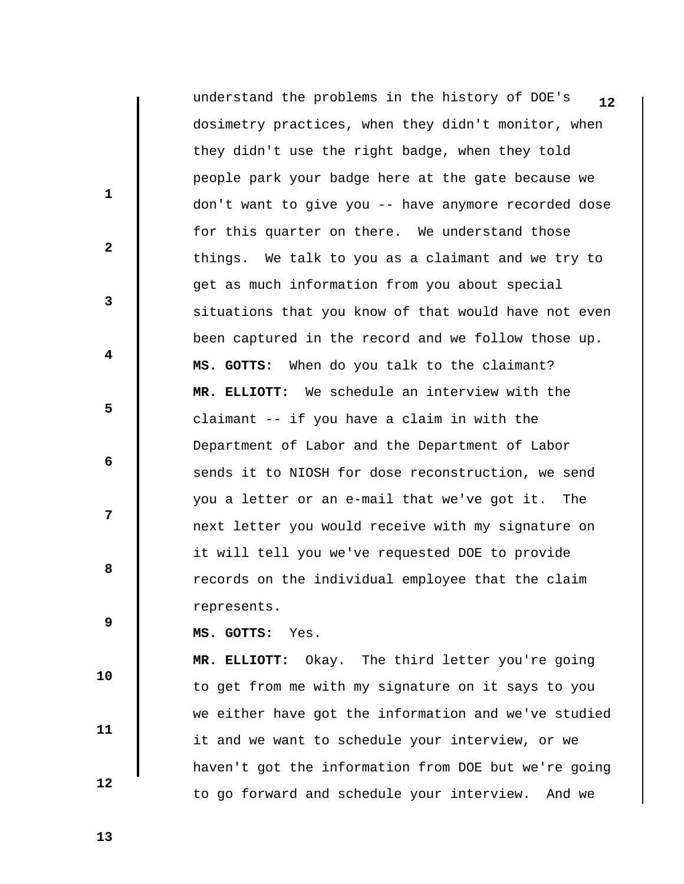understand the problems in the history of DOE's dosimetry practices, when they didn't monitor, when they didn't use the right badge, when they told people park your badge here at the gate because we don't want to give you -- have anymore recorded dose for this quarter on there. We understand those things. We talk to you as a claimant and we try to get as much information from you about special situations that you know of that would have not even been captured in the record and we follow those up.

**MS. GOTTS:** When do you talk to the claimant?

**MR. ELLIOTT:** We schedule an interview with the claimant -- if you have a claim in with the Department of Labor and the Department of Labor sends it to NIOSH for dose reconstruction, we send you a letter or an e-mail that we've got it. The next letter you would receive with my signature on it will tell you we've requested DOE to provide records on the individual employee that the claim represents.

**MS. GOTTS:** Yes.

**MR. ELLIOTT:** Okay. The third letter you're going to get from me with my signature on it says to you we either have got the information and we've studied it and we want to schedule your interview, or we haven't got the information from DOE but we're going to go forward and schedule your interview. And we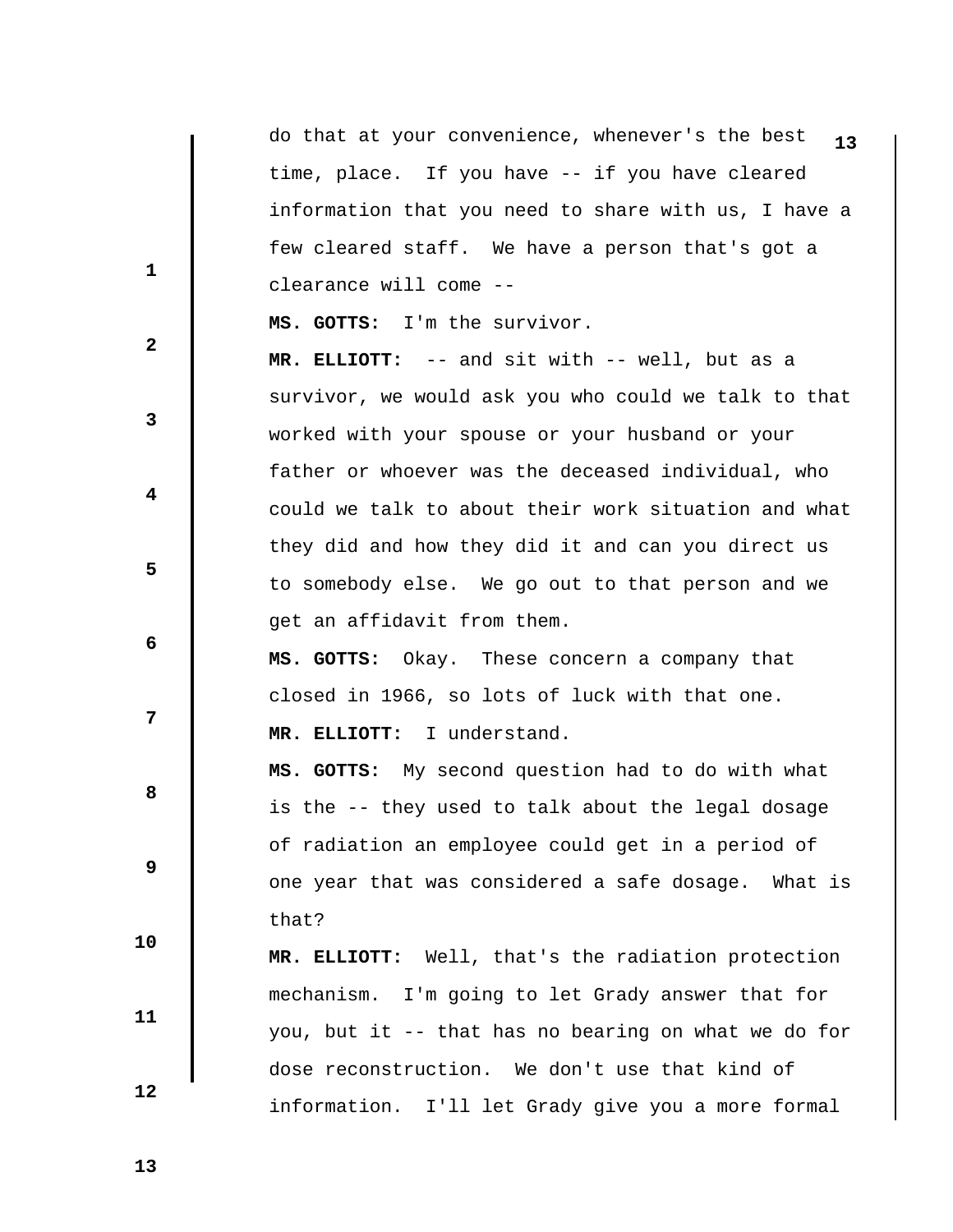do that at your convenience, whenever's the best time, place. If you have -- if you have cleared information that you need to share with us, I have a few cleared staff. We have a person that's got a clearance will come --

**MS. GOTTS:** I'm the survivor.

**MR. ELLIOTT:** -- and sit with -- well, but as a survivor, we would ask you who could we talk to that worked with your spouse or your husband or your father or whoever was the deceased individual, who could we talk to about their work situation and what they did and how they did it and can you direct us to somebody else. We go out to that person and we get an affidavit from them.

**MS. GOTTS:** Okay. These concern a company that closed in 1966, so lots of luck with that one.

**MR. ELLIOTT:** I understand.

**MS. GOTTS:** My second question had to do with what is the -- they used to talk about the legal dosage of radiation an employee could get in a period of one year that was considered a safe dosage. What is that?

**MR. ELLIOTT:** Well, that's the radiation protection mechanism. I'm going to let Grady answer that for you, but it -- that has no bearing on what we do for dose reconstruction. We don't use that kind of information. I'll let Grady give you a more formal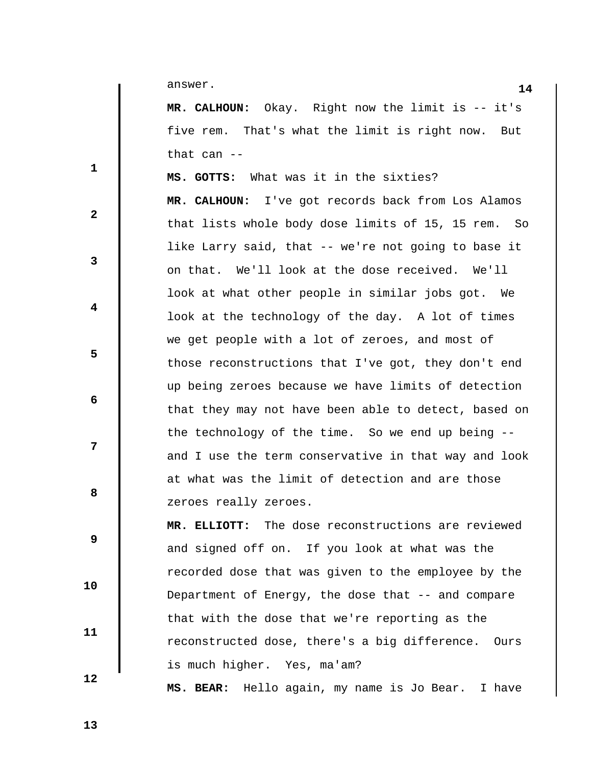answer.

**MR. CALHOUN:** Okay. Right now the limit is -- it's five rem. That's what the limit is right now. But that can --

**MS. GOTTS:** What was it in the sixties?

**MR. CALHOUN:** I've got records back from Los Alamos that lists whole body dose limits of 15, 15 rem. So like Larry said, that -- we're not going to base it on that. We'll look at the dose received. We'll look at what other people in similar jobs got. We look at the technology of the day. A lot of times we get people with a lot of zeroes, and most of those reconstructions that I've got, they don't end up being zeroes because we have limits of detection that they may not have been able to detect, based on the technology of the time. So we end up being -- and I use the term conservative in that way and look at what was the limit of detection and are those zeroes really zeroes.

**MR. ELLIOTT:** The dose reconstructions are reviewed and signed off on. If you look at what was the recorded dose that was given to the employee by the Department of Energy, the dose that -- and compare that with the dose that we're reporting as the reconstructed dose, there's a big difference. Ours is much higher. Yes, ma'am?

**MS. BEAR:** Hello again, my name is Jo Bear. I have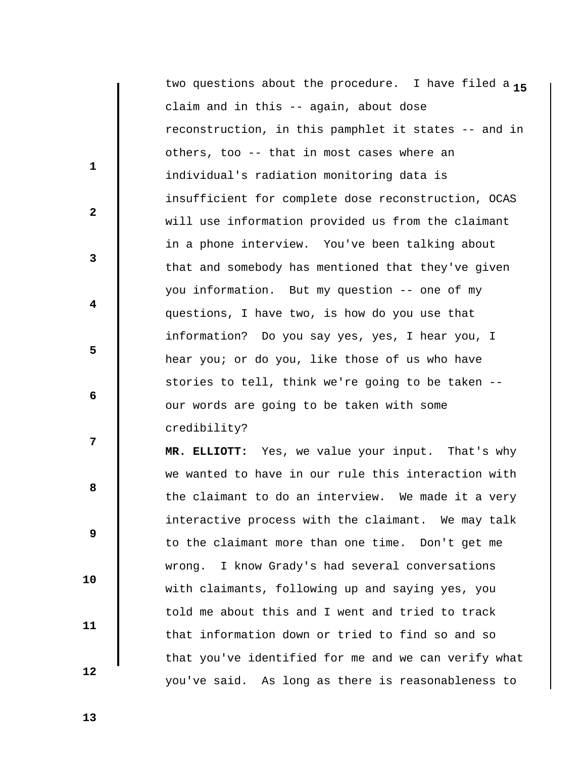two questions about the procedure. I have filed a claim and in this -- again, about dose reconstruction, in this pamphlet it states -- and in others, too -- that in most cases where an individual's radiation monitoring data is insufficient for complete dose reconstruction, OCAS will use information provided us from the claimant in a phone interview. You've been talking about that and somebody has mentioned that they've given you information. But my question -- one of my questions, I have two, is how do you use that information? Do you say yes, yes, I hear you, I hear you; or do you, like those of us who have stories to tell, think we're going to be taken -- our words are going to be taken with some credibility?

**MR. ELLIOTT:** Yes, we value your input. That's why we wanted to have in our rule this interaction with the claimant to do an interview. We made it a very interactive process with the claimant. We may talk to the claimant more than one time. Don't get me wrong. I know Grady's had several conversations with claimants, following up and saying yes, you told me about this and I went and tried to track that information down or tried to find so and so that you've identified for me and we can verify what you've said. As long as there is reasonableness to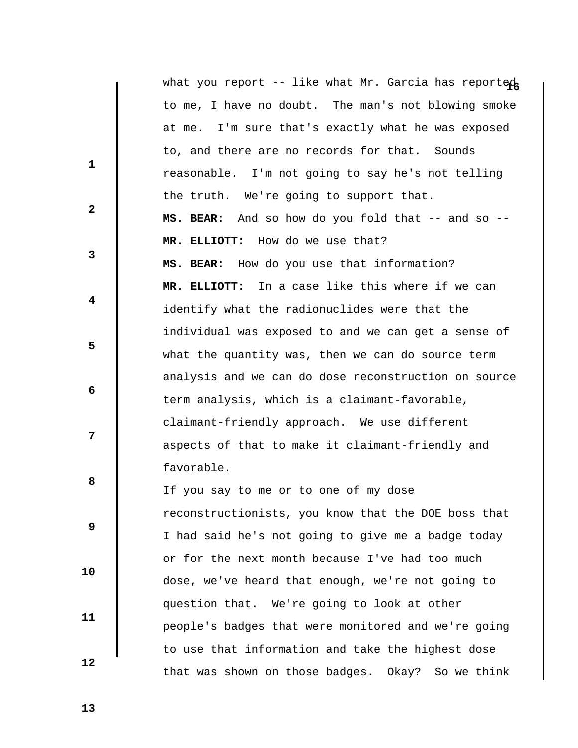what you report -- like what Mr. Garcia has reported to me, I have no doubt. The man's not blowing smoke at me. I'm sure that's exactly what he was exposed to, and there are no records for that. Sounds reasonable. I'm not going to say he's not telling the truth. We're going to support that.

**MS. BEAR:** And so how do you fold that -- and so --

**MR. ELLIOTT:** How do we use that?

**MS. BEAR:** How do you use that information?

**MR. ELLIOTT:** In a case like this where if we can identify what the radionuclides were that the individual was exposed to and we can get a sense of what the quantity was, then we can do source term analysis and we can do dose reconstruction on source term analysis, which is a claimant-favorable, claimant-friendly approach. We use different aspects of that to make it claimant-friendly and favorable.

If you say to me or to one of my dose reconstructionists, you know that the DOE boss that I had said he's not going to give me a badge today or for the next month because I've had too much dose, we've heard that enough, we're not going to question that. We're going to look at other people's badges that were monitored and we're going to use that information and take the highest dose that was shown on those badges. Okay? So we think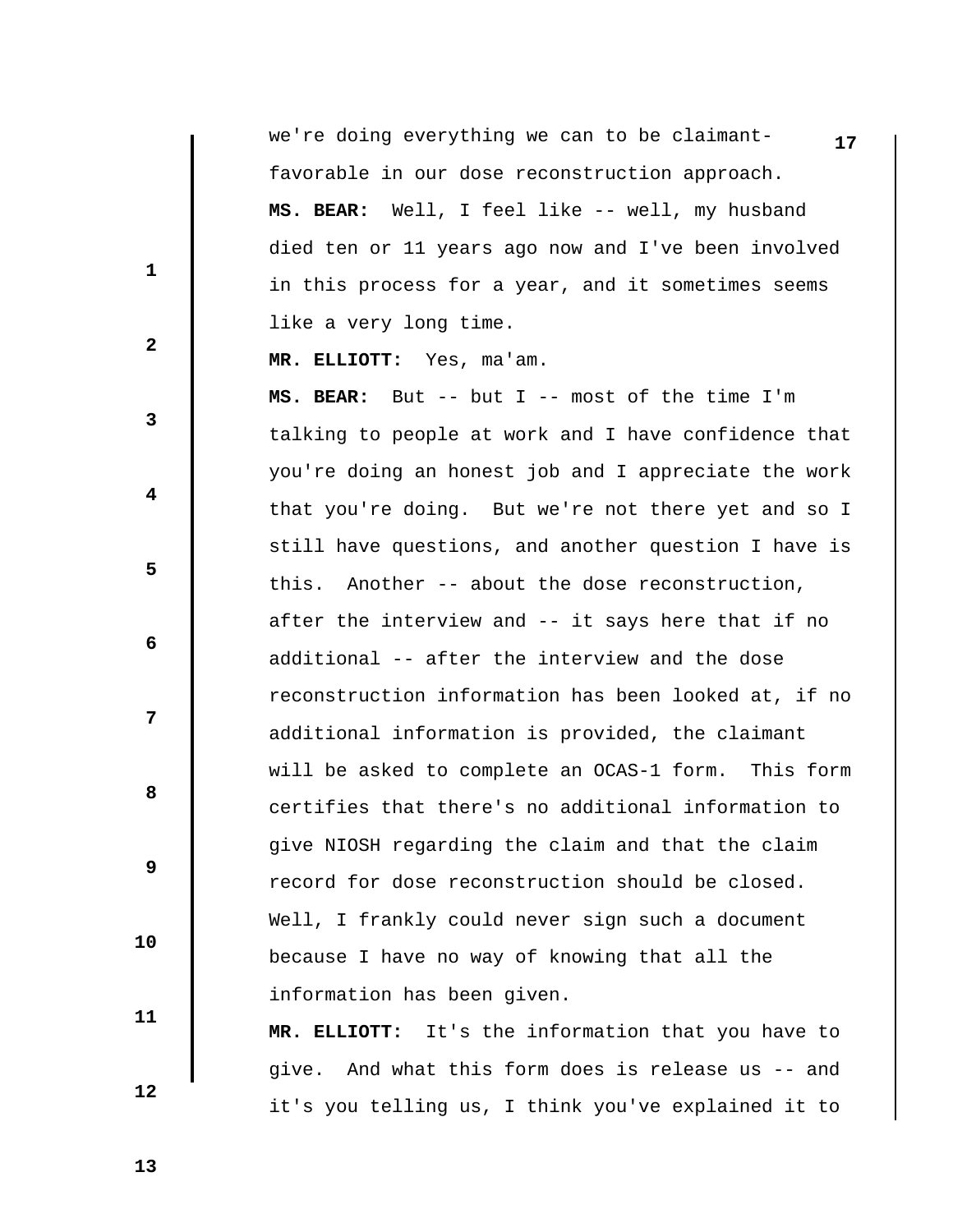we're doing everything we can to be claimant-favorable in our dose reconstruction approach.

**MS. BEAR:** Well, I feel like -- well, my husband died ten or 11 years ago now and I've been involved in this process for a year, and it sometimes seems like a very long time.

**MR. ELLIOTT:** Yes, ma'am.

**MS. BEAR:** But -- but I -- most of the time I'm talking to people at work and I have confidence that you're doing an honest job and I appreciate the work that you're doing. But we're not there yet and so I still have questions, and another question I have is this. Another -- about the dose reconstruction, after the interview and -- it says here that if no additional -- after the interview and the dose reconstruction information has been looked at, if no additional information is provided, the claimant will be asked to complete an OCAS-1 form. This form certifies that there's no additional information to give NIOSH regarding the claim and that the claim record for dose reconstruction should be closed. Well, I frankly could never sign such a document because I have no way of knowing that all the information has been given.

**MR. ELLIOTT:** It's the information that you have to give. And what this form does is release us -- and it's you telling us, I think you've explained it to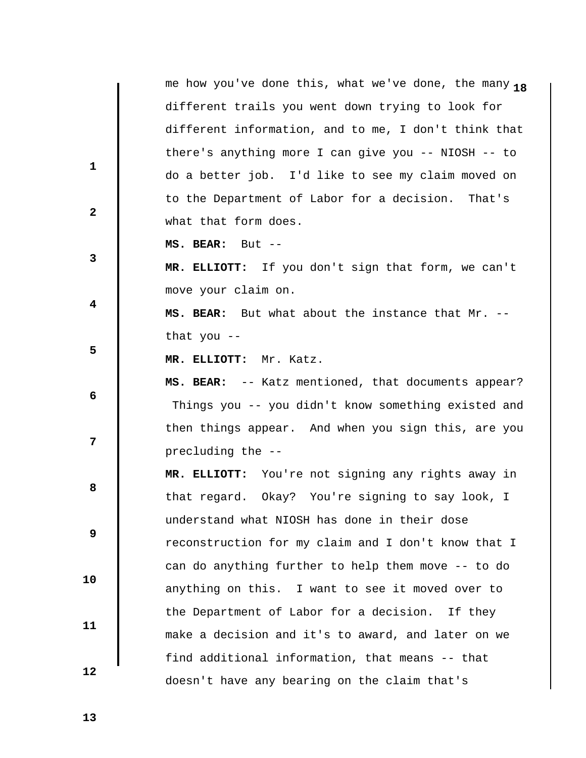me how you've done this, what we've done, the many different trails you went down trying to look for different information, and to me, I don't think that there's anything more I can give you -- NIOSH -- to do a better job. I'd like to see my claim moved on to the Department of Labor for a decision. That's what that form does.

**MS. BEAR:** But --

**MR. ELLIOTT:** If you don't sign that form, we can't move your claim on.

**MS. BEAR:** But what about the instance that Mr. -- that you --

**MR. ELLIOTT:** Mr. Katz.

**MS. BEAR:** -- Katz mentioned, that documents appear? Things you -- you didn't know something existed and then things appear. And when you sign this, are you precluding the --

**MR. ELLIOTT:** You're not signing any rights away in that regard. Okay? You're signing to say look, I understand what NIOSH has done in their dose reconstruction for my claim and I don't know that I can do anything further to help them move -- to do anything on this. I want to see it moved over to the Department of Labor for a decision. If they make a decision and it's to award, and later on we find additional information, that means -- that doesn't have any bearing on the claim that's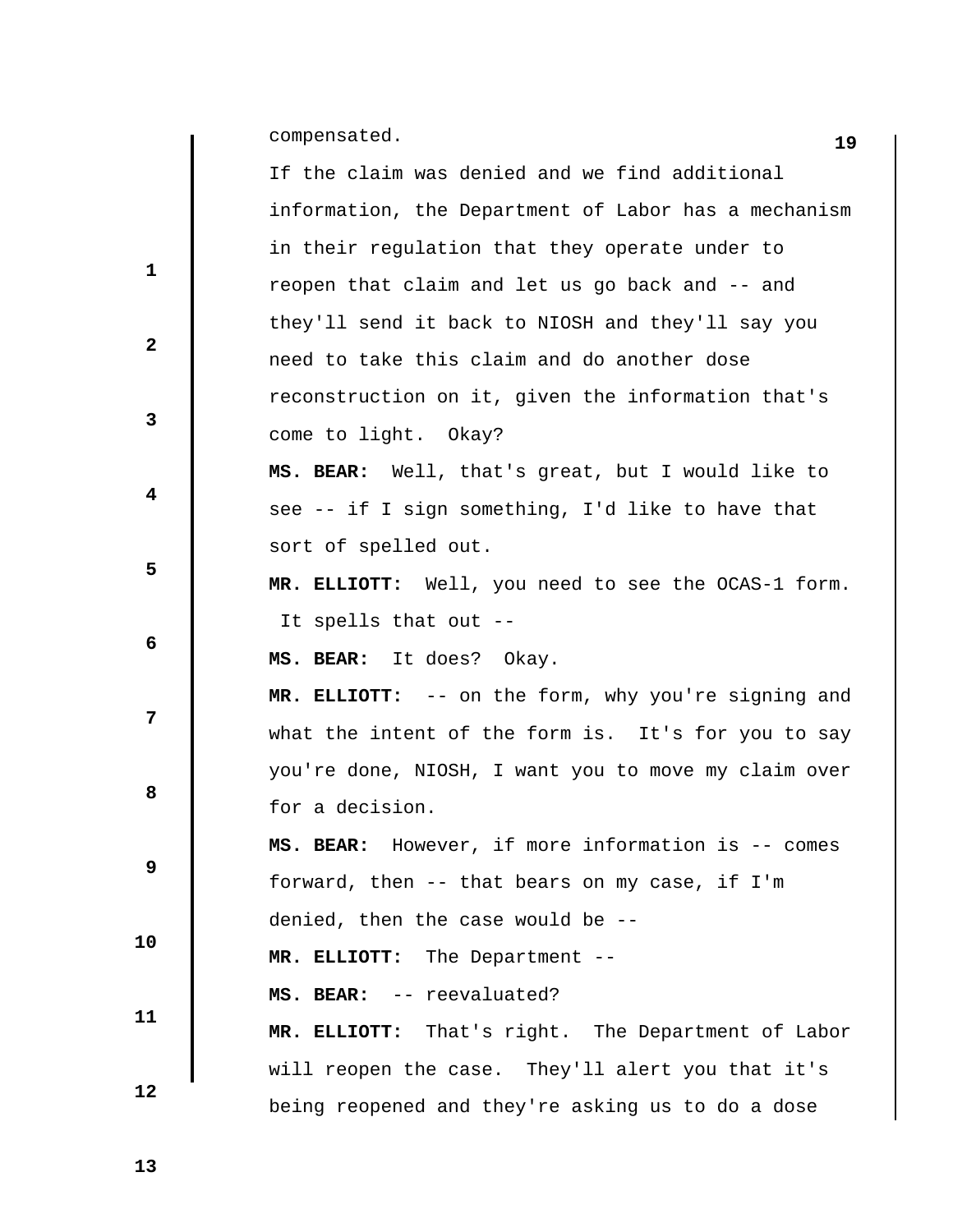compensated.

If the claim was denied and we find additional information, the Department of Labor has a mechanism in their regulation that they operate under to reopen that claim and let us go back and -- and they'll send it back to NIOSH and they'll say you need to take this claim and do another dose reconstruction on it, given the information that's come to light. Okay?

**MS. BEAR:** Well, that's great, but I would like to see -- if I sign something, I'd like to have that sort of spelled out.

**MR. ELLIOTT:** Well, you need to see the OCAS-1 form. It spells that out --

**MS. BEAR:** It does? Okay.

**MR. ELLIOTT:** -- on the form, why you're signing and what the intent of the form is. It's for you to say you're done, NIOSH, I want you to move my claim over for a decision.

**MS. BEAR:** However, if more information is -- comes forward, then -- that bears on my case, if I'm denied, then the case would be --

**MR. ELLIOTT:** The Department --

**MS. BEAR:** -- reevaluated?

**MR. ELLIOTT:** That's right. The Department of Labor will reopen the case. They'll alert you that it's being reopened and they're asking us to do a dose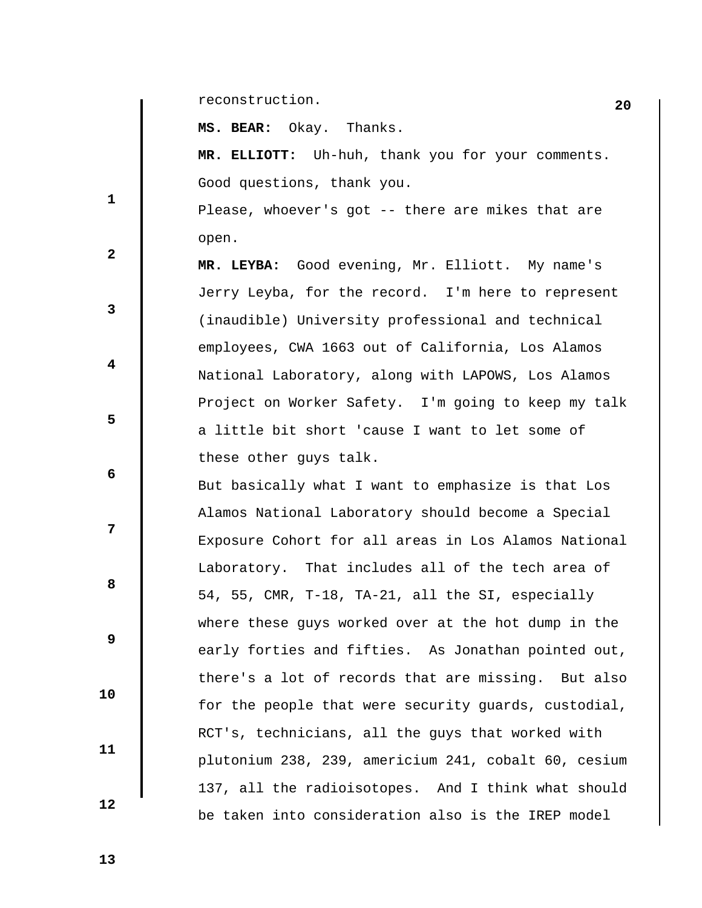reconstruction.

**MS. BEAR:** Okay. Thanks.

**MR. ELLIOTT:** Uh-huh, thank you for your comments. Good questions, thank you.

Please, whoever's got -- there are mikes that are open.

**MR. LEYBA:** Good evening, Mr. Elliott. My name's Jerry Leyba, for the record. I'm here to represent (inaudible) University professional and technical employees, CWA 1663 out of California, Los Alamos National Laboratory, along with LAPOWS, Los Alamos Project on Worker Safety. I'm going to keep my talk a little bit short 'cause I want to let some of these other guys talk.

But basically what I want to emphasize is that Los Alamos National Laboratory should become a Special Exposure Cohort for all areas in Los Alamos National Laboratory. That includes all of the tech area of 54, 55, CMR, T-18, TA-21, all the SI, especially where these guys worked over at the hot dump in the early forties and fifties. As Jonathan pointed out, there's a lot of records that are missing. But also for the people that were security guards, custodial, RCT's, technicians, all the guys that worked with plutonium 238, 239, americium 241, cobalt 60, cesium 137, all the radioisotopes. And I think what should be taken into consideration also is the IREP model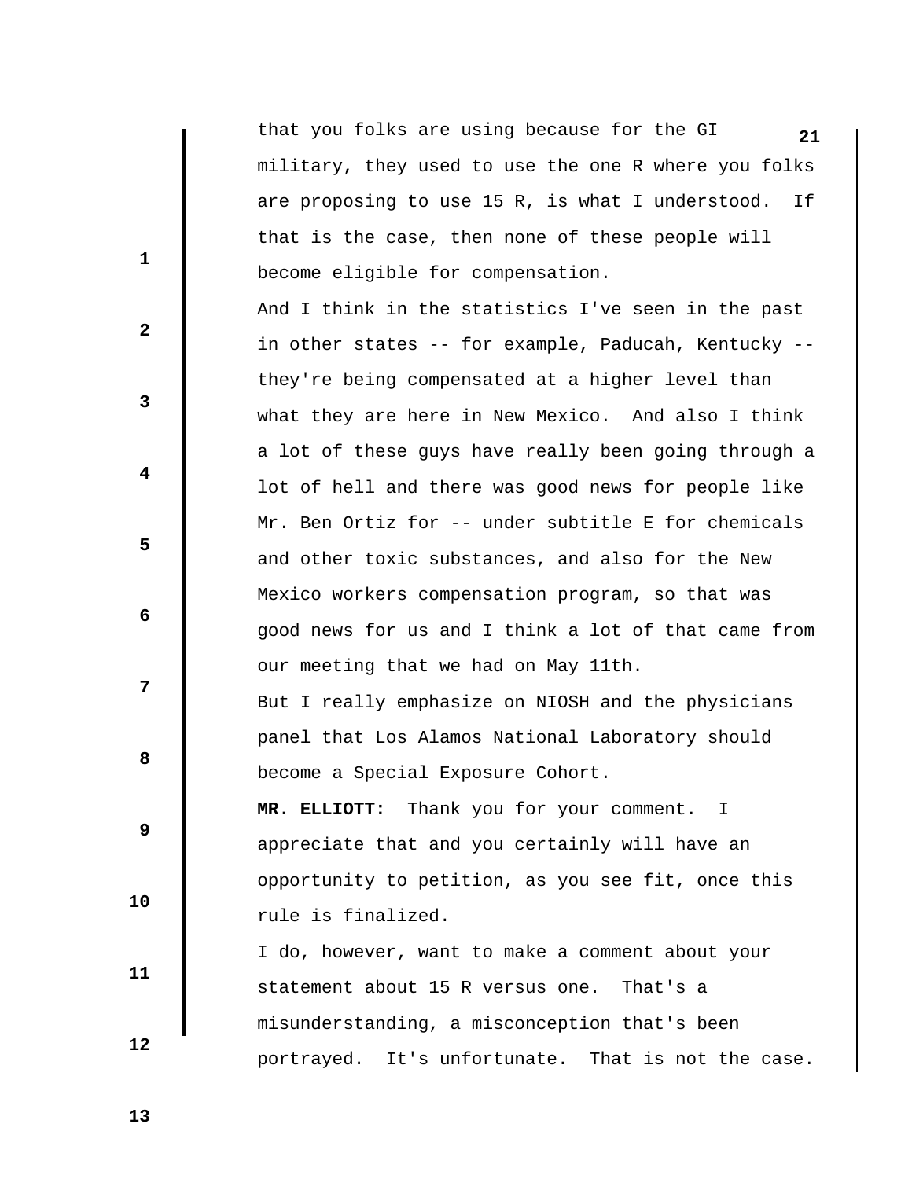that you folks are using because for the GI military, they used to use the one R where you folks are proposing to use 15 R, is what I understood. If that is the case, then none of these people will become eligible for compensation.

And I think in the statistics I've seen in the past in other states -- for example, Paducah, Kentucky -- they're being compensated at a higher level than what they are here in New Mexico. And also I think a lot of these guys have really been going through a lot of hell and there was good news for people like Mr. Ben Ortiz for -- under subtitle E for chemicals and other toxic substances, and also for the New Mexico workers compensation program, so that was good news for us and I think a lot of that came from our meeting that we had on May 11th.

But I really emphasize on NIOSH and the physicians panel that Los Alamos National Laboratory should become a Special Exposure Cohort.

**MR. ELLIOTT:** Thank you for your comment. I appreciate that and you certainly will have an opportunity to petition, as you see fit, once this rule is finalized.

I do, however, want to make a comment about your statement about 15 R versus one. That's a misunderstanding, a misconception that's been portrayed. It's unfortunate. That is not the case.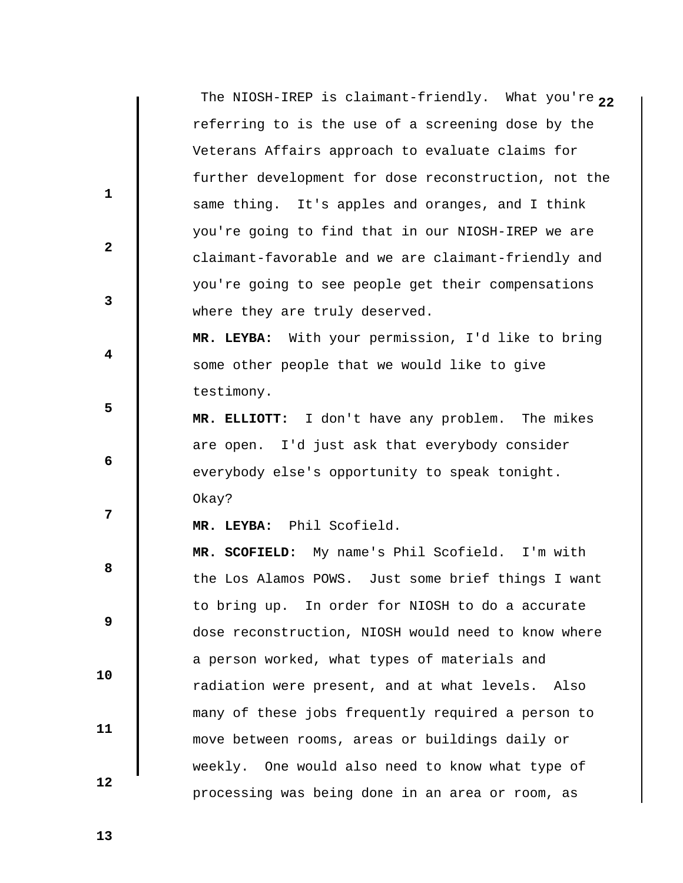The NIOSH-IREP is claimant-friendly. What you're referring to is the use of a screening dose by the Veterans Affairs approach to evaluate claims for further development for dose reconstruction, not the same thing. It's apples and oranges, and I think you're going to find that in our NIOSH-IREP we are claimant-favorable and we are claimant-friendly and you're going to see people get their compensations where they are truly deserved.

**MR. LEYBA:** With your permission, I'd like to bring some other people that we would like to give testimony.

**MR. ELLIOTT:** I don't have any problem. The mikes are open. I'd just ask that everybody consider everybody else's opportunity to speak tonight. Okay?

**MR. LEYBA:** Phil Scofield.

**MR. SCOFIELD:** My name's Phil Scofield. I'm with the Los Alamos POWS. Just some brief things I want to bring up. In order for NIOSH to do a accurate dose reconstruction, NIOSH would need to know where a person worked, what types of materials and radiation were present, and at what levels. Also many of these jobs frequently required a person to move between rooms, areas or buildings daily or weekly. One would also need to know what type of processing was being done in an area or room, as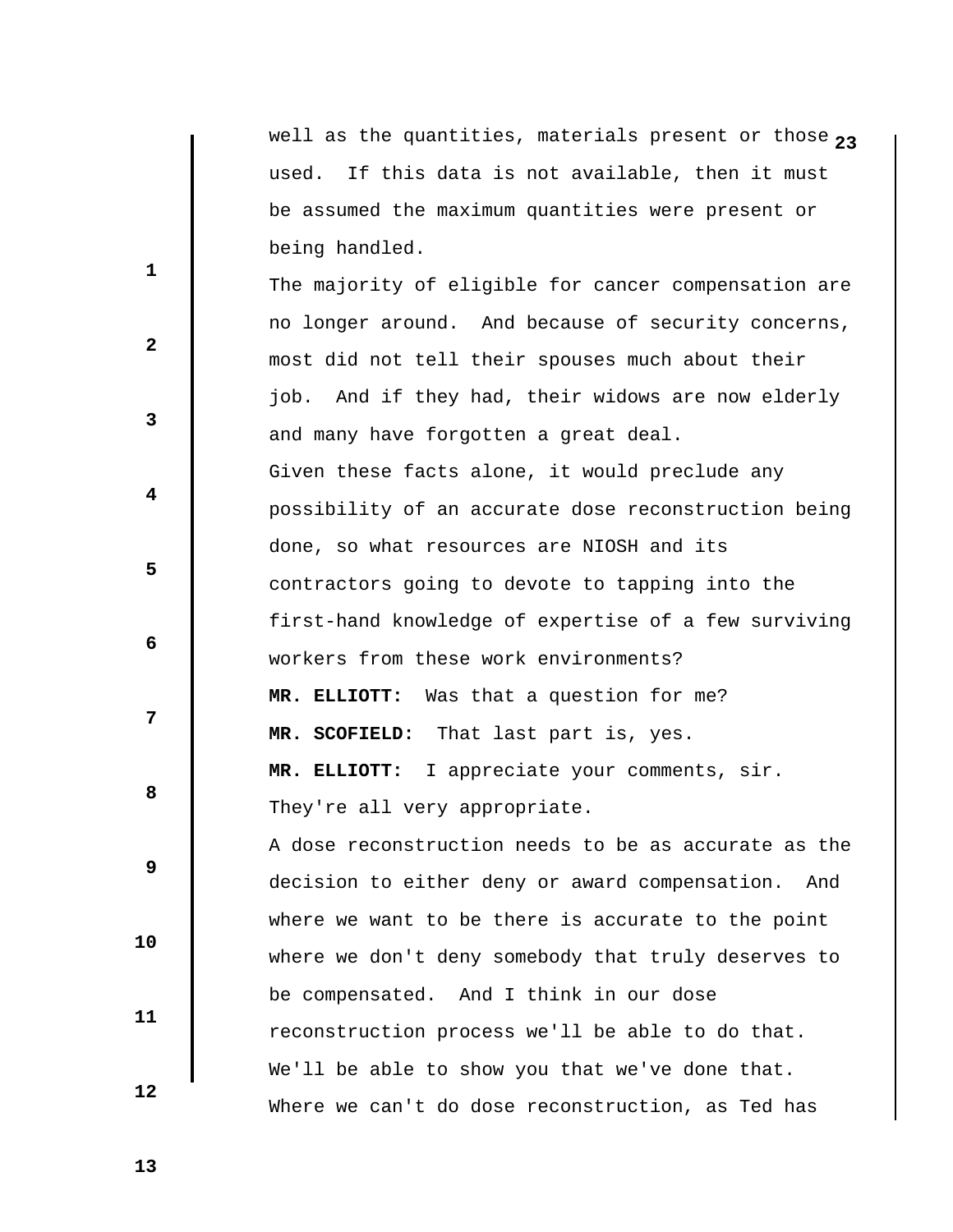well as the quantities, materials present or those used. If this data is not available, then it must be assumed the maximum quantities were present or being handled.

The majority of eligible for cancer compensation are no longer around. And because of security concerns, most did not tell their spouses much about their job. And if they had, their widows are now elderly and many have forgotten a great deal.

Given these facts alone, it would preclude any possibility of an accurate dose reconstruction being done, so what resources are NIOSH and its contractors going to devote to tapping into the first-hand knowledge of expertise of a few surviving workers from these work environments?

**MR. ELLIOTT:** Was that a question for me?

**MR. SCOFIELD:** That last part is, yes.

**MR. ELLIOTT:** I appreciate your comments, sir. They're all very appropriate.

A dose reconstruction needs to be as accurate as the decision to either deny or award compensation. And where we want to be there is accurate to the point where we don't deny somebody that truly deserves to be compensated. And I think in our dose reconstruction process we'll be able to do that. We'll be able to show you that we've done that. Where we can't do dose reconstruction, as Ted has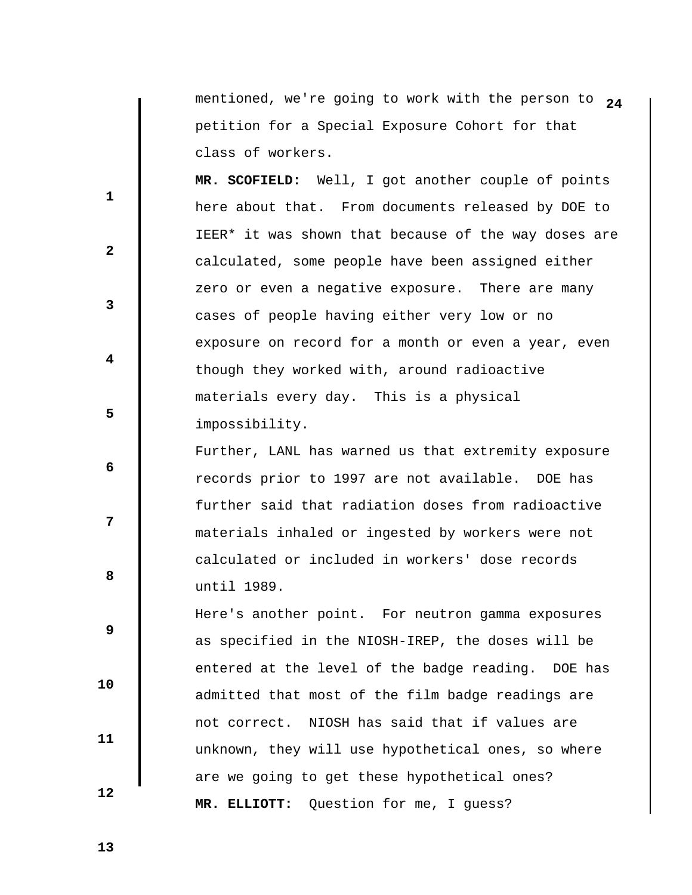mentioned, we're going to work with the person to petition for a Special Exposure Cohort for that class of workers.

**MR. SCOFIELD:** Well, I got another couple of points here about that. From documents released by DOE to IEER* it was shown that because of the way doses are calculated, some people have been assigned either zero or even a negative exposure. There are many cases of people having either very low or no exposure on record for a month or even a year, even though they worked with, around radioactive materials every day. This is a physical impossibility.

Further, LANL has warned us that extremity exposure records prior to 1997 are not available. DOE has further said that radiation doses from radioactive materials inhaled or ingested by workers were not calculated or included in workers' dose records until 1989.

Here's another point. For neutron gamma exposures as specified in the NIOSH-IREP, the doses will be entered at the level of the badge reading. DOE has admitted that most of the film badge readings are not correct. NIOSH has said that if values are unknown, they will use hypothetical ones, so where are we going to get these hypothetical ones?

**MR. ELLIOTT:** Question for me, I guess?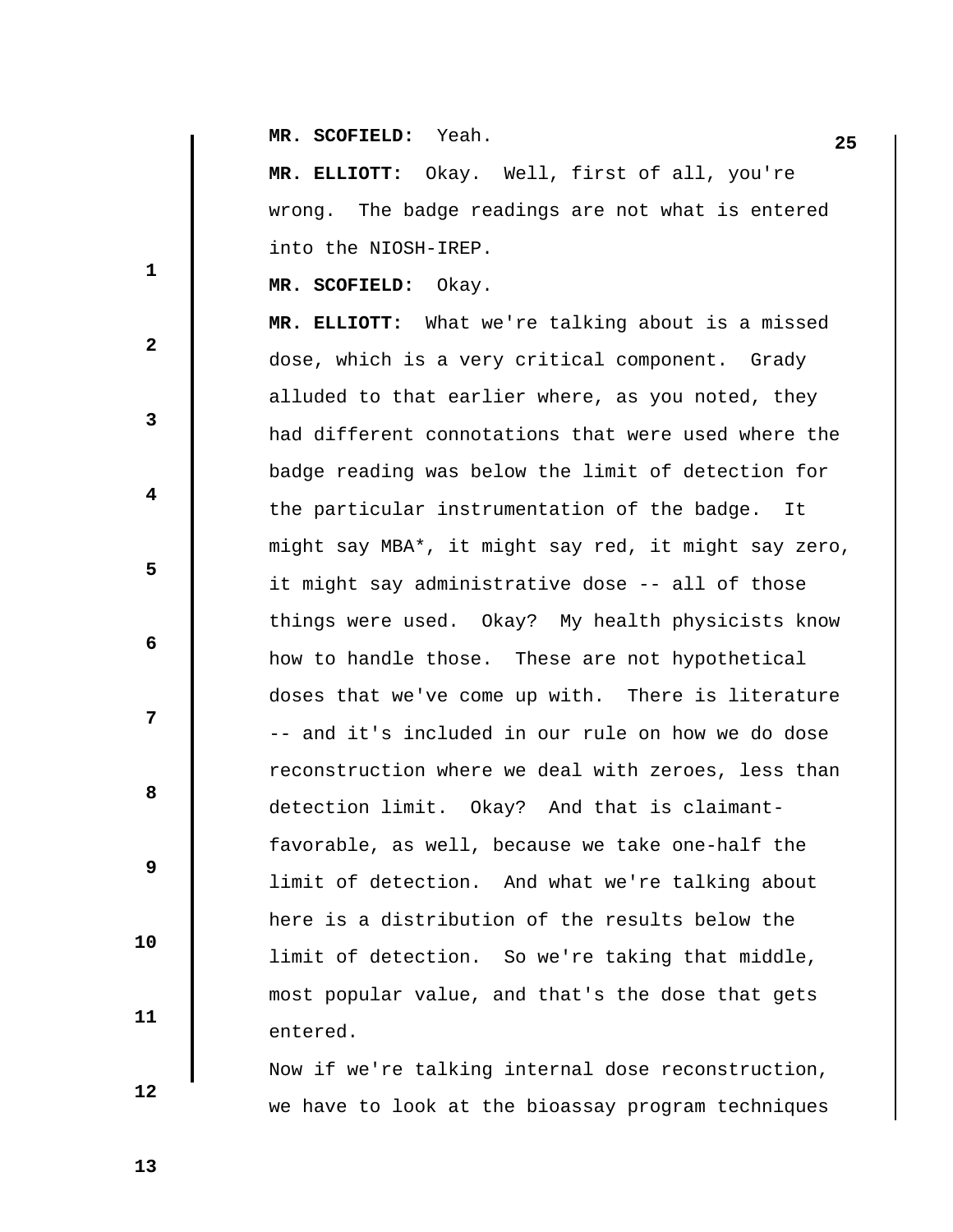**MR. SCOFIELD:** Yeah.

**MR. ELLIOTT:** Okay. Well, first of all, you're wrong. The badge readings are not what is entered into the NIOSH-IREP.

**MR. SCOFIELD:** Okay.

**MR. ELLIOTT:** What we're talking about is a missed dose, which is a very critical component. Grady alluded to that earlier where, as you noted, they had different connotations that were used where the badge reading was below the limit of detection for the particular instrumentation of the badge. It might say MBA*, it might say red, it might say zero, it might say administrative dose -- all of those things were used. Okay? My health physicists know how to handle those. These are not hypothetical doses that we've come up with. There is literature -- and it's included in our rule on how we do dose reconstruction where we deal with zeroes, less than detection limit. Okay? And that is claimant-favorable, as well, because we take one-half the limit of detection. And what we're talking about here is a distribution of the results below the limit of detection. So we're taking that middle, most popular value, and that's the dose that gets entered.

Now if we're talking internal dose reconstruction, we have to look at the bioassay program techniques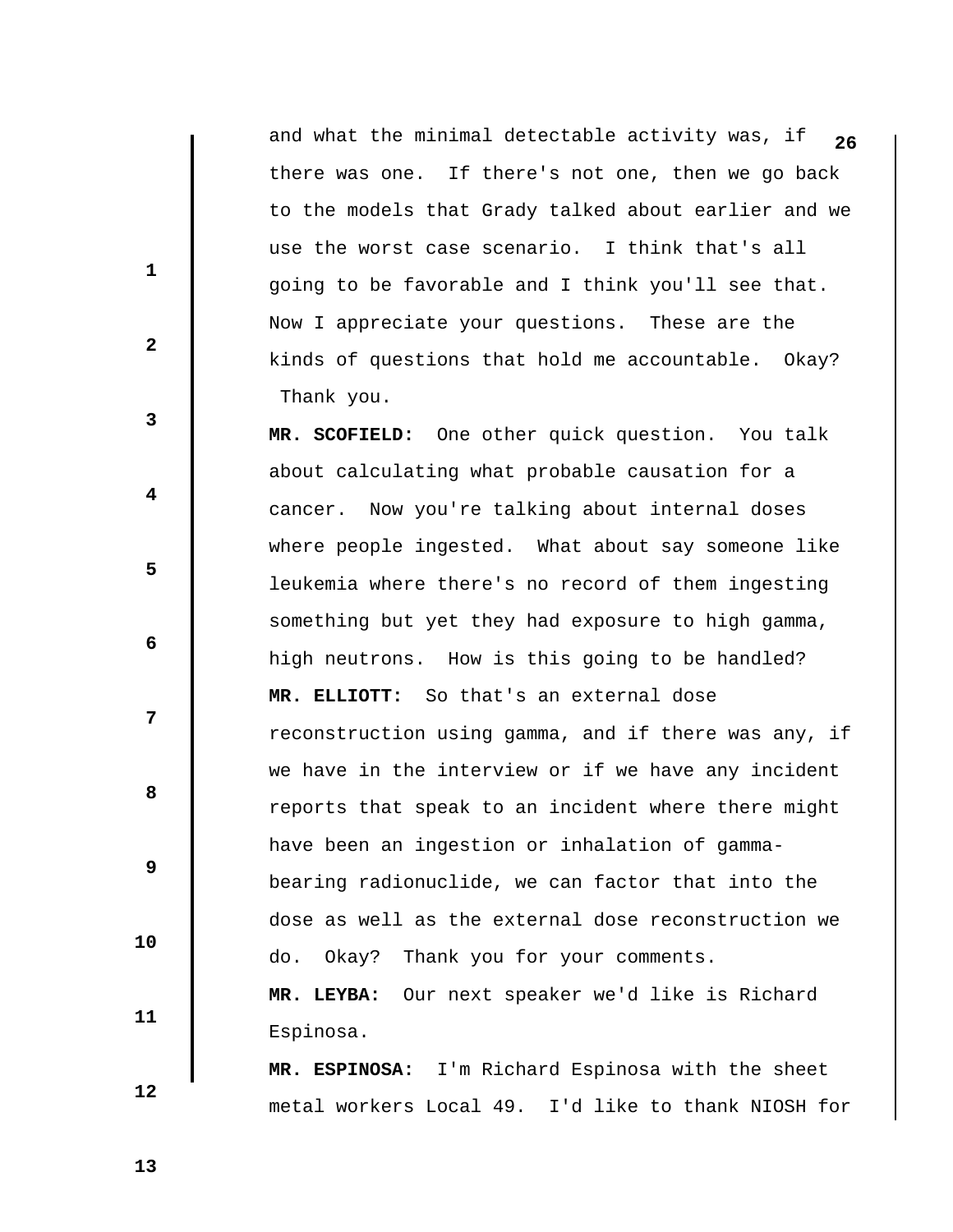and what the minimal detectable activity was, if there was one. If there's not one, then we go back to the models that Grady talked about earlier and we use the worst case scenario. I think that's all going to be favorable and I think you'll see that. Now I appreciate your questions. These are the kinds of questions that hold me accountable. Okay? Thank you.

**MR. SCOFIELD:** One other quick question. You talk about calculating what probable causation for a cancer. Now you're talking about internal doses where people ingested. What about say someone like leukemia where there's no record of them ingesting something but yet they had exposure to high gamma, high neutrons. How is this going to be handled?

**MR. ELLIOTT:** So that's an external dose reconstruction using gamma, and if there was any, if we have in the interview or if we have any incident reports that speak to an incident where there might have been an ingestion or inhalation of gamma-bearing radionuclide, we can factor that into the dose as well as the external dose reconstruction we do. Okay? Thank you for your comments.

**MR. LEYBA:** Our next speaker we'd like is Richard Espinosa.

**MR. ESPINOSA:** I'm Richard Espinosa with the sheet metal workers Local 49. I'd like to thank NIOSH for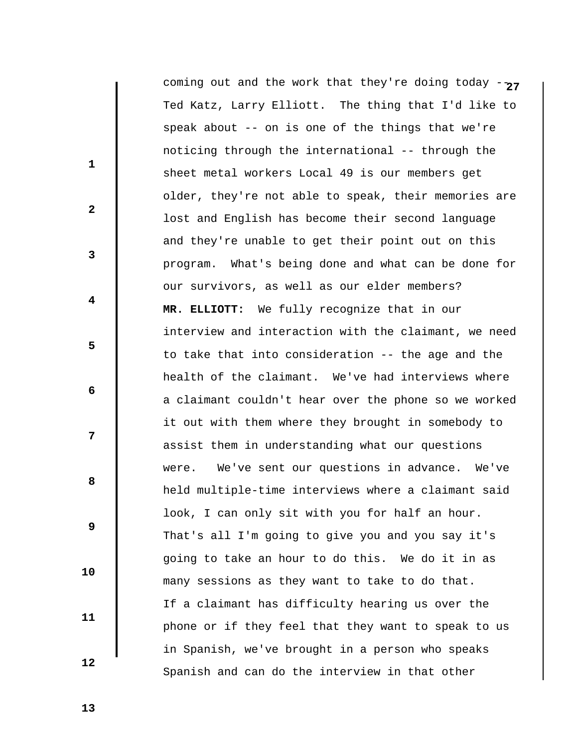coming out and the work that they're doing today -- Ted Katz, Larry Elliott. The thing that I'd like to speak about -- on is one of the things that we're noticing through the international -- through the sheet metal workers Local 49 is our members get older, they're not able to speak, their memories are lost and English has become their second language and they're unable to get their point out on this program. What's being done and what can be done for our survivors, as well as our elder members?

**MR. ELLIOTT:** We fully recognize that in our interview and interaction with the claimant, we need to take that into consideration -- the age and the health of the claimant. We've had interviews where a claimant couldn't hear over the phone so we worked it out with them where they brought in somebody to assist them in understanding what our questions were. We've sent our questions in advance. We've held multiple-time interviews where a claimant said look, I can only sit with you for half an hour. That's all I'm going to give you and you say it's going to take an hour to do this. We do it in as many sessions as they want to take to do that. If a claimant has difficulty hearing us over the phone or if they feel that they want to speak to us in Spanish, we've brought in a person who speaks Spanish and can do the interview in that other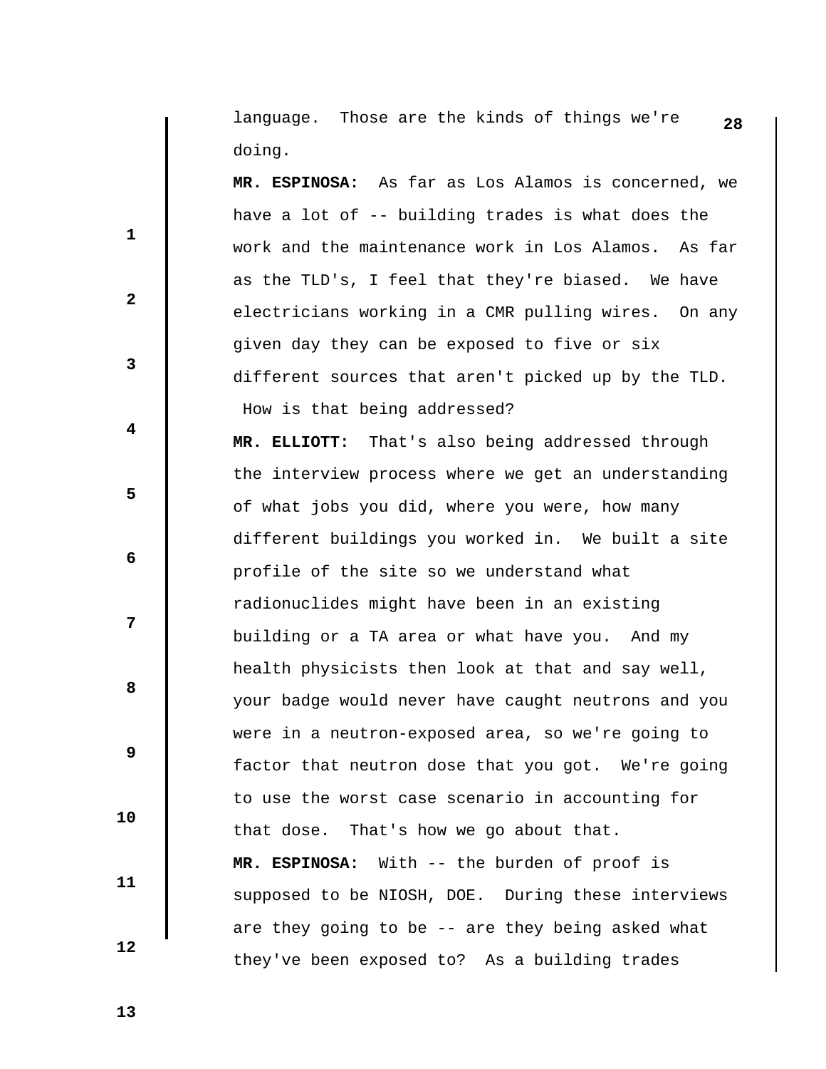language. Those are the kinds of things we're doing.

**MR. ESPINOSA:** As far as Los Alamos is concerned, we have a lot of -- building trades is what does the work and the maintenance work in Los Alamos. As far as the TLD's, I feel that they're biased. We have electricians working in a CMR pulling wires. On any given day they can be exposed to five or six different sources that aren't picked up by the TLD. How is that being addressed?

**MR. ELLIOTT:** That's also being addressed through the interview process where we get an understanding of what jobs you did, where you were, how many different buildings you worked in. We built a site profile of the site so we understand what radionuclides might have been in an existing building or a TA area or what have you. And my health physicists then look at that and say well, your badge would never have caught neutrons and you were in a neutron-exposed area, so we're going to factor that neutron dose that you got. We're going to use the worst case scenario in accounting for that dose. That's how we go about that.

**MR. ESPINOSA:** With -- the burden of proof is supposed to be NIOSH, DOE. During these interviews are they going to be -- are they being asked what they've been exposed to? As a building trades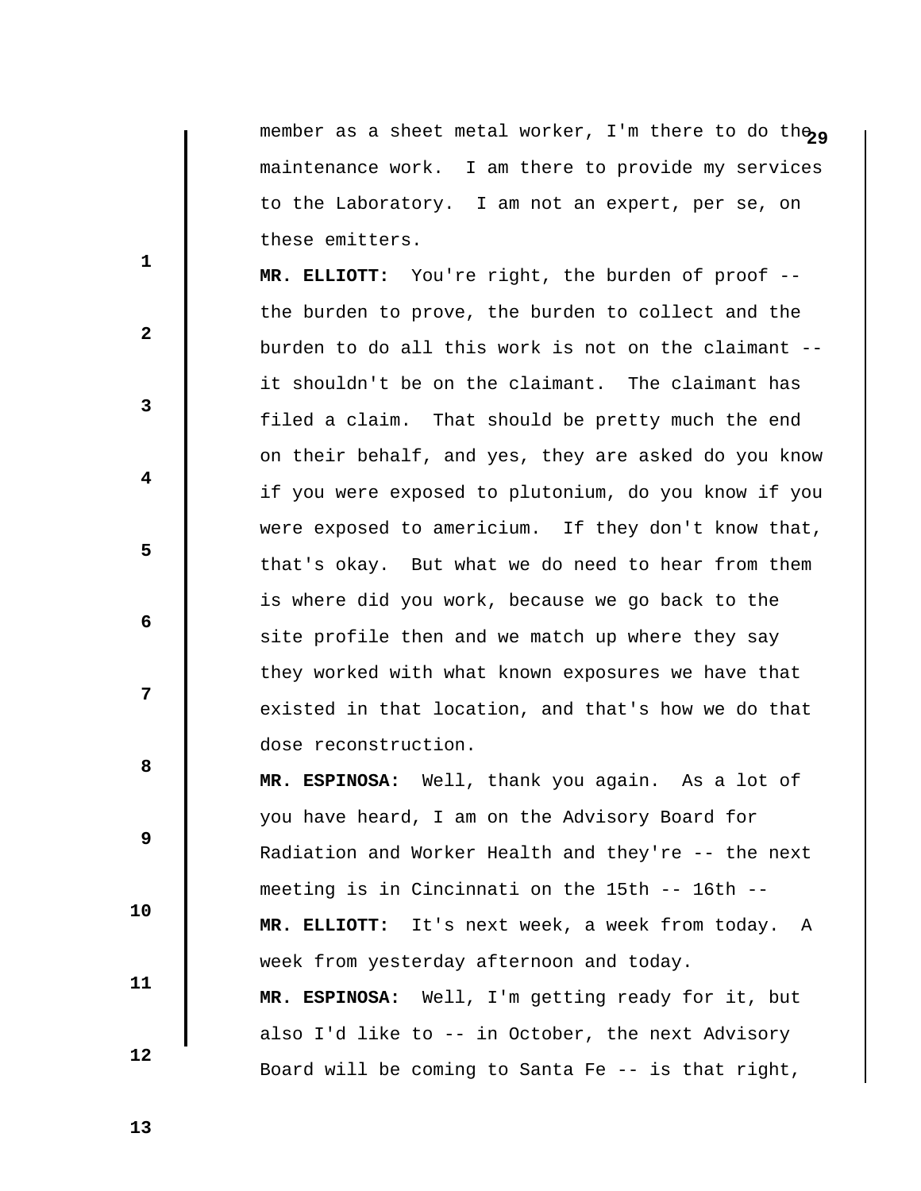member as a sheet metal worker, I'm there to do the maintenance work. I am there to provide my services to the Laboratory. I am not an expert, per se, on these emitters.

**MR. ELLIOTT:** You're right, the burden of proof -- the burden to prove, the burden to collect and the burden to do all this work is not on the claimant -- it shouldn't be on the claimant. The claimant has filed a claim. That should be pretty much the end on their behalf, and yes, they are asked do you know if you were exposed to plutonium, do you know if you were exposed to americium. If they don't know that, that's okay. But what we do need to hear from them is where did you work, because we go back to the site profile then and we match up where they say they worked with what known exposures we have that existed in that location, and that's how we do that dose reconstruction.

**MR. ESPINOSA:** Well, thank you again. As a lot of you have heard, I am on the Advisory Board for Radiation and Worker Health and they're -- the next meeting is in Cincinnati on the 15th -- 16th --

**MR. ELLIOTT:** It's next week, a week from today. A week from yesterday afternoon and today.

**MR. ESPINOSA:** Well, I'm getting ready for it, but also I'd like to -- in October, the next Advisory Board will be coming to Santa Fe -- is that right,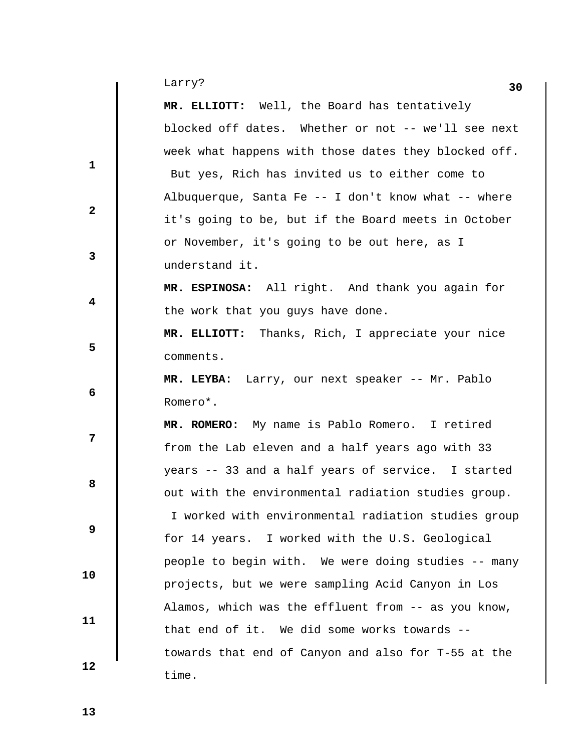Larry?

**MR. ELLIOTT:** Well, the Board has tentatively blocked off dates. Whether or not -- we'll see next week what happens with those dates they blocked off. But yes, Rich has invited us to either come to Albuquerque, Santa Fe -- I don't know what -- where it's going to be, but if the Board meets in October or November, it's going to be out here, as I understand it.

**MR. ESPINOSA:** All right. And thank you again for the work that you guys have done.

**MR. ELLIOTT:** Thanks, Rich, I appreciate your nice comments.

**MR. LEYBA:** Larry, our next speaker -- Mr. Pablo Romero*.

**MR. ROMERO:** My name is Pablo Romero. I retired from the Lab eleven and a half years ago with 33 years -- 33 and a half years of service. I started out with the environmental radiation studies group. I worked with environmental radiation studies group for 14 years. I worked with the U.S. Geological people to begin with. We were doing studies -- many projects, but we were sampling Acid Canyon in Los Alamos, which was the effluent from -- as you know, that end of it. We did some works towards -- towards that end of Canyon and also for T-55 at the time.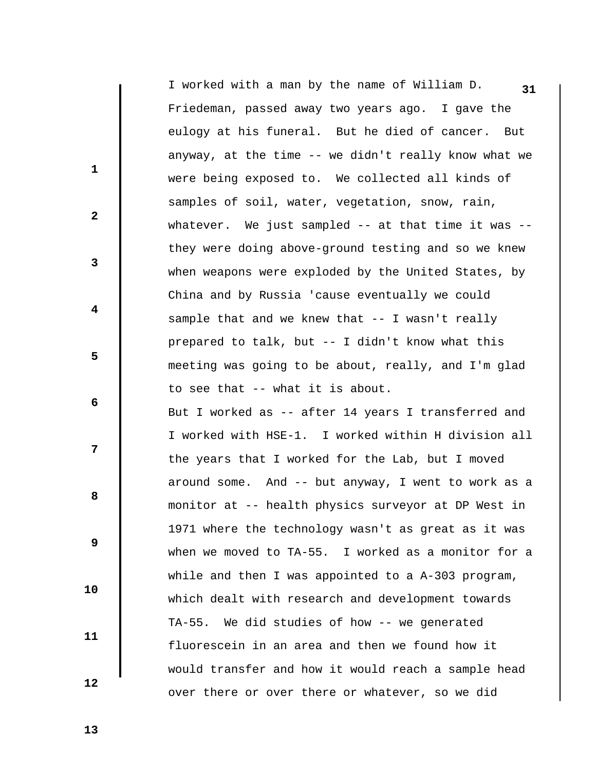I worked with a man by the name of William D. Friedeman, passed away two years ago. I gave the eulogy at his funeral. But he died of cancer. But anyway, at the time -- we didn't really know what we were being exposed to. We collected all kinds of samples of soil, water, vegetation, snow, rain, whatever. We just sampled -- at that time it was -- they were doing above-ground testing and so we knew when weapons were exploded by the United States, by China and by Russia 'cause eventually we could sample that and we knew that -- I wasn't really prepared to talk, but -- I didn't know what this meeting was going to be about, really, and I'm glad to see that -- what it is about.

But I worked as -- after 14 years I transferred and I worked with HSE-1. I worked within H division all the years that I worked for the Lab, but I moved around some. And -- but anyway, I went to work as a monitor at -- health physics surveyor at DP West in 1971 where the technology wasn't as great as it was when we moved to TA-55. I worked as a monitor for a while and then I was appointed to a A-303 program, which dealt with research and development towards TA-55. We did studies of how -- we generated fluorescein in an area and then we found how it would transfer and how it would reach a sample head over there or over there or whatever, so we did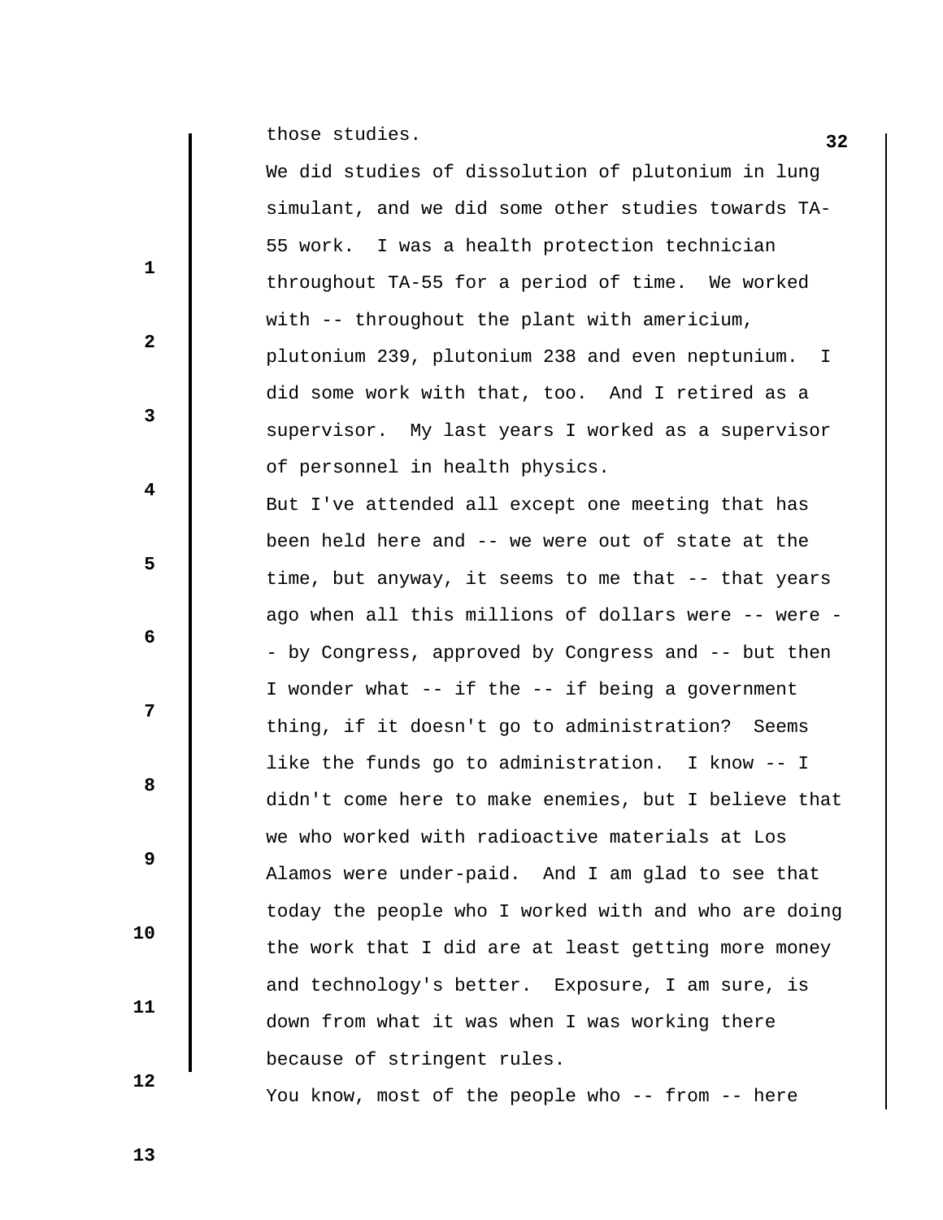those studies.

We did studies of dissolution of plutonium in lung simulant, and we did some other studies towards TA-55 work. I was a health protection technician throughout TA-55 for a period of time. We worked with -- throughout the plant with americium, plutonium 239, plutonium 238 and even neptunium. I did some work with that, too. And I retired as a supervisor. My last years I worked as a supervisor of personnel in health physics.

But I've attended all except one meeting that has been held here and -- we were out of state at the time, but anyway, it seems to me that -- that years ago when all this millions of dollars were -- were -- by Congress, approved by Congress and -- but then I wonder what -- if the -- if being a government thing, if it doesn't go to administration? Seems like the funds go to administration. I know -- I didn't come here to make enemies, but I believe that we who worked with radioactive materials at Los Alamos were under-paid. And I am glad to see that today the people who I worked with and who are doing the work that I did are at least getting more money and technology's better. Exposure, I am sure, is down from what it was when I was working there because of stringent rules.

You know, most of the people who -- from -- here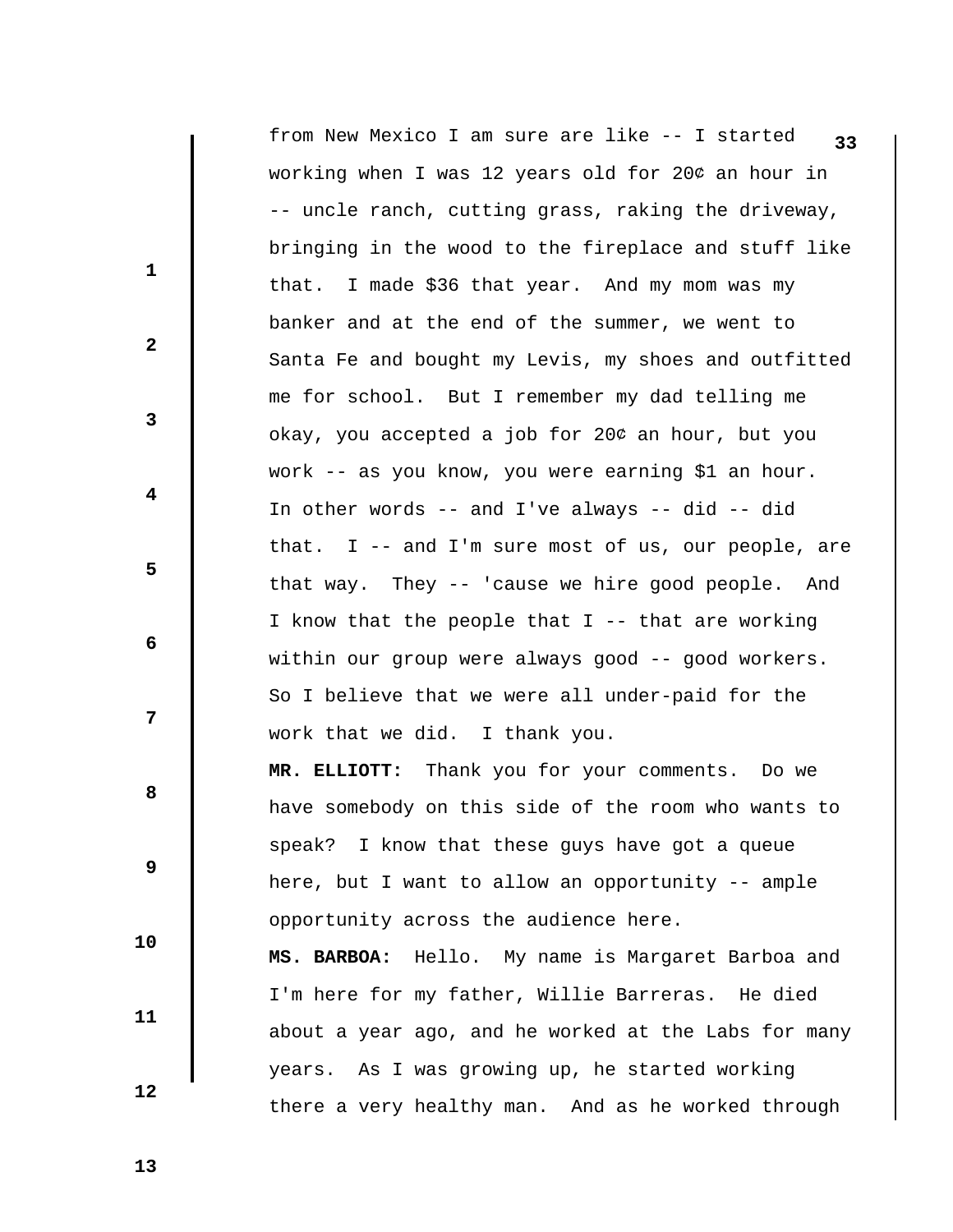from New Mexico I am sure are like -- I started working when I was 12 years old for 20¢ an hour in -- uncle ranch, cutting grass, raking the driveway, bringing in the wood to the fireplace and stuff like that. I made $36 that year. And my mom was my banker and at the end of the summer, we went to Santa Fe and bought my Levis, my shoes and outfitted me for school. But I remember my dad telling me okay, you accepted a job for 20¢ an hour, but you work -- as you know, you were earning $1 an hour. In other words -- and I've always -- did -- did that. I -- and I'm sure most of us, our people, are that way. They -- 'cause we hire good people. And I know that the people that I -- that are working within our group were always good -- good workers. So I believe that we were all under-paid for the work that we did. I thank you.

**MR. ELLIOTT:** Thank you for your comments. Do we have somebody on this side of the room who wants to speak? I know that these guys have got a queue here, but I want to allow an opportunity -- ample opportunity across the audience here.

**MS. BARBOA:** Hello. My name is Margaret Barboa and I'm here for my father, Willie Barreras. He died about a year ago, and he worked at the Labs for many years. As I was growing up, he started working there a very healthy man. And as he worked through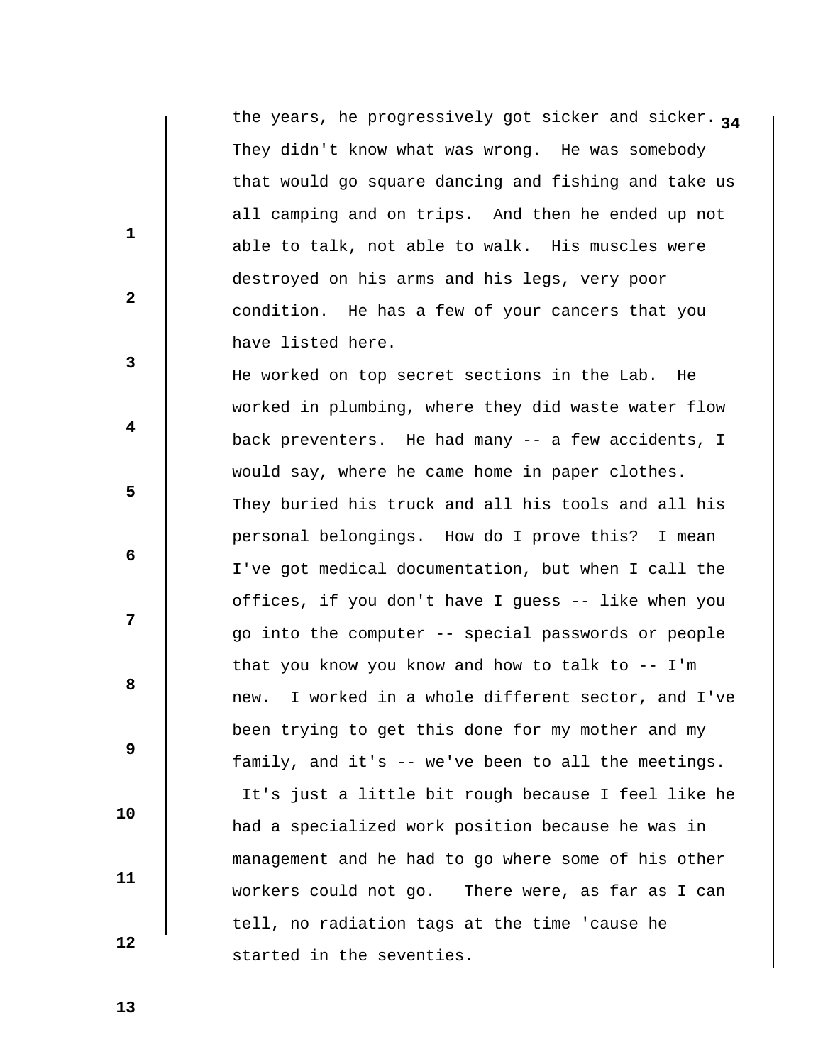the years, he progressively got sicker and sicker. They didn't know what was wrong. He was somebody that would go square dancing and fishing and take us all camping and on trips. And then he ended up not able to talk, not able to walk. His muscles were destroyed on his arms and his legs, very poor condition. He has a few of your cancers that you have listed here.

He worked on top secret sections in the Lab. He worked in plumbing, where they did waste water flow back preventers. He had many -- a few accidents, I would say, where he came home in paper clothes. They buried his truck and all his tools and all his personal belongings. How do I prove this? I mean I've got medical documentation, but when I call the offices, if you don't have I guess -- like when you go into the computer -- special passwords or people that you know you know and how to talk to -- I'm new. I worked in a whole different sector, and I've been trying to get this done for my mother and my family, and it's -- we've been to all the meetings. It's just a little bit rough because I feel like he had a specialized work position because he was in management and he had to go where some of his other workers could not go. There were, as far as I can tell, no radiation tags at the time 'cause he started in the seventies.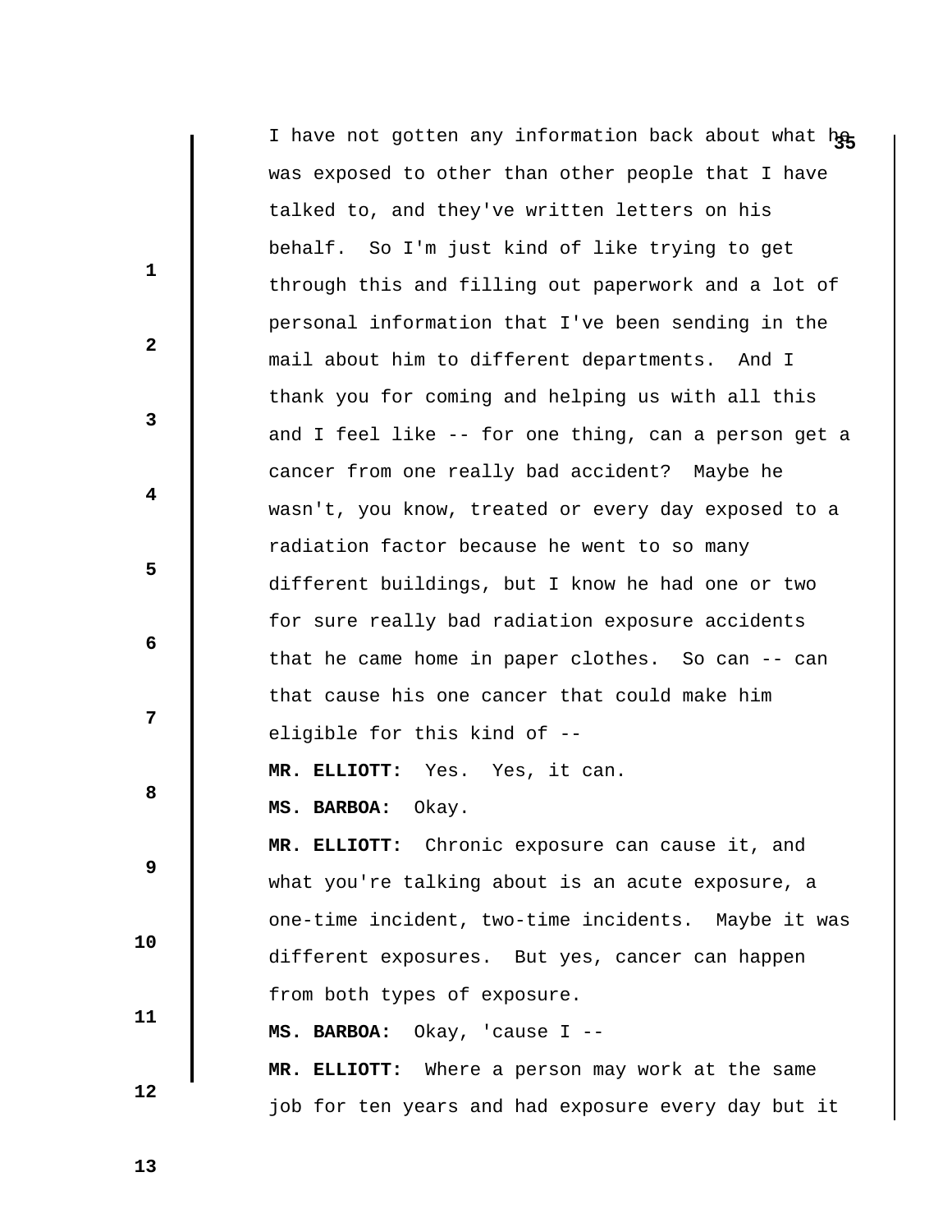I have not gotten any information back about what he was exposed to other than other people that I have talked to, and they've written letters on his behalf. So I'm just kind of like trying to get through this and filling out paperwork and a lot of personal information that I've been sending in the mail about him to different departments. And I thank you for coming and helping us with all this and I feel like -- for one thing, can a person get a cancer from one really bad accident? Maybe he wasn't, you know, treated or every day exposed to a radiation factor because he went to so many different buildings, but I know he had one or two for sure really bad radiation exposure accidents that he came home in paper clothes. So can -- can that cause his one cancer that could make him eligible for this kind of --

**MR. ELLIOTT:** Yes. Yes, it can.

**MS. BARBOA:** Okay.

**MR. ELLIOTT:** Chronic exposure can cause it, and what you're talking about is an acute exposure, a one-time incident, two-time incidents. Maybe it was different exposures. But yes, cancer can happen from both types of exposure.

**MS. BARBOA:** Okay, 'cause I --

**MR. ELLIOTT:** Where a person may work at the same job for ten years and had exposure every day but it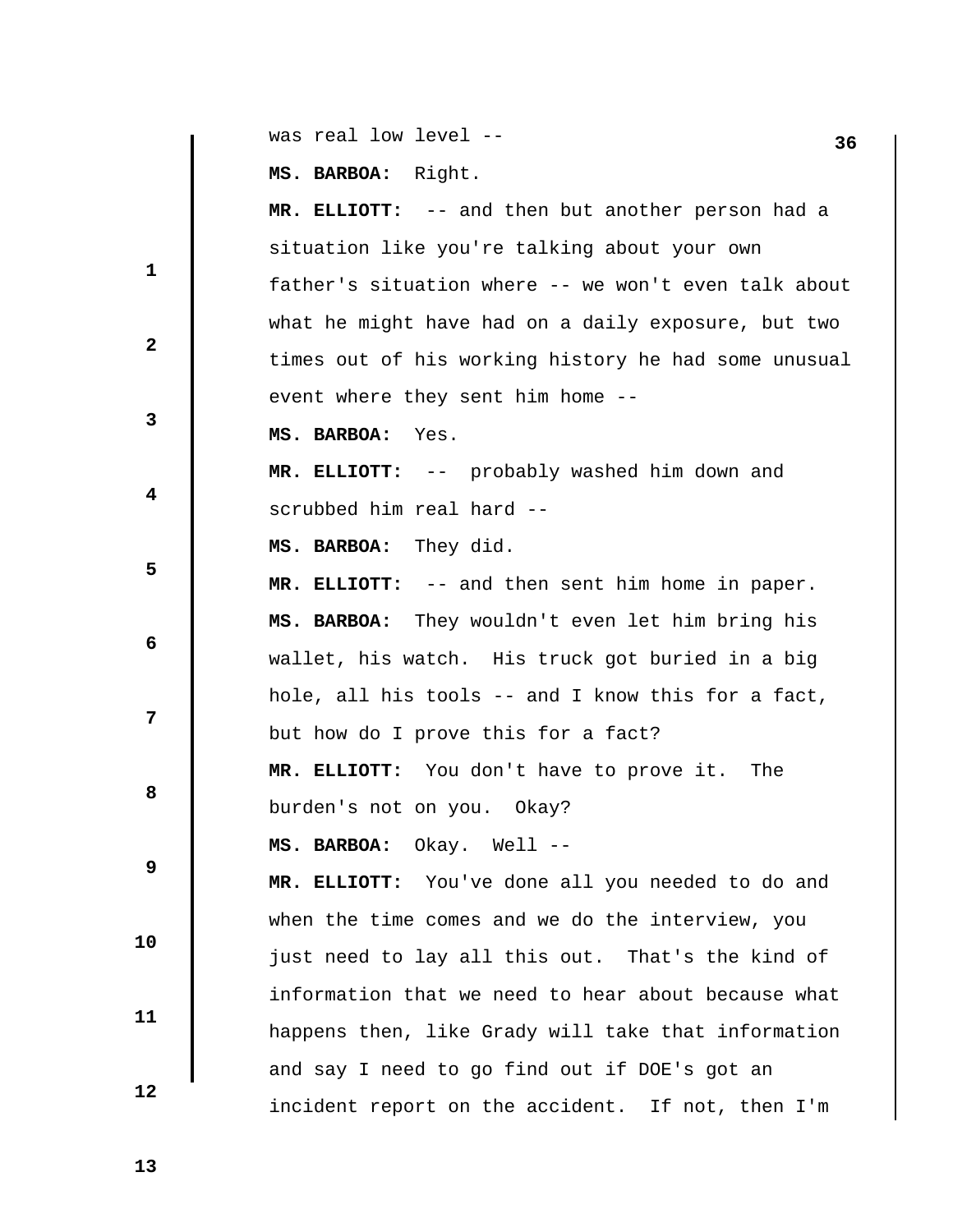was real low level --

**MS. BARBOA:** Right.

**MR. ELLIOTT:** -- and then but another person had a situation like you're talking about your own father's situation where -- we won't even talk about what he might have had on a daily exposure, but two times out of his working history he had some unusual event where they sent him home --

**MS. BARBOA:** Yes.

**MR. ELLIOTT:** -- probably washed him down and scrubbed him real hard --

**MS. BARBOA:** They did.

**MR. ELLIOTT:** -- and then sent him home in paper.

**MS. BARBOA:** They wouldn't even let him bring his wallet, his watch. His truck got buried in a big hole, all his tools -- and I know this for a fact, but how do I prove this for a fact?

**MR. ELLIOTT:** You don't have to prove it. The burden's not on you. Okay?

**MS. BARBOA:** Okay. Well --

**MR. ELLIOTT:** You've done all you needed to do and when the time comes and we do the interview, you just need to lay all this out. That's the kind of information that we need to hear about because what happens then, like Grady will take that information and say I need to go find out if DOE's got an incident report on the accident. If not, then I'm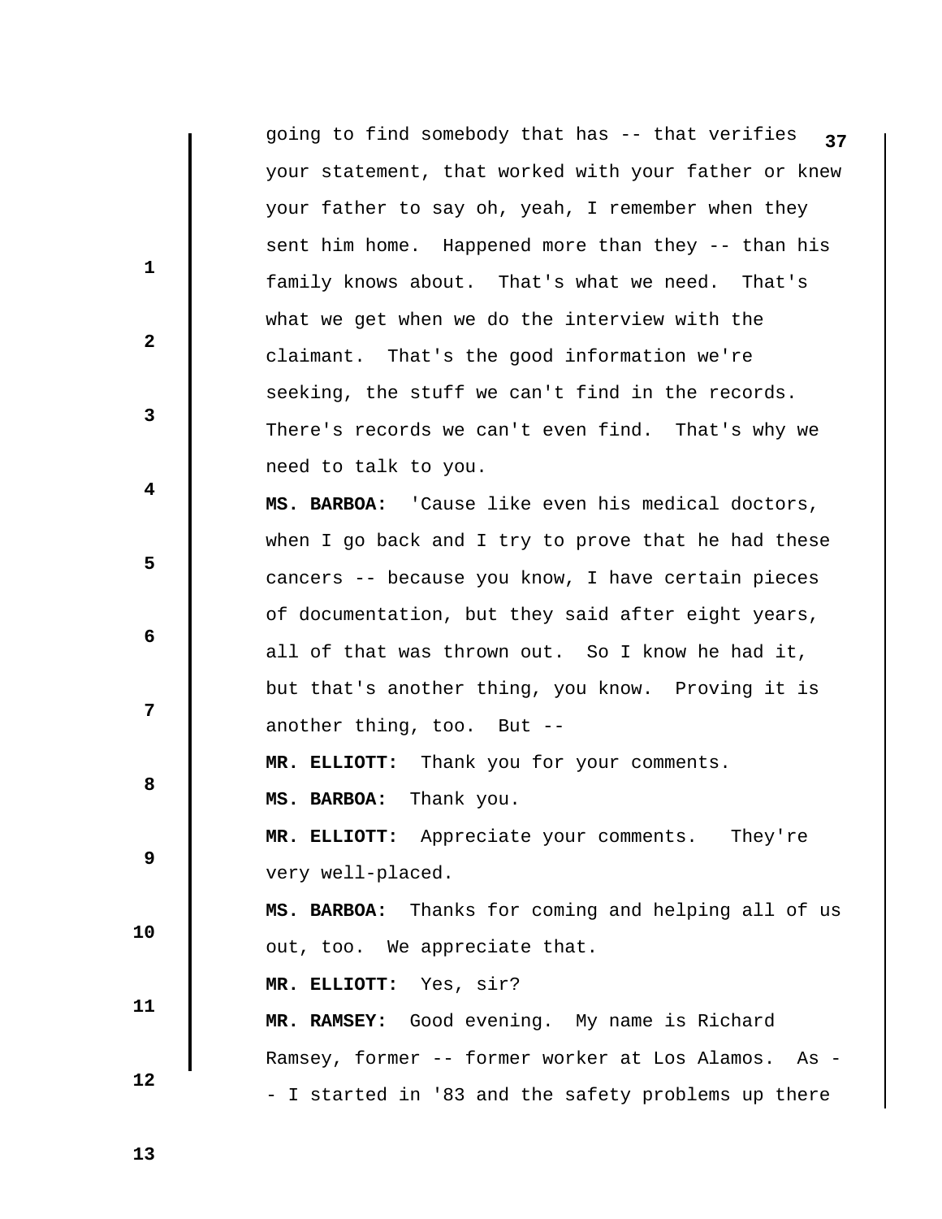going to find somebody that has -- that verifies your statement, that worked with your father or knew your father to say oh, yeah, I remember when they sent him home. Happened more than they -- than his family knows about. That's what we need. That's what we get when we do the interview with the claimant. That's the good information we're seeking, the stuff we can't find in the records. There's records we can't even find. That's why we need to talk to you.

**MS. BARBOA:** 'Cause like even his medical doctors, when I go back and I try to prove that he had these cancers -- because you know, I have certain pieces of documentation, but they said after eight years, all of that was thrown out. So I know he had it, but that's another thing, you know. Proving it is another thing, too. But --

**MR. ELLIOTT:** Thank you for your comments.

**MS. BARBOA:** Thank you.

**MR. ELLIOTT:** Appreciate your comments. They're very well-placed.

**MS. BARBOA:** Thanks for coming and helping all of us out, too. We appreciate that.

**MR. ELLIOTT:** Yes, sir?

**MR. RAMSEY:** Good evening. My name is Richard Ramsey, former -- former worker at Los Alamos. As -- I started in '83 and the safety problems up there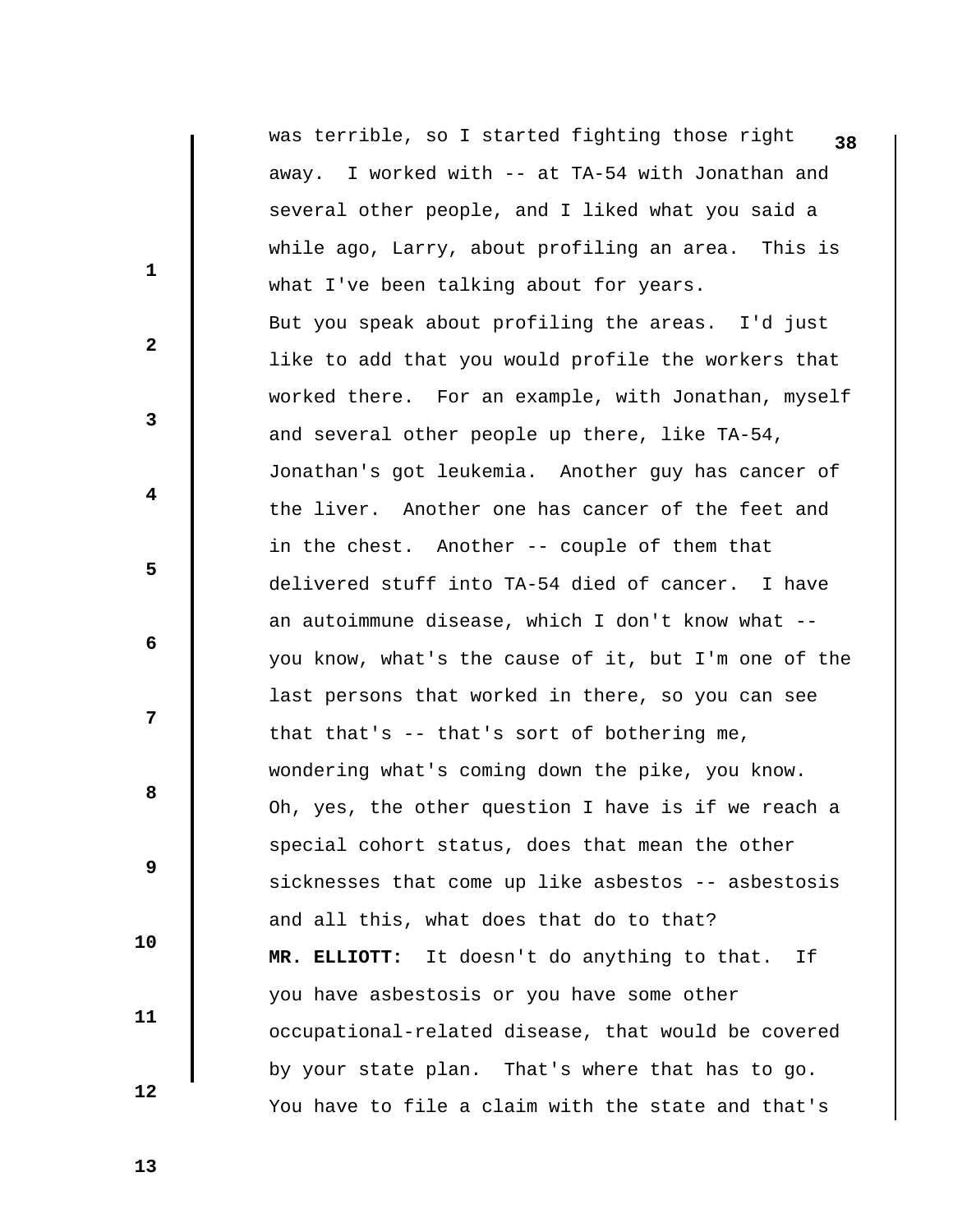was terrible, so I started fighting those right away. I worked with -- at TA-54 with Jonathan and several other people, and I liked what you said a while ago, Larry, about profiling an area. This is what I've been talking about for years.

But you speak about profiling the areas. I'd just like to add that you would profile the workers that worked there. For an example, with Jonathan, myself and several other people up there, like TA-54, Jonathan's got leukemia. Another guy has cancer of the liver. Another one has cancer of the feet and in the chest. Another -- couple of them that delivered stuff into TA-54 died of cancer. I have an autoimmune disease, which I don't know what -- you know, what's the cause of it, but I'm one of the last persons that worked in there, so you can see that that's -- that's sort of bothering me, wondering what's coming down the pike, you know.

Oh, yes, the other question I have is if we reach a special cohort status, does that mean the other sicknesses that come up like asbestos -- asbestosis and all this, what does that do to that?

**MR. ELLIOTT:** It doesn't do anything to that. If you have asbestosis or you have some other occupational-related disease, that would be covered by your state plan. That's where that has to go. You have to file a claim with the state and that's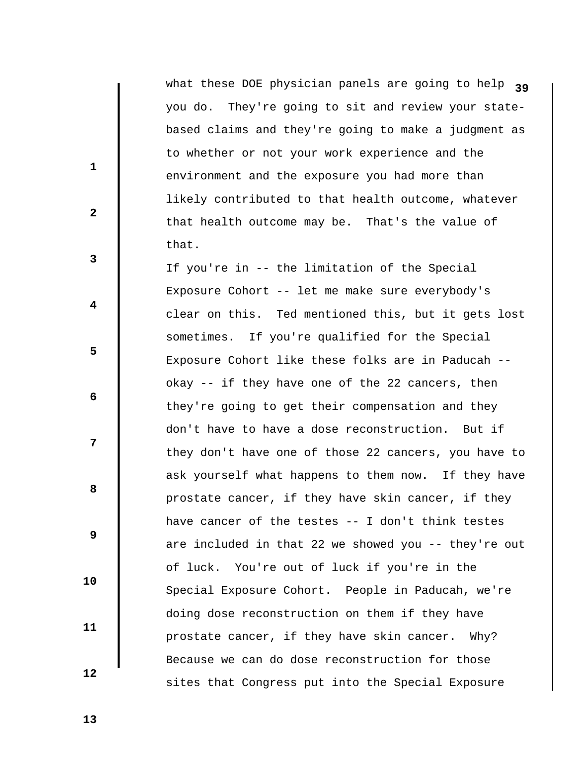what these DOE physician panels are going to help you do. They're going to sit and review your state-based claims and they're going to make a judgment as to whether or not your work experience and the environment and the exposure you had more than likely contributed to that health outcome, whatever that health outcome may be. That's the value of that.

If you're in -- the limitation of the Special Exposure Cohort -- let me make sure everybody's clear on this. Ted mentioned this, but it gets lost sometimes. If you're qualified for the Special Exposure Cohort like these folks are in Paducah -- okay -- if they have one of the 22 cancers, then they're going to get their compensation and they don't have to have a dose reconstruction. But if they don't have one of those 22 cancers, you have to ask yourself what happens to them now. If they have prostate cancer, if they have skin cancer, if they have cancer of the testes -- I don't think testes are included in that 22 we showed you -- they're out of luck. You're out of luck if you're in the Special Exposure Cohort. People in Paducah, we're doing dose reconstruction on them if they have prostate cancer, if they have skin cancer. Why? Because we can do dose reconstruction for those sites that Congress put into the Special Exposure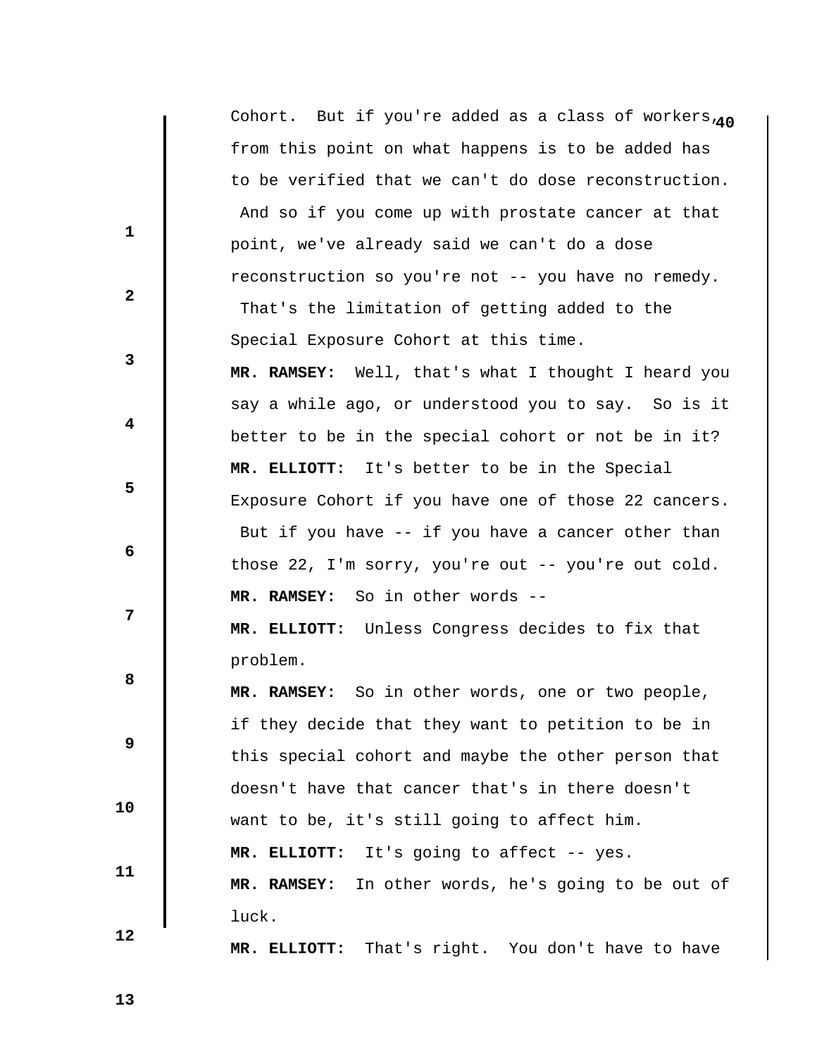Cohort. But if you're added as a class of workers, from this point on what happens is to be added has to be verified that we can't do dose reconstruction. And so if you come up with prostate cancer at that point, we've already said we can't do a dose reconstruction so you're not -- you have no remedy. That's the limitation of getting added to the Special Exposure Cohort at this time.

**MR. RAMSEY:** Well, that's what I thought I heard you say a while ago, or understood you to say. So is it better to be in the special cohort or not be in it?

**MR. ELLIOTT:** It's better to be in the Special Exposure Cohort if you have one of those 22 cancers. But if you have -- if you have a cancer other than those 22, I'm sorry, you're out -- you're out cold.

**MR. RAMSEY:** So in other words --

**MR. ELLIOTT:** Unless Congress decides to fix that problem.

**MR. RAMSEY:** So in other words, one or two people, if they decide that they want to petition to be in this special cohort and maybe the other person that doesn't have that cancer that's in there doesn't want to be, it's still going to affect him.

**MR. ELLIOTT:** It's going to affect -- yes.

**MR. RAMSEY:** In other words, he's going to be out of luck.

**MR. ELLIOTT:** That's right. You don't have to have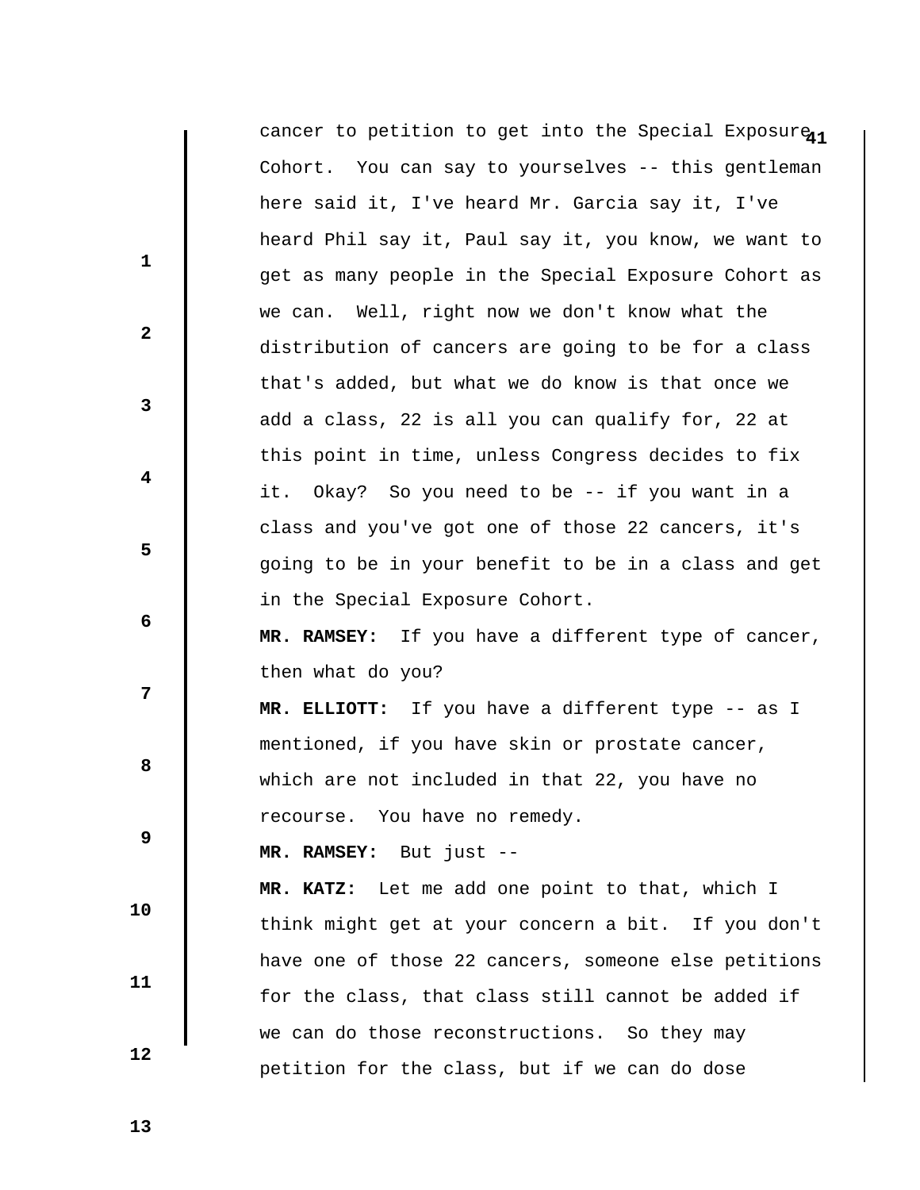cancer to petition to get into the Special Exposure Cohort. You can say to yourselves -- this gentleman here said it, I've heard Mr. Garcia say it, I've heard Phil say it, Paul say it, you know, we want to get as many people in the Special Exposure Cohort as we can. Well, right now we don't know what the distribution of cancers are going to be for a class that's added, but what we do know is that once we add a class, 22 is all you can qualify for, 22 at this point in time, unless Congress decides to fix it. Okay? So you need to be -- if you want in a class and you've got one of those 22 cancers, it's going to be in your benefit to be in a class and get in the Special Exposure Cohort.

**MR. RAMSEY:** If you have a different type of cancer, then what do you?

**MR. ELLIOTT:** If you have a different type -- as I mentioned, if you have skin or prostate cancer, which are not included in that 22, you have no recourse. You have no remedy.

**MR. RAMSEY:** But just --

**MR. KATZ:** Let me add one point to that, which I think might get at your concern a bit. If you don't have one of those 22 cancers, someone else petitions for the class, that class still cannot be added if we can do those reconstructions. So they may petition for the class, but if we can do dose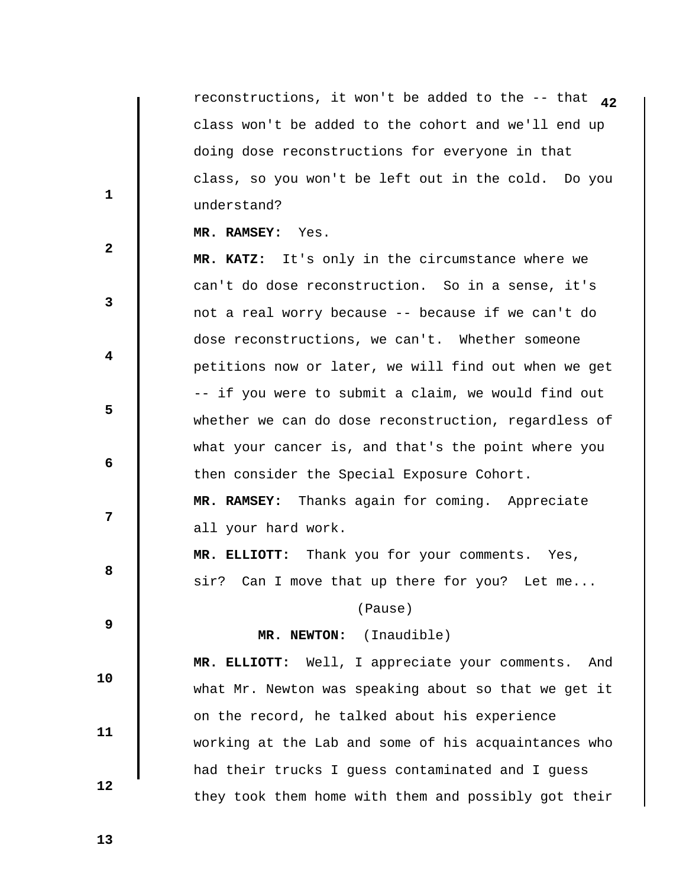reconstructions, it won't be added to the -- that class won't be added to the cohort and we'll end up doing dose reconstructions for everyone in that class, so you won't be left out in the cold. Do you understand?

**MR. RAMSEY:** Yes.

**MR. KATZ:** It's only in the circumstance where we can't do dose reconstruction. So in a sense, it's not a real worry because -- because if we can't do dose reconstructions, we can't. Whether someone petitions now or later, we will find out when we get -- if you were to submit a claim, we would find out whether we can do dose reconstruction, regardless of what your cancer is, and that's the point where you then consider the Special Exposure Cohort.

**MR. RAMSEY:** Thanks again for coming. Appreciate all your hard work.

**MR. ELLIOTT:** Thank you for your comments. Yes, sir? Can I move that up there for you? Let me...

(Pause)

**MR. NEWTON:** (Inaudible)

**MR. ELLIOTT:** Well, I appreciate your comments. And what Mr. Newton was speaking about so that we get it on the record, he talked about his experience working at the Lab and some of his acquaintances who had their trucks I guess contaminated and I guess they took them home with them and possibly got their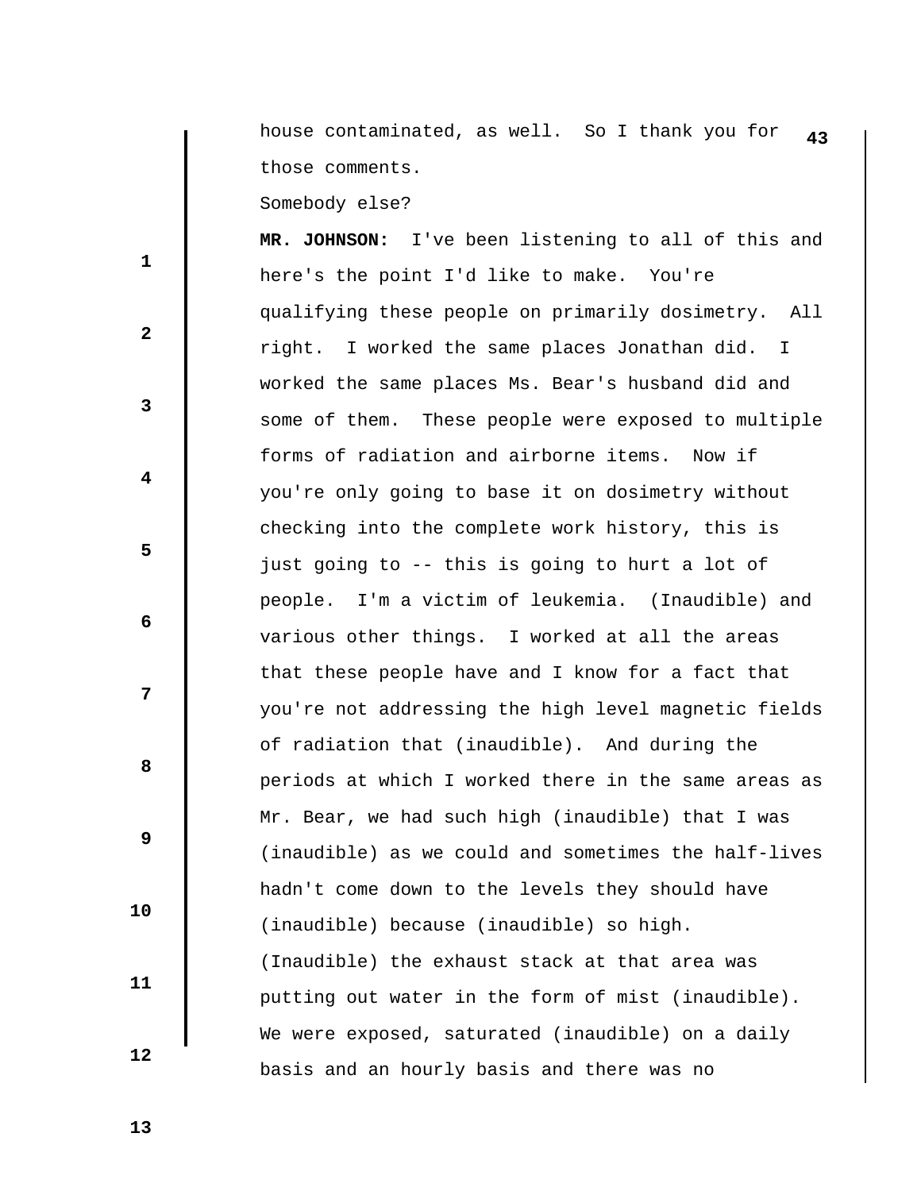house contaminated, as well. So I thank you for those comments.

Somebody else?

**MR. JOHNSON:** I've been listening to all of this and here's the point I'd like to make. You're qualifying these people on primarily dosimetry. All right. I worked the same places Jonathan did. I worked the same places Ms. Bear's husband did and some of them. These people were exposed to multiple forms of radiation and airborne items. Now if you're only going to base it on dosimetry without checking into the complete work history, this is just going to -- this is going to hurt a lot of people. I'm a victim of leukemia. (Inaudible) and various other things. I worked at all the areas that these people have and I know for a fact that you're not addressing the high level magnetic fields of radiation that (inaudible). And during the periods at which I worked there in the same areas as Mr. Bear, we had such high (inaudible) that I was (inaudible) as we could and sometimes the half-lives hadn't come down to the levels they should have (inaudible) because (inaudible) so high. (Inaudible) the exhaust stack at that area was putting out water in the form of mist (inaudible). We were exposed, saturated (inaudible) on a daily basis and an hourly basis and there was no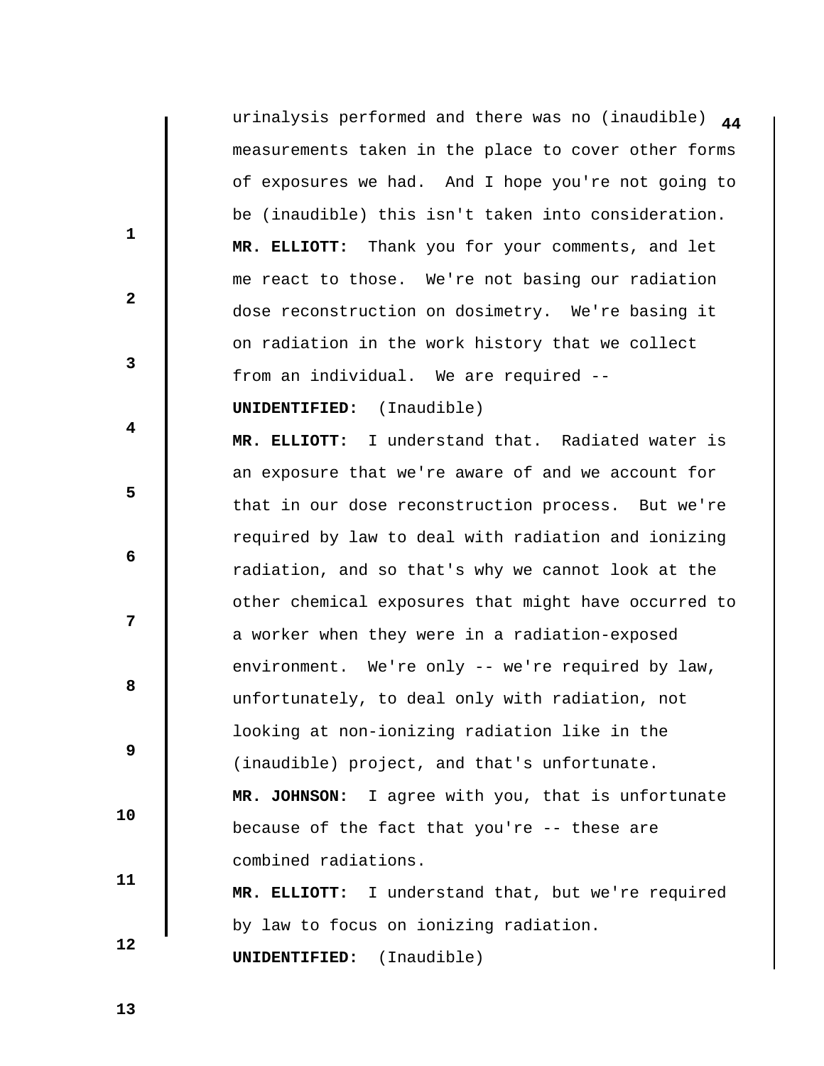urinalysis performed and there was no (inaudible) measurements taken in the place to cover other forms of exposures we had. And I hope you're not going to be (inaudible) this isn't taken into consideration.

**MR. ELLIOTT:** Thank you for your comments, and let me react to those. We're not basing our radiation dose reconstruction on dosimetry. We're basing it on radiation in the work history that we collect from an individual. We are required --

**UNIDENTIFIED:** (Inaudible)

**MR. ELLIOTT:** I understand that. Radiated water is an exposure that we're aware of and we account for that in our dose reconstruction process. But we're required by law to deal with radiation and ionizing radiation, and so that's why we cannot look at the other chemical exposures that might have occurred to a worker when they were in a radiation-exposed environment. We're only -- we're required by law, unfortunately, to deal only with radiation, not looking at non-ionizing radiation like in the (inaudible) project, and that's unfortunate.

**MR. JOHNSON:** I agree with you, that is unfortunate because of the fact that you're -- these are combined radiations.

**MR. ELLIOTT:** I understand that, but we're required by law to focus on ionizing radiation.

**UNIDENTIFIED:** (Inaudible)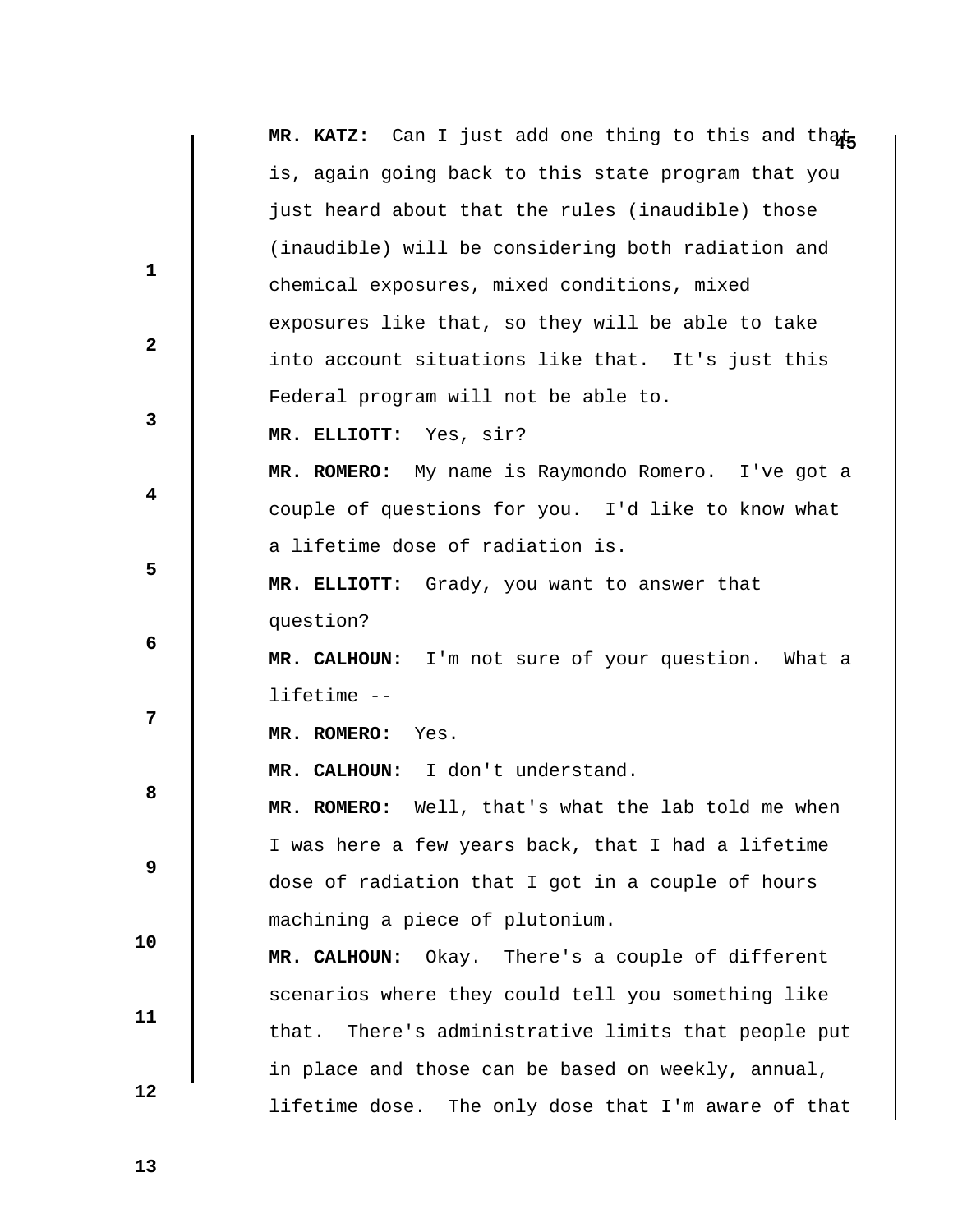**MR. KATZ:** Can I just add one thing to this and that is, again going back to this state program that you just heard about that the rules (inaudible) those (inaudible) will be considering both radiation and chemical exposures, mixed conditions, mixed exposures like that, so they will be able to take into account situations like that. It's just this Federal program will not be able to.

**MR. ELLIOTT:** Yes, sir?

**MR. ROMERO:** My name is Raymondo Romero. I've got a couple of questions for you. I'd like to know what a lifetime dose of radiation is.

**MR. ELLIOTT:** Grady, you want to answer that question?

**MR. CALHOUN:** I'm not sure of your question. What a lifetime --

**MR. ROMERO:** Yes.

**MR. CALHOUN:** I don't understand.

**MR. ROMERO:** Well, that's what the lab told me when I was here a few years back, that I had a lifetime dose of radiation that I got in a couple of hours machining a piece of plutonium.

**MR. CALHOUN:** Okay. There's a couple of different scenarios where they could tell you something like that. There's administrative limits that people put in place and those can be based on weekly, annual, lifetime dose. The only dose that I'm aware of that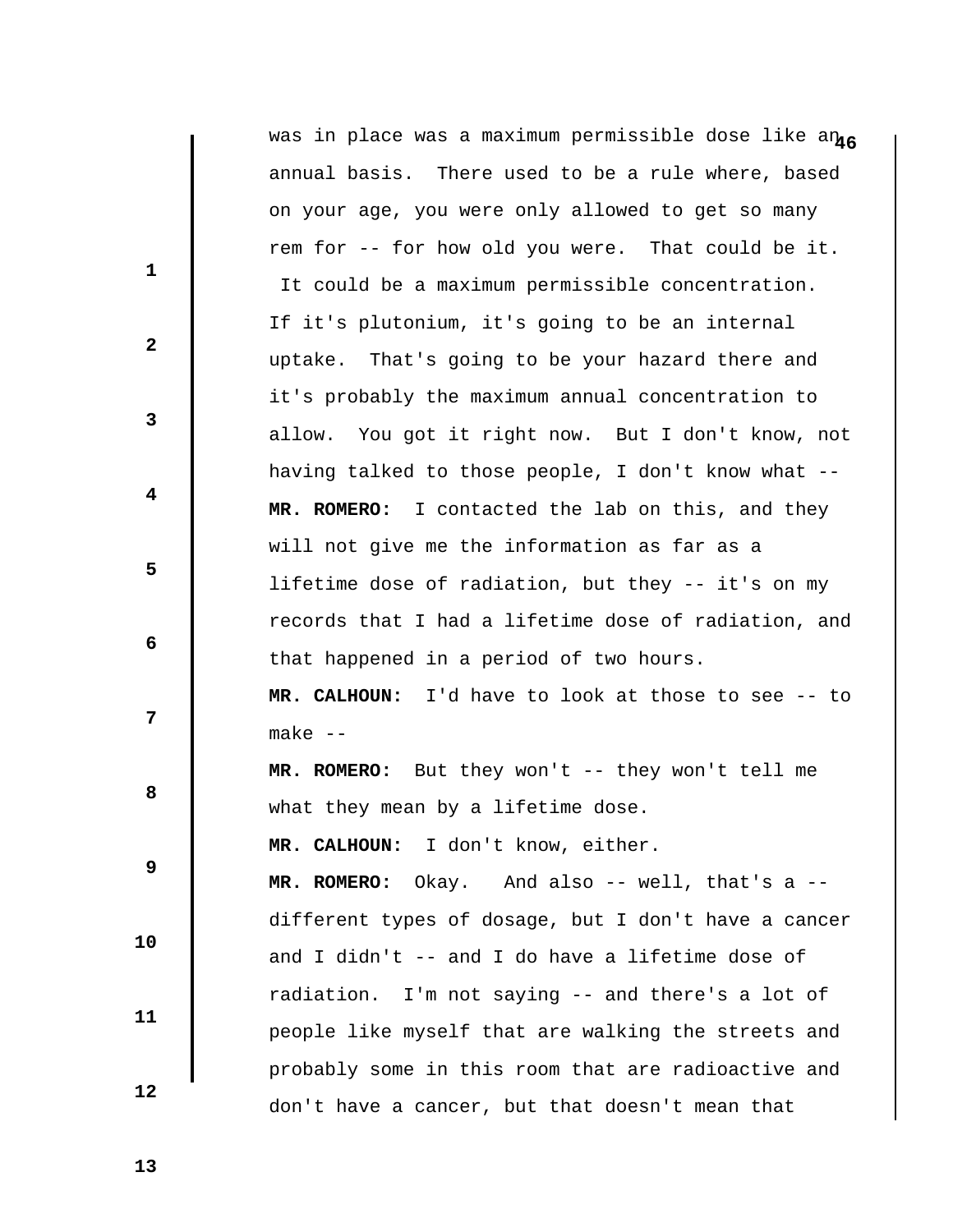was in place was a maximum permissible dose like an annual basis. There used to be a rule where, based on your age, you were only allowed to get so many rem for -- for how old you were. That could be it. It could be a maximum permissible concentration. If it's plutonium, it's going to be an internal uptake. That's going to be your hazard there and it's probably the maximum annual concentration to allow. You got it right now. But I don't know, not having talked to those people, I don't know what --

**MR. ROMERO:** I contacted the lab on this, and they will not give me the information as far as a lifetime dose of radiation, but they -- it's on my records that I had a lifetime dose of radiation, and that happened in a period of two hours.

**MR. CALHOUN:** I'd have to look at those to see -- to make --

**MR. ROMERO:** But they won't -- they won't tell me what they mean by a lifetime dose.

**MR. CALHOUN:** I don't know, either.

**MR. ROMERO:** Okay. And also -- well, that's a -- different types of dosage, but I don't have a cancer and I didn't -- and I do have a lifetime dose of radiation. I'm not saying -- and there's a lot of people like myself that are walking the streets and probably some in this room that are radioactive and don't have a cancer, but that doesn't mean that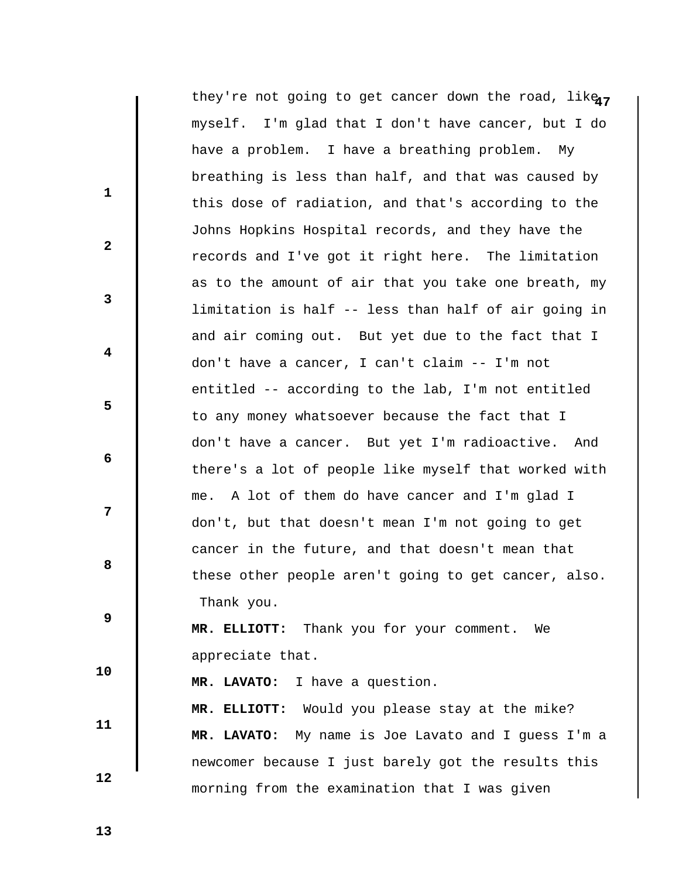they're not going to get cancer down the road, like myself. I'm glad that I don't have cancer, but I do have a problem. I have a breathing problem. My breathing is less than half, and that was caused by this dose of radiation, and that's according to the Johns Hopkins Hospital records, and they have the records and I've got it right here. The limitation as to the amount of air that you take one breath, my limitation is half -- less than half of air going in and air coming out. But yet due to the fact that I don't have a cancer, I can't claim -- I'm not entitled -- according to the lab, I'm not entitled to any money whatsoever because the fact that I don't have a cancer. But yet I'm radioactive. And there's a lot of people like myself that worked with me. A lot of them do have cancer and I'm glad I don't, but that doesn't mean I'm not going to get cancer in the future, and that doesn't mean that these other people aren't going to get cancer, also. Thank you.

**MR. ELLIOTT:** Thank you for your comment. We appreciate that.

**MR. LAVATO:** I have a question.

**MR. ELLIOTT:** Would you please stay at the mike?

**MR. LAVATO:** My name is Joe Lavato and I guess I'm a newcomer because I just barely got the results this morning from the examination that I was given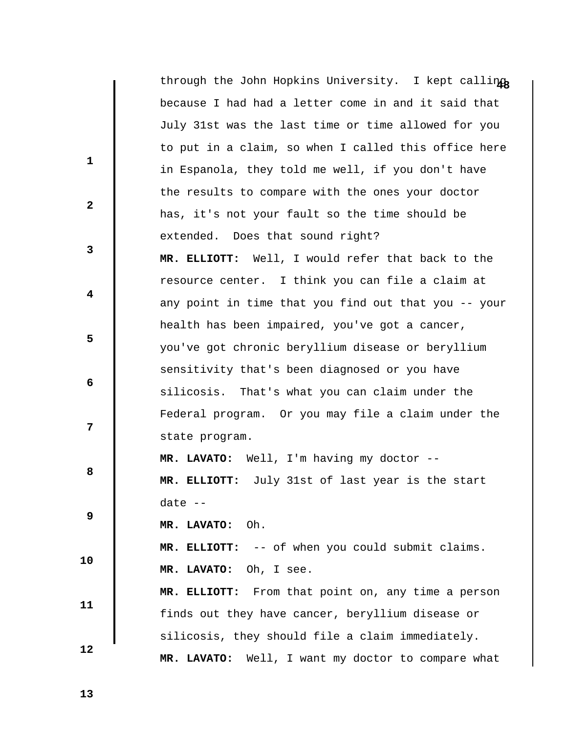through the John Hopkins University. I kept calling because I had had a letter come in and it said that July 31st was the last time or time allowed for you to put in a claim, so when I called this office here in Espanola, they told me well, if you don't have the results to compare with the ones your doctor has, it's not your fault so the time should be extended. Does that sound right?

**MR. ELLIOTT:** Well, I would refer that back to the resource center. I think you can file a claim at any point in time that you find out that you -- your health has been impaired, you've got a cancer, you've got chronic beryllium disease or beryllium sensitivity that's been diagnosed or you have silicosis. That's what you can claim under the Federal program. Or you may file a claim under the state program.

**MR. LAVATO:** Well, I'm having my doctor --

**MR. ELLIOTT:** July 31st of last year is the start date --

**MR. LAVATO:** Oh.

**MR. ELLIOTT:** -- of when you could submit claims.

**MR. LAVATO:** Oh, I see.

**MR. ELLIOTT:** From that point on, any time a person finds out they have cancer, beryllium disease or silicosis, they should file a claim immediately.

**MR. LAVATO:** Well, I want my doctor to compare what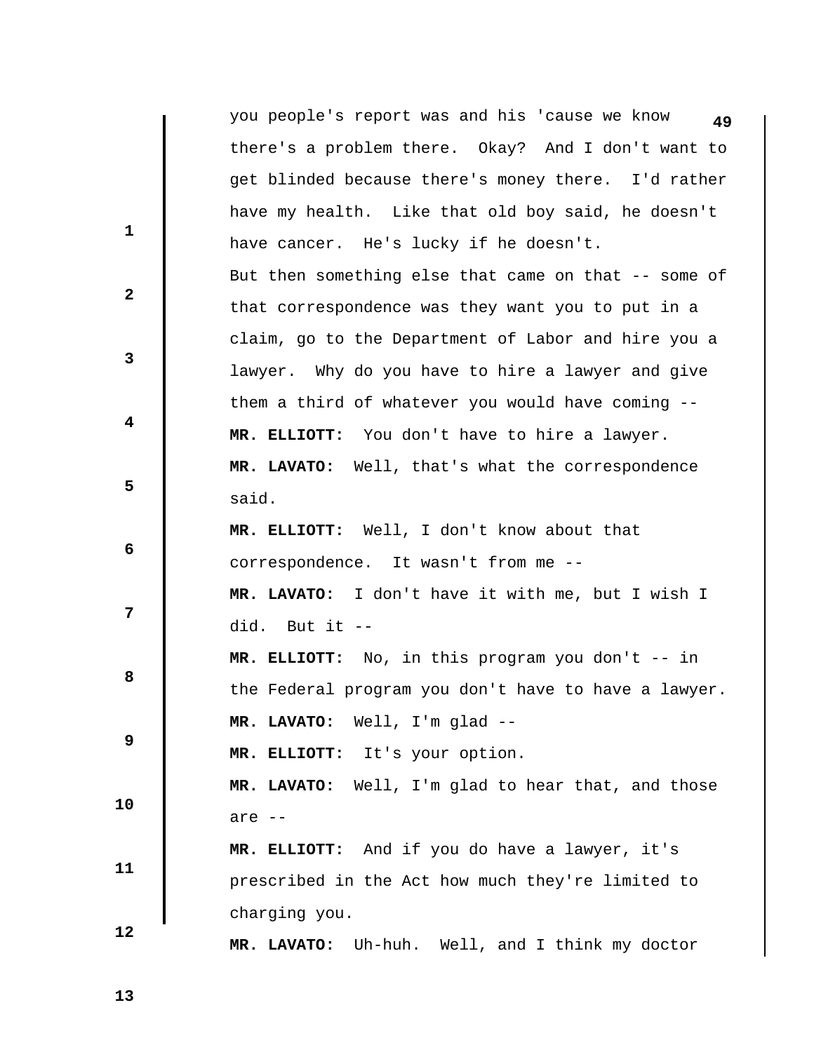you people's report was and his 'cause we know there's a problem there. Okay? And I don't want to get blinded because there's money there. I'd rather have my health. Like that old boy said, he doesn't have cancer. He's lucky if he doesn't.

But then something else that came on that -- some of that correspondence was they want you to put in a claim, go to the Department of Labor and hire you a lawyer. Why do you have to hire a lawyer and give them a third of whatever you would have coming --

**MR. ELLIOTT:** You don't have to hire a lawyer.

**MR. LAVATO:** Well, that's what the correspondence said.

**MR. ELLIOTT:** Well, I don't know about that correspondence. It wasn't from me --

**MR. LAVATO:** I don't have it with me, but I wish I did. But it --

**MR. ELLIOTT:** No, in this program you don't -- in the Federal program you don't have to have a lawyer.

**MR. LAVATO:** Well, I'm glad --

**MR. ELLIOTT:** It's your option.

**MR. LAVATO:** Well, I'm glad to hear that, and those are --

**MR. ELLIOTT:** And if you do have a lawyer, it's prescribed in the Act how much they're limited to charging you.

**MR. LAVATO:** Uh-huh. Well, and I think my doctor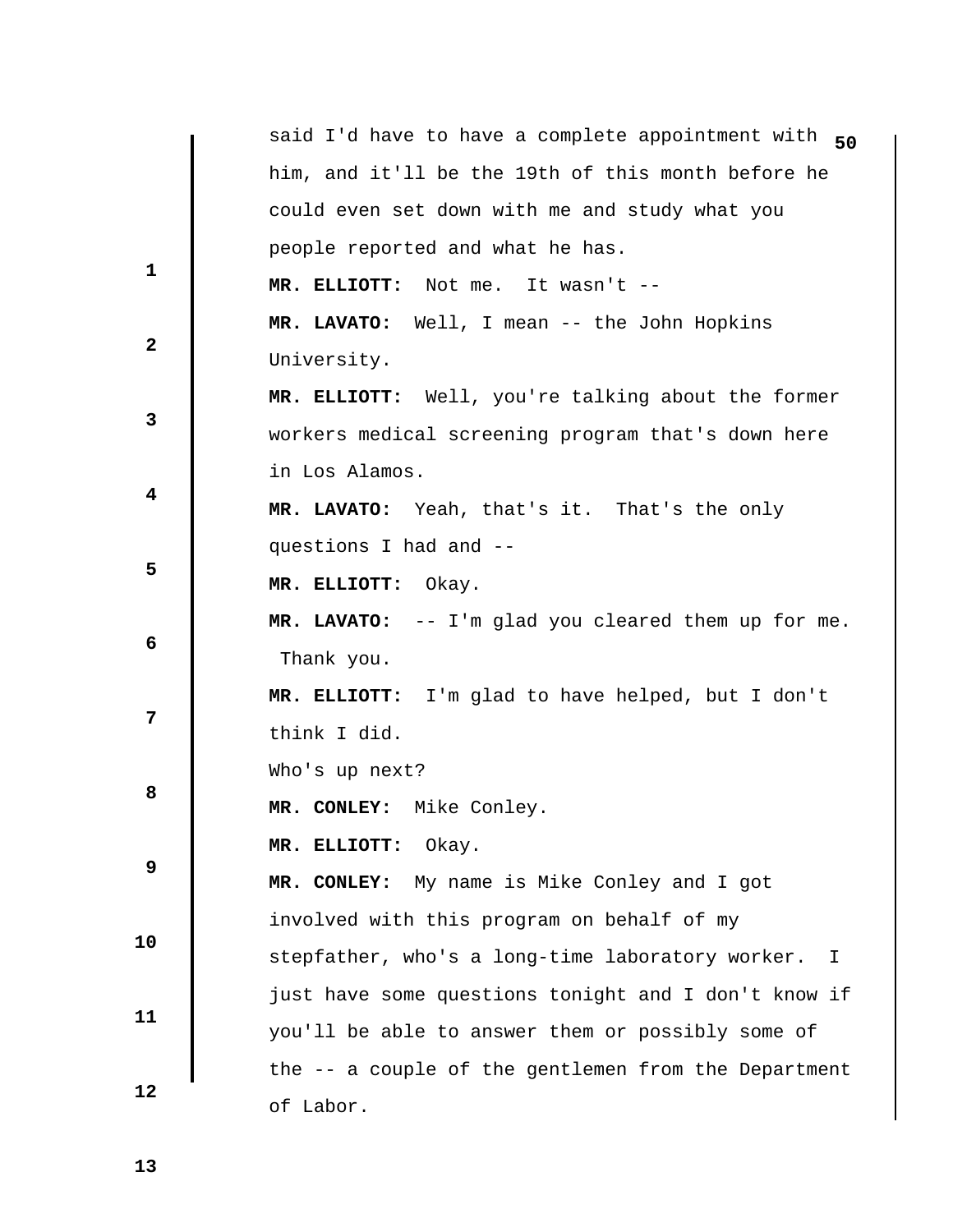said I'd have to have a complete appointment with him, and it'll be the 19th of this month before he could even set down with me and study what you people reported and what he has.

**MR. ELLIOTT:** Not me. It wasn't --

**MR. LAVATO:** Well, I mean -- the John Hopkins University.

**MR. ELLIOTT:** Well, you're talking about the former workers medical screening program that's down here in Los Alamos.

**MR. LAVATO:** Yeah, that's it. That's the only questions I had and --

**MR. ELLIOTT:** Okay.

**MR. LAVATO:** -- I'm glad you cleared them up for me. Thank you.

**MR. ELLIOTT:** I'm glad to have helped, but I don't think I did.

Who's up next?

**MR. CONLEY:** Mike Conley.

**MR. ELLIOTT:** Okay.

**MR. CONLEY:** My name is Mike Conley and I got involved with this program on behalf of my stepfather, who's a long-time laboratory worker. I just have some questions tonight and I don't know if you'll be able to answer them or possibly some of the -- a couple of the gentlemen from the Department of Labor.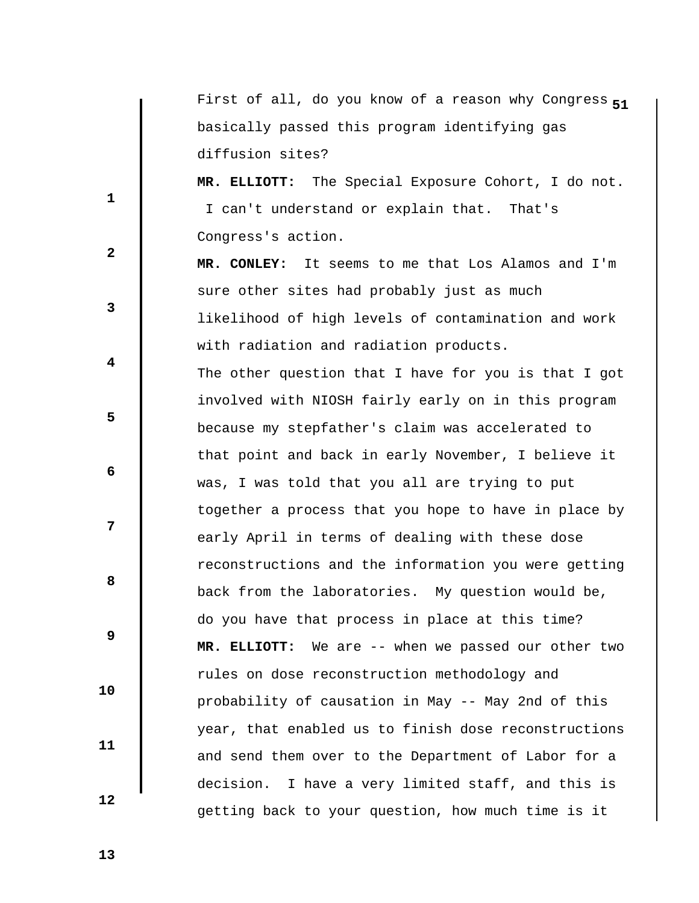First of all, do you know of a reason why Congress basically passed this program identifying gas diffusion sites?

**MR. ELLIOTT:** The Special Exposure Cohort, I do not. I can't understand or explain that. That's Congress's action.

**MR. CONLEY:** It seems to me that Los Alamos and I'm sure other sites had probably just as much likelihood of high levels of contamination and work with radiation and radiation products.

The other question that I have for you is that I got involved with NIOSH fairly early on in this program because my stepfather's claim was accelerated to that point and back in early November, I believe it was, I was told that you all are trying to put together a process that you hope to have in place by early April in terms of dealing with these dose reconstructions and the information you were getting back from the laboratories. My question would be, do you have that process in place at this time?

**MR. ELLIOTT:** We are -- when we passed our other two rules on dose reconstruction methodology and probability of causation in May -- May 2nd of this year, that enabled us to finish dose reconstructions and send them over to the Department of Labor for a decision. I have a very limited staff, and this is getting back to your question, how much time is it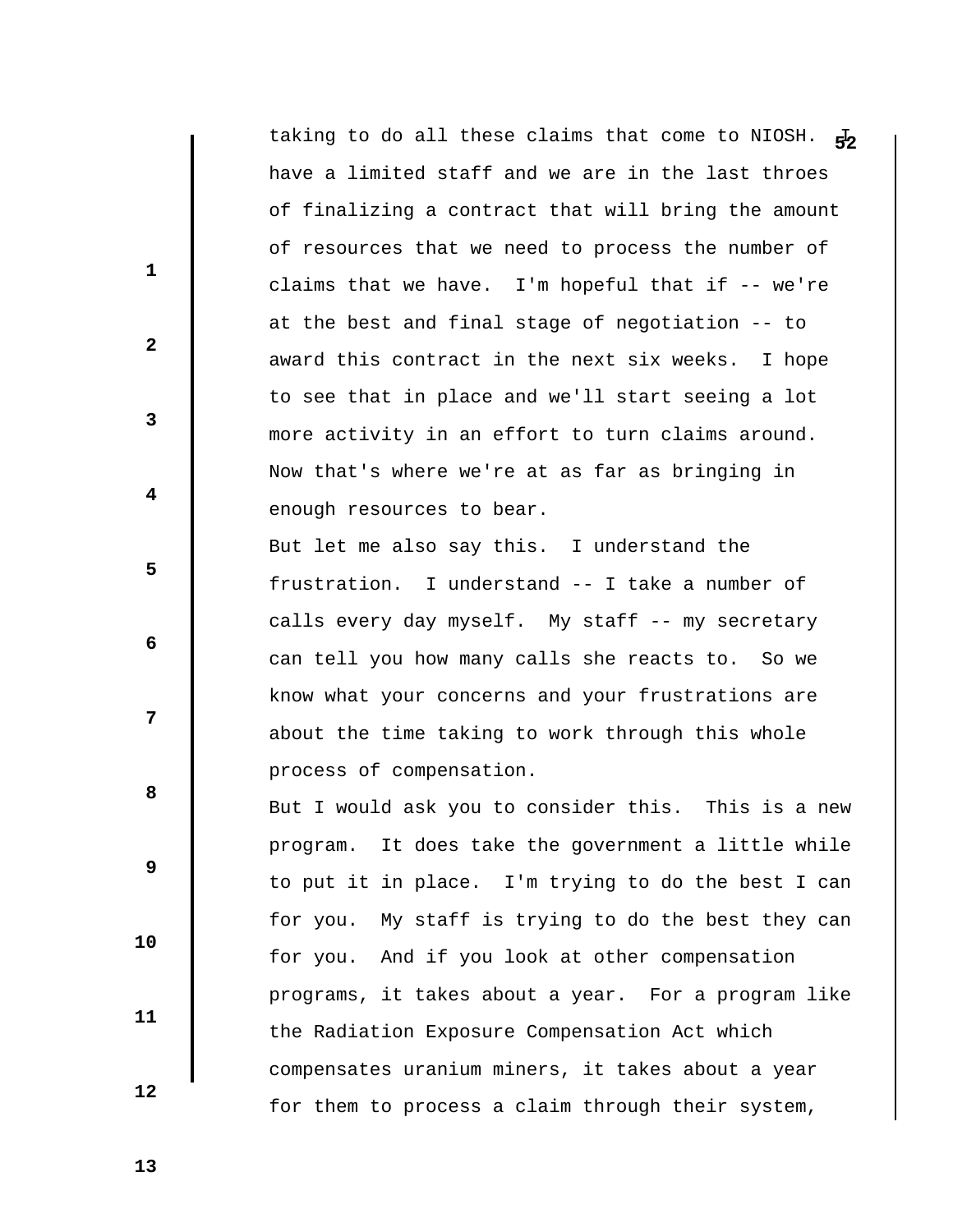taking to do all these claims that come to NIOSH. I have a limited staff and we are in the last throes of finalizing a contract that will bring the amount of resources that we need to process the number of claims that we have. I'm hopeful that if -- we're at the best and final stage of negotiation -- to award this contract in the next six weeks. I hope to see that in place and we'll start seeing a lot more activity in an effort to turn claims around. Now that's where we're at as far as bringing in enough resources to bear.

But let me also say this. I understand the frustration. I understand -- I take a number of calls every day myself. My staff -- my secretary can tell you how many calls she reacts to. So we know what your concerns and your frustrations are about the time taking to work through this whole process of compensation.

But I would ask you to consider this. This is a new program. It does take the government a little while to put it in place. I'm trying to do the best I can for you. My staff is trying to do the best they can for you. And if you look at other compensation programs, it takes about a year. For a program like the Radiation Exposure Compensation Act which compensates uranium miners, it takes about a year for them to process a claim through their system,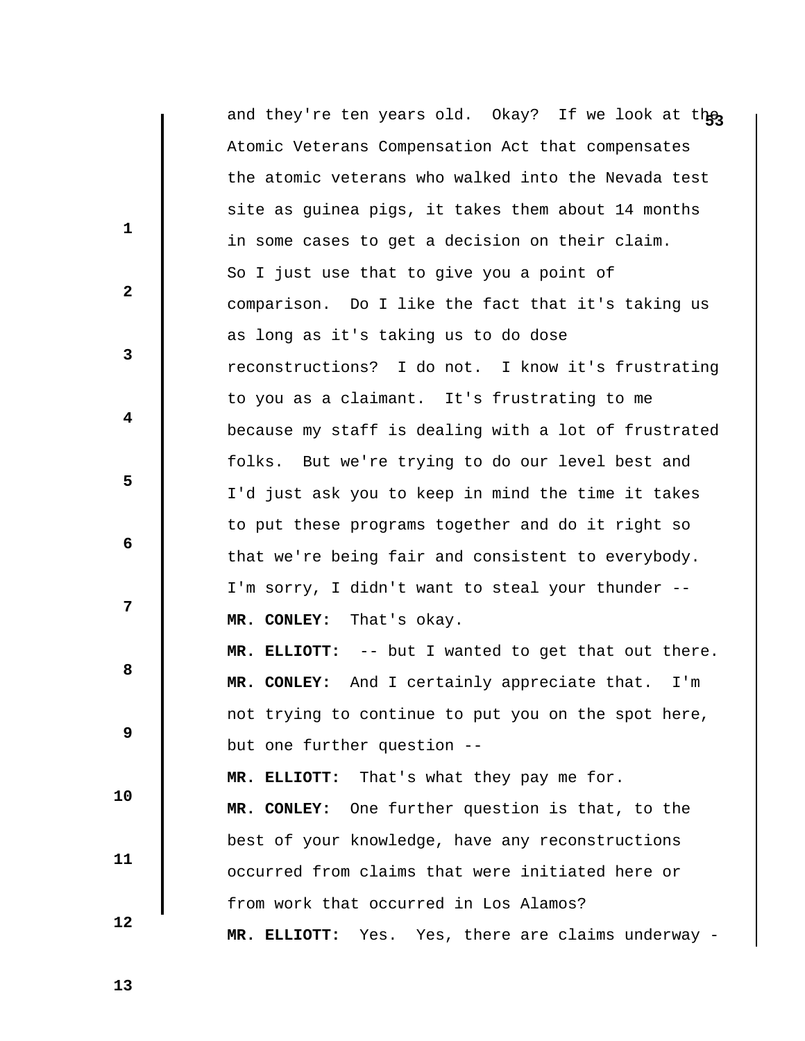and they're ten years old. Okay? If we look at the Atomic Veterans Compensation Act that compensates the atomic veterans who walked into the Nevada test site as guinea pigs, it takes them about 14 months in some cases to get a decision on their claim. So I just use that to give you a point of comparison. Do I like the fact that it's taking us as long as it's taking us to do dose reconstructions? I do not. I know it's frustrating to you as a claimant. It's frustrating to me because my staff is dealing with a lot of frustrated folks. But we're trying to do our level best and I'd just ask you to keep in mind the time it takes to put these programs together and do it right so that we're being fair and consistent to everybody. I'm sorry, I didn't want to steal your thunder --

**MR. CONLEY:** That's okay.

**MR. ELLIOTT:** -- but I wanted to get that out there.

**MR. CONLEY:** And I certainly appreciate that. I'm not trying to continue to put you on the spot here, but one further question --

**MR. ELLIOTT:** That's what they pay me for.

**MR. CONLEY:** One further question is that, to the best of your knowledge, have any reconstructions occurred from claims that were initiated here or from work that occurred in Los Alamos?

**MR. ELLIOTT:** Yes. Yes, there are claims underway -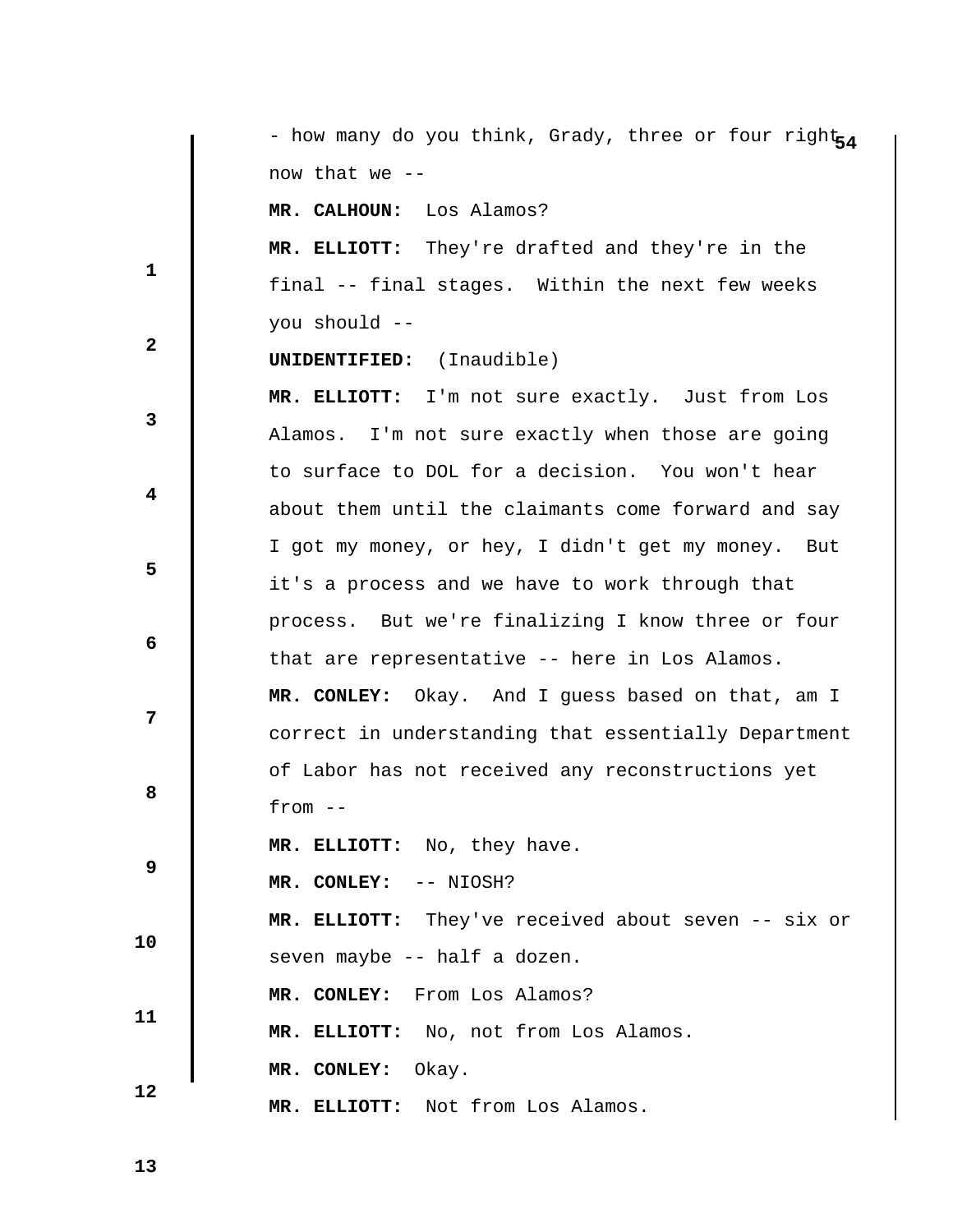- how many do you think, Grady, three or four right now that we --

**MR. CALHOUN:** Los Alamos?

**MR. ELLIOTT:** They're drafted and they're in the final -- final stages. Within the next few weeks you should --

**UNIDENTIFIED:** (Inaudible)

**MR. ELLIOTT:** I'm not sure exactly. Just from Los Alamos. I'm not sure exactly when those are going to surface to DOL for a decision. You won't hear about them until the claimants come forward and say I got my money, or hey, I didn't get my money. But it's a process and we have to work through that process. But we're finalizing I know three or four that are representative -- here in Los Alamos.

**MR. CONLEY:** Okay. And I guess based on that, am I correct in understanding that essentially Department of Labor has not received any reconstructions yet from --

**MR. ELLIOTT:** No, they have.

**MR. CONLEY:** -- NIOSH?

**MR. ELLIOTT:** They've received about seven -- six or seven maybe -- half a dozen.

**MR. CONLEY:** From Los Alamos?

**MR. ELLIOTT:** No, not from Los Alamos.

**MR. CONLEY:** Okay.

**MR. ELLIOTT:** Not from Los Alamos.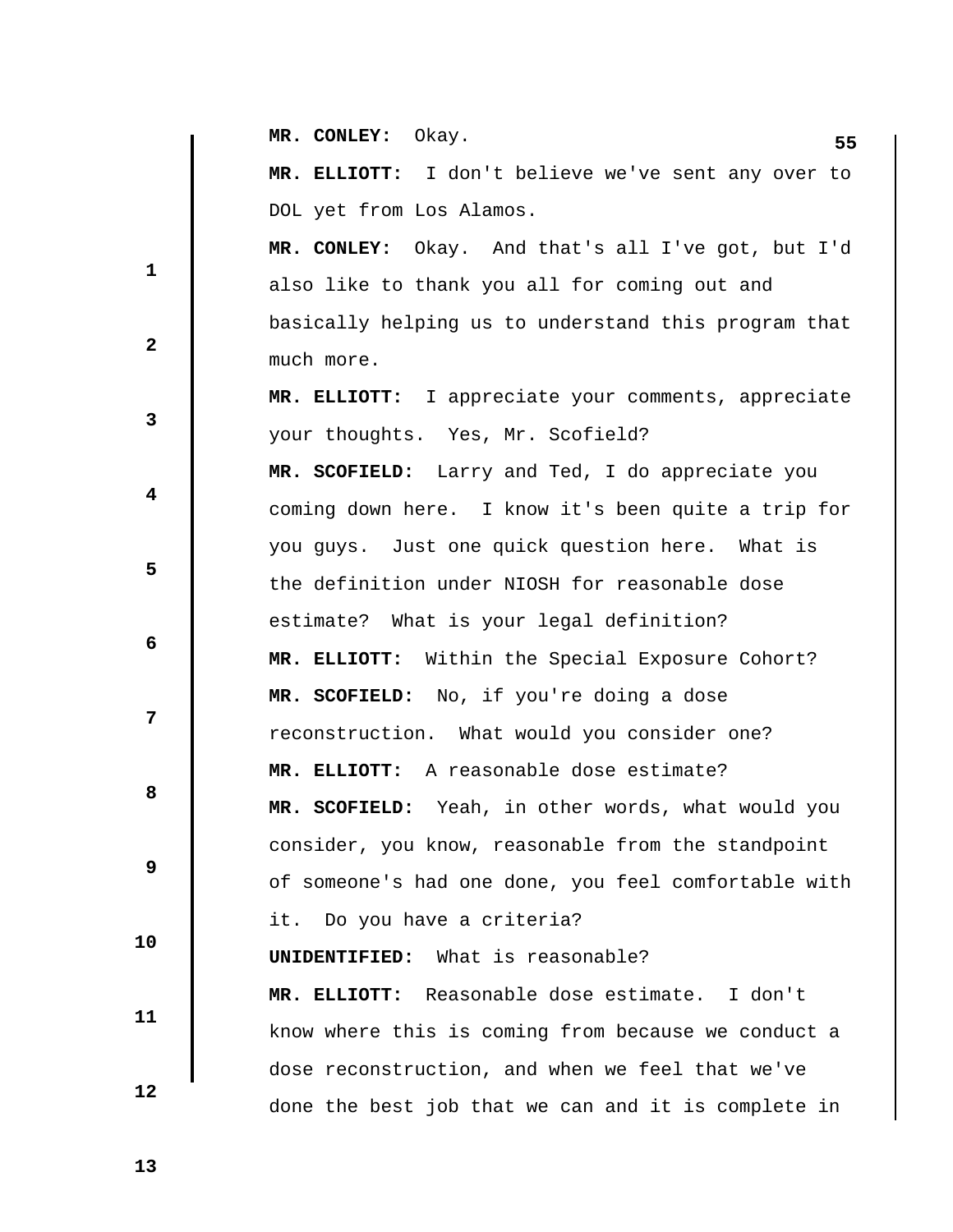**MR. CONLEY:** Okay.

**MR. ELLIOTT:** I don't believe we've sent any over to DOL yet from Los Alamos.

**MR. CONLEY:** Okay. And that's all I've got, but I'd also like to thank you all for coming out and basically helping us to understand this program that much more.

**MR. ELLIOTT:** I appreciate your comments, appreciate your thoughts. Yes, Mr. Scofield?

**MR. SCOFIELD:** Larry and Ted, I do appreciate you coming down here. I know it's been quite a trip for you guys. Just one quick question here. What is the definition under NIOSH for reasonable dose estimate? What is your legal definition?

**MR. ELLIOTT:** Within the Special Exposure Cohort?

**MR. SCOFIELD:** No, if you're doing a dose reconstruction. What would you consider one?

**MR. ELLIOTT:** A reasonable dose estimate?

**MR. SCOFIELD:** Yeah, in other words, what would you consider, you know, reasonable from the standpoint of someone's had one done, you feel comfortable with it. Do you have a criteria?

**UNIDENTIFIED:** What is reasonable?

**MR. ELLIOTT:** Reasonable dose estimate. I don't know where this is coming from because we conduct a dose reconstruction, and when we feel that we've done the best job that we can and it is complete in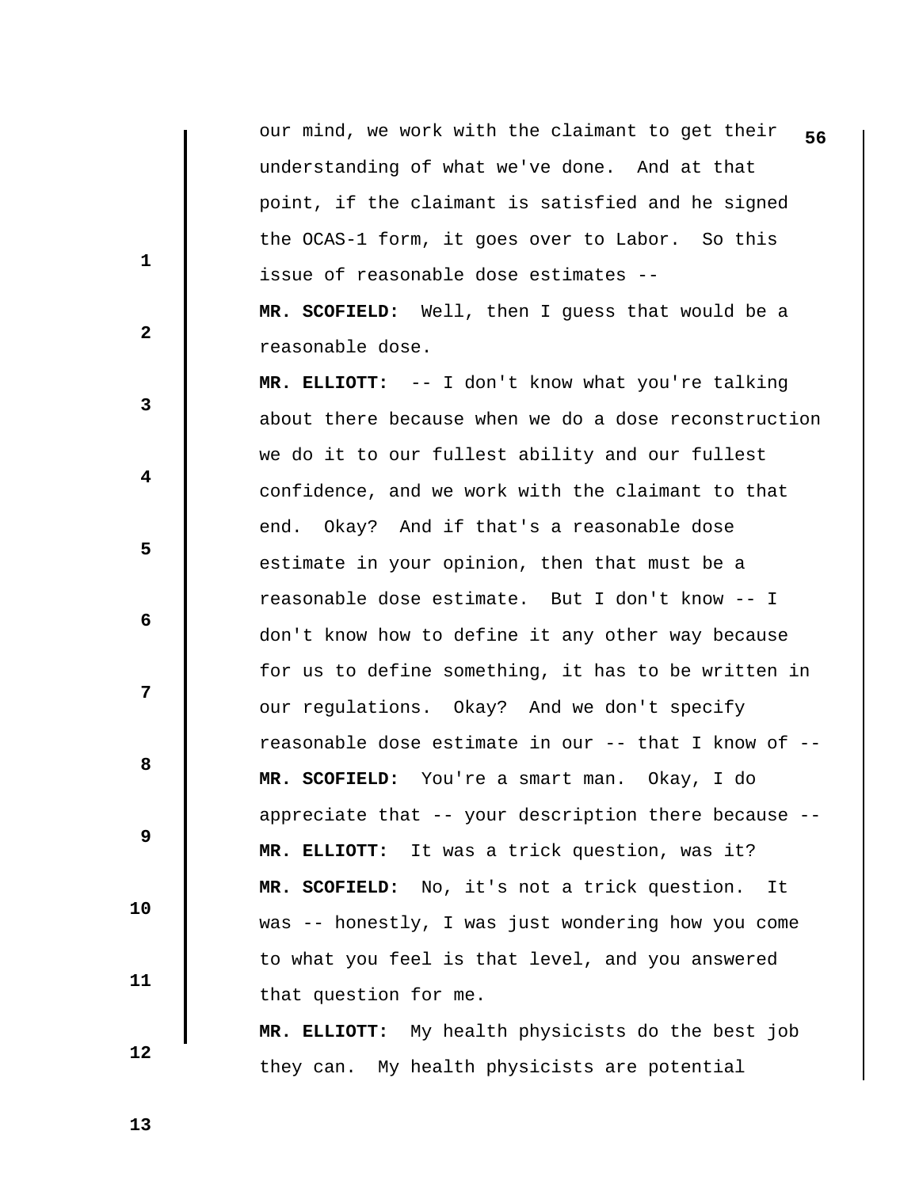our mind, we work with the claimant to get their understanding of what we've done. And at that point, if the claimant is satisfied and he signed the OCAS-1 form, it goes over to Labor. So this issue of reasonable dose estimates --

**MR. SCOFIELD:** Well, then I guess that would be a reasonable dose.

**MR. ELLIOTT:** -- I don't know what you're talking about there because when we do a dose reconstruction we do it to our fullest ability and our fullest confidence, and we work with the claimant to that end. Okay? And if that's a reasonable dose estimate in your opinion, then that must be a reasonable dose estimate. But I don't know -- I don't know how to define it any other way because for us to define something, it has to be written in our regulations. Okay? And we don't specify reasonable dose estimate in our -- that I know of --

**MR. SCOFIELD:** You're a smart man. Okay, I do appreciate that -- your description there because --

**MR. ELLIOTT:** It was a trick question, was it?

**MR. SCOFIELD:** No, it's not a trick question. It was -- honestly, I was just wondering how you come to what you feel is that level, and you answered that question for me.

**MR. ELLIOTT:** My health physicists do the best job they can. My health physicists are potential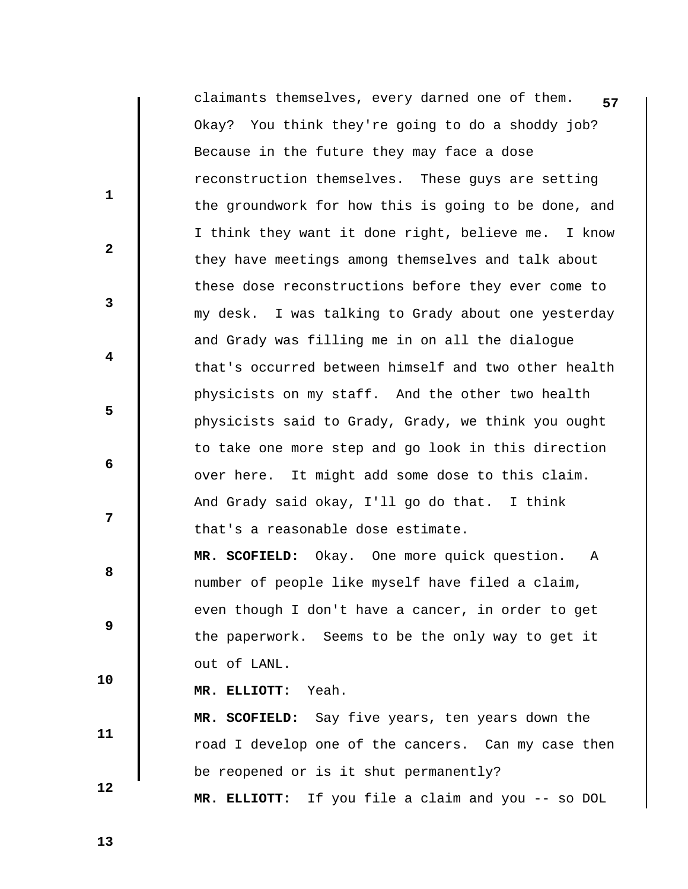claimants themselves, every darned one of them. Okay? You think they're going to do a shoddy job? Because in the future they may face a dose reconstruction themselves. These guys are setting the groundwork for how this is going to be done, and I think they want it done right, believe me. I know they have meetings among themselves and talk about these dose reconstructions before they ever come to my desk. I was talking to Grady about one yesterday and Grady was filling me in on all the dialogue that's occurred between himself and two other health physicists on my staff. And the other two health physicists said to Grady, Grady, we think you ought to take one more step and go look in this direction over here. It might add some dose to this claim. And Grady said okay, I'll go do that. I think that's a reasonable dose estimate.

**MR. SCOFIELD:** Okay. One more quick question. A number of people like myself have filed a claim, even though I don't have a cancer, in order to get the paperwork. Seems to be the only way to get it out of LANL.

**MR. ELLIOTT:** Yeah.

**MR. SCOFIELD:** Say five years, ten years down the road I develop one of the cancers. Can my case then be reopened or is it shut permanently?

**MR. ELLIOTT:** If you file a claim and you -- so DOL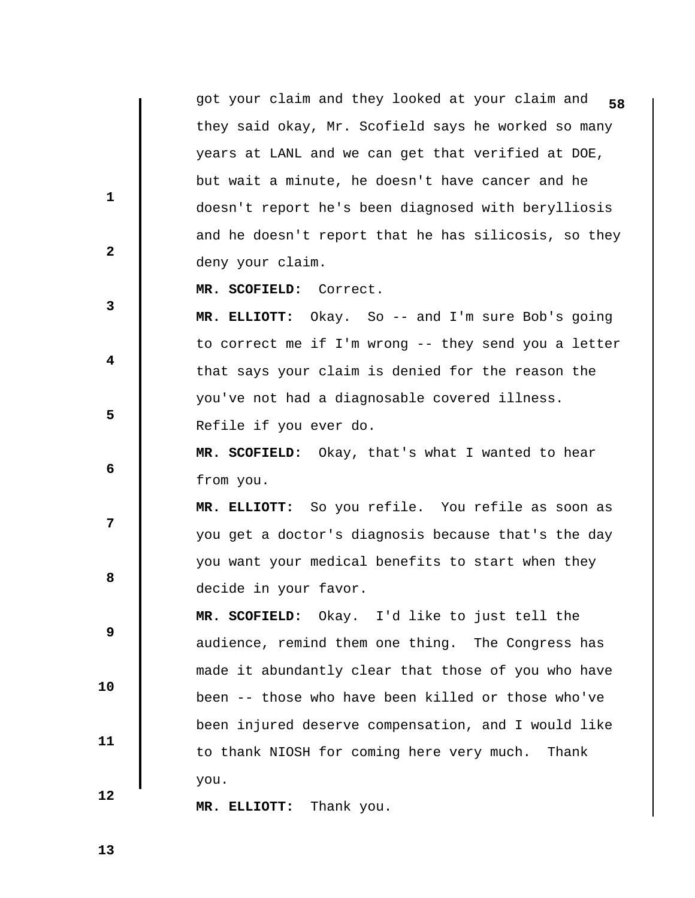got your claim and they looked at your claim and they said okay, Mr. Scofield says he worked so many years at LANL and we can get that verified at DOE, but wait a minute, he doesn't have cancer and he doesn't report he's been diagnosed with berylliosis and he doesn't report that he has silicosis, so they deny your claim.

**MR. SCOFIELD:** Correct.

**MR. ELLIOTT:** Okay. So -- and I'm sure Bob's going to correct me if I'm wrong -- they send you a letter that says your claim is denied for the reason the you've not had a diagnosable covered illness. Refile if you ever do.

**MR. SCOFIELD:** Okay, that's what I wanted to hear from you.

**MR. ELLIOTT:** So you refile. You refile as soon as you get a doctor's diagnosis because that's the day you want your medical benefits to start when they decide in your favor.

**MR. SCOFIELD:** Okay. I'd like to just tell the audience, remind them one thing. The Congress has made it abundantly clear that those of you who have been -- those who have been killed or those who've been injured deserve compensation, and I would like to thank NIOSH for coming here very much. Thank you.

**MR. ELLIOTT:** Thank you.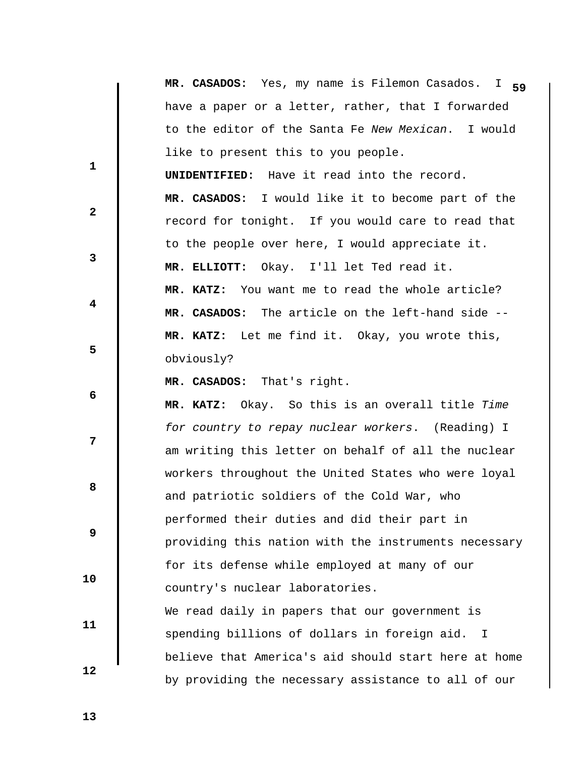**MR. CASADOS:** Yes, my name is Filemon Casados. I have a paper or a letter, rather, that I forwarded to the editor of the Santa Fe *New Mexican*. I would like to present this to you people.

**UNIDENTIFIED:** Have it read into the record.

**MR. CASADOS:** I would like it to become part of the record for tonight. If you would care to read that to the people over here, I would appreciate it.

**MR. ELLIOTT:** Okay. I'll let Ted read it.

**MR. KATZ:** You want me to read the whole article?

**MR. CASADOS:** The article on the left-hand side --

**MR. KATZ:** Let me find it. Okay, you wrote this, obviously?

**MR. CASADOS:** That's right.

**MR. KATZ:** Okay. So this is an overall title *Time for country to repay nuclear workers*. (Reading) I am writing this letter on behalf of all the nuclear workers throughout the United States who were loyal and patriotic soldiers of the Cold War, who performed their duties and did their part in providing this nation with the instruments necessary for its defense while employed at many of our country's nuclear laboratories.

We read daily in papers that our government is spending billions of dollars in foreign aid. I believe that America's aid should start here at home by providing the necessary assistance to all of our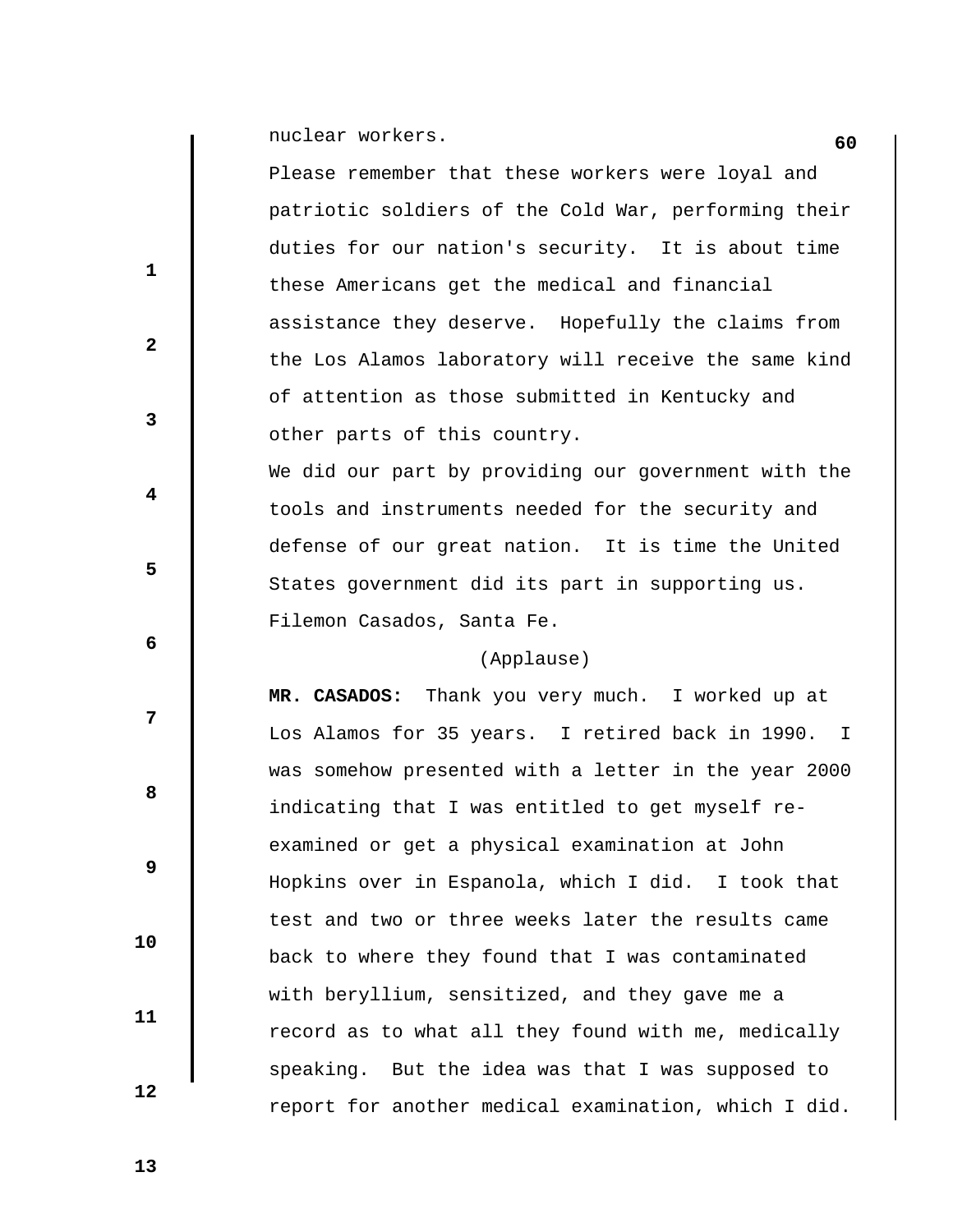nuclear workers.

Please remember that these workers were loyal and patriotic soldiers of the Cold War, performing their duties for our nation's security. It is about time these Americans get the medical and financial assistance they deserve. Hopefully the claims from the Los Alamos laboratory will receive the same kind of attention as those submitted in Kentucky and other parts of this country.

We did our part by providing our government with the tools and instruments needed for the security and defense of our great nation. It is time the United States government did its part in supporting us. Filemon Casados, Santa Fe.

(Applause)

**MR. CASADOS:** Thank you very much. I worked up at Los Alamos for 35 years. I retired back in 1990. I was somehow presented with a letter in the year 2000 indicating that I was entitled to get myself re-examined or get a physical examination at John Hopkins over in Espanola, which I did. I took that test and two or three weeks later the results came back to where they found that I was contaminated with beryllium, sensitized, and they gave me a record as to what all they found with me, medically speaking. But the idea was that I was supposed to report for another medical examination, which I did.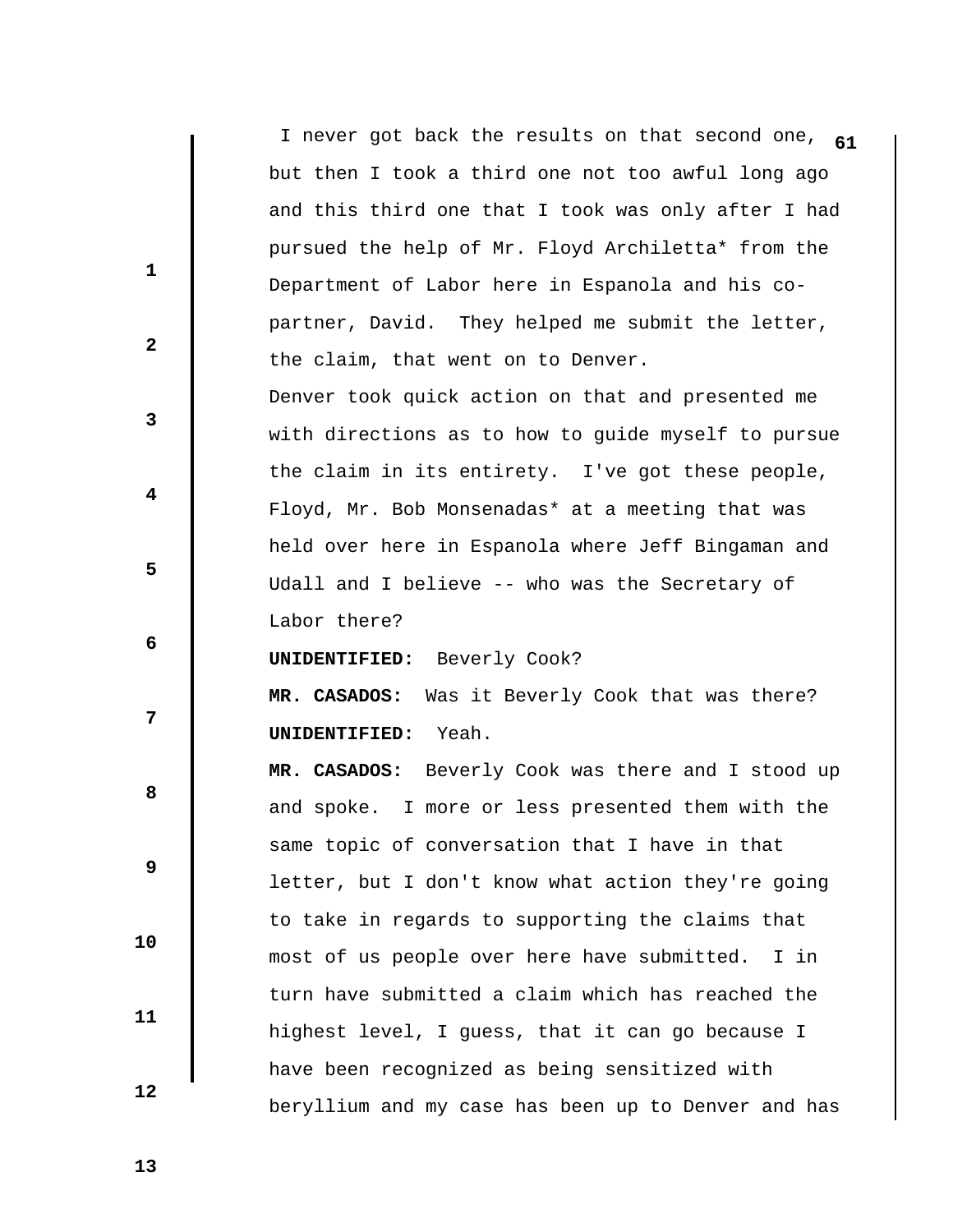I never got back the results on that second one, but then I took a third one not too awful long ago and this third one that I took was only after I had pursued the help of Mr. Floyd Archiletta* from the Department of Labor here in Espanola and his co-partner, David. They helped me submit the letter, the claim, that went on to Denver.

Denver took quick action on that and presented me with directions as to how to guide myself to pursue the claim in its entirety. I've got these people, Floyd, Mr. Bob Monsenadas* at a meeting that was held over here in Espanola where Jeff Bingaman and Udall and I believe -- who was the Secretary of Labor there?

**UNIDENTIFIED:** Beverly Cook?

**MR. CASADOS:** Was it Beverly Cook that was there?

**UNIDENTIFIED:** Yeah.

**MR. CASADOS:** Beverly Cook was there and I stood up and spoke. I more or less presented them with the same topic of conversation that I have in that letter, but I don't know what action they're going to take in regards to supporting the claims that most of us people over here have submitted. I in turn have submitted a claim which has reached the highest level, I guess, that it can go because I have been recognized as being sensitized with beryllium and my case has been up to Denver and has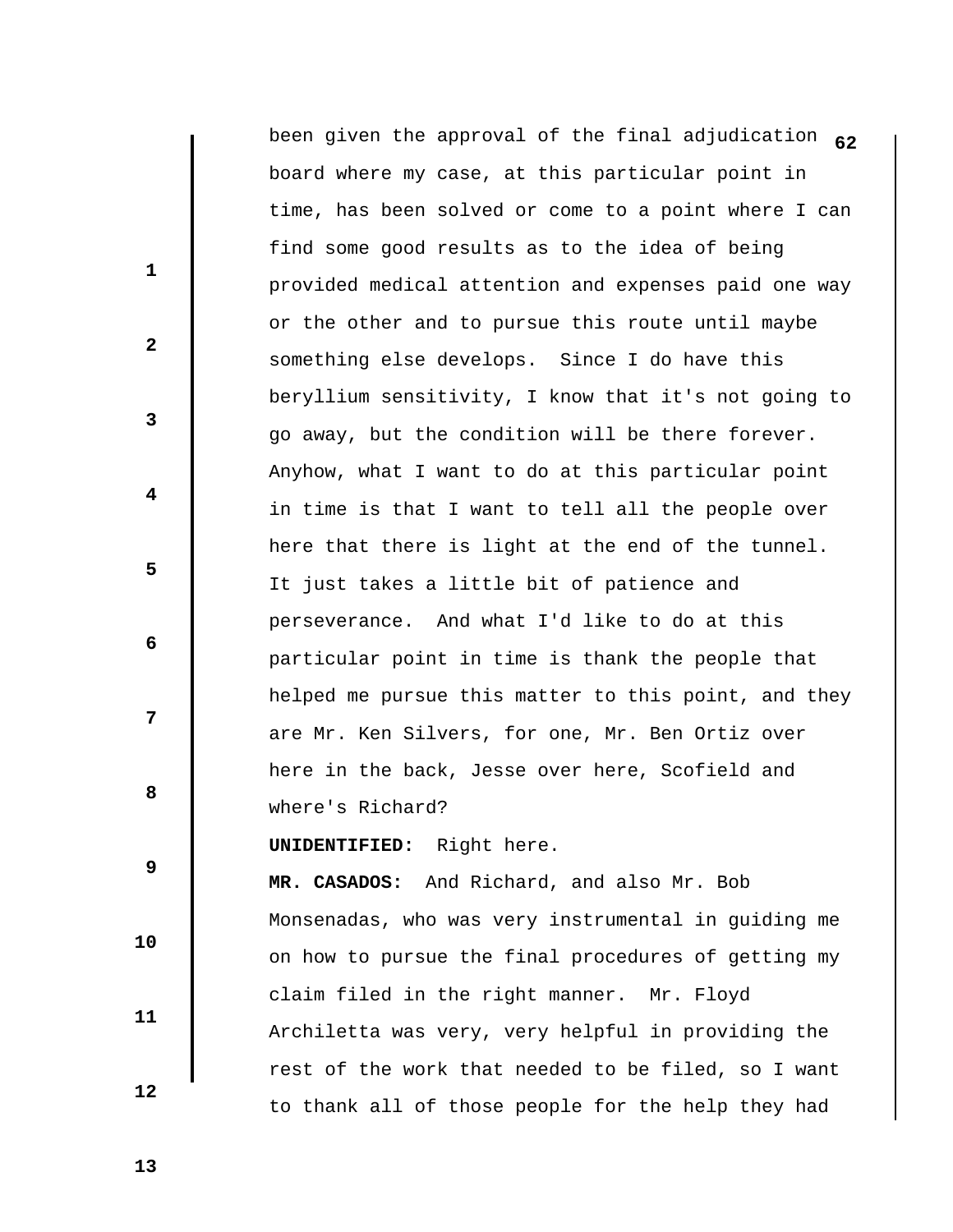been given the approval of the final adjudication board where my case, at this particular point in time, has been solved or come to a point where I can find some good results as to the idea of being provided medical attention and expenses paid one way or the other and to pursue this route until maybe something else develops. Since I do have this beryllium sensitivity, I know that it's not going to go away, but the condition will be there forever. Anyhow, what I want to do at this particular point in time is that I want to tell all the people over here that there is light at the end of the tunnel. It just takes a little bit of patience and perseverance. And what I'd like to do at this particular point in time is thank the people that helped me pursue this matter to this point, and they are Mr. Ken Silvers, for one, Mr. Ben Ortiz over here in the back, Jesse over here, Scofield and where's Richard?

**UNIDENTIFIED:** Right here.

**MR. CASADOS:** And Richard, and also Mr. Bob Monsenadas, who was very instrumental in guiding me on how to pursue the final procedures of getting my claim filed in the right manner. Mr. Floyd Archiletta was very, very helpful in providing the rest of the work that needed to be filed, so I want to thank all of those people for the help they had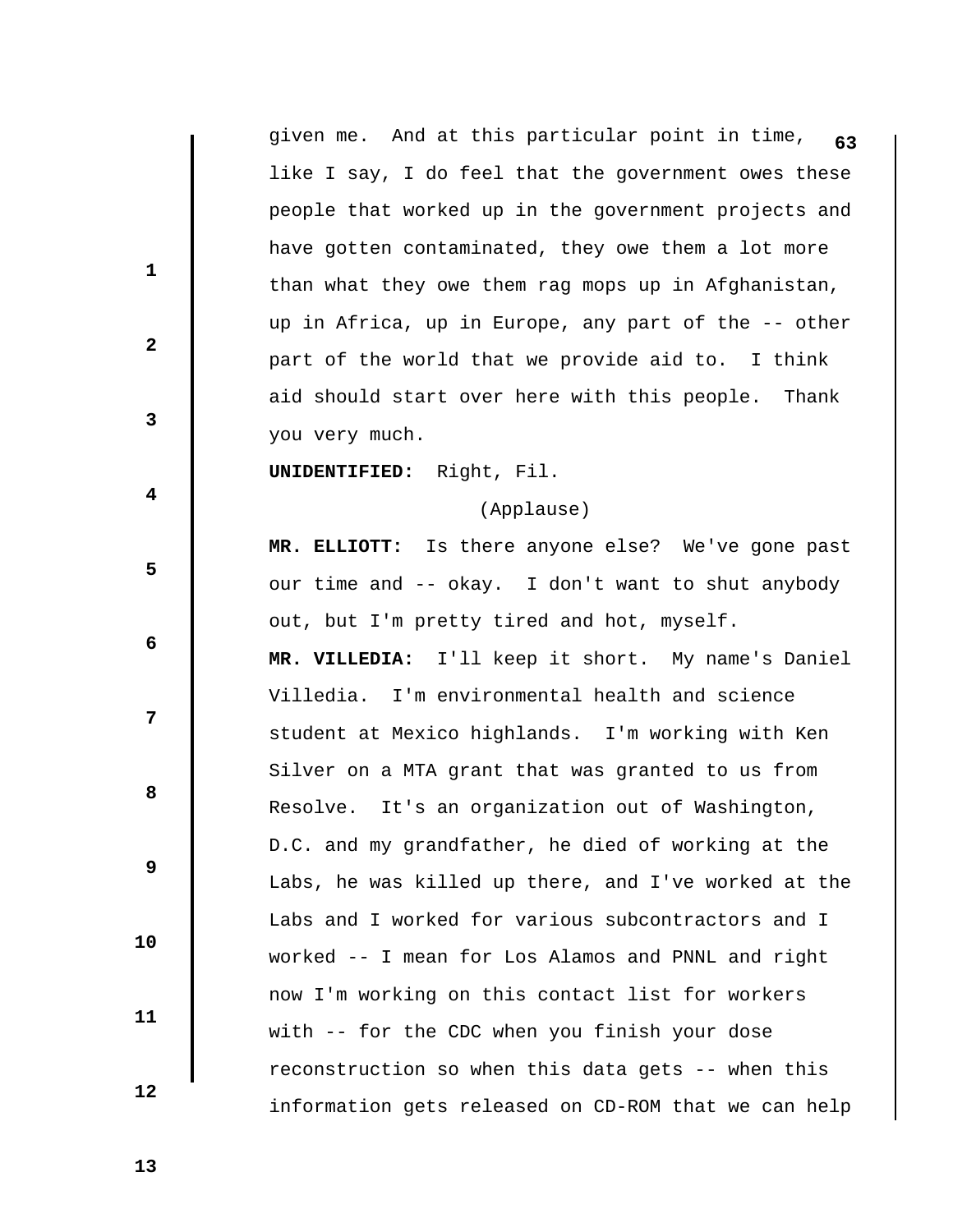given me. And at this particular point in time, like I say, I do feel that the government owes these people that worked up in the government projects and have gotten contaminated, they owe them a lot more than what they owe them rag mops up in Afghanistan, up in Africa, up in Europe, any part of the -- other part of the world that we provide aid to. I think aid should start over here with this people. Thank you very much.

**UNIDENTIFIED:** Right, Fil.

(Applause)

**MR. ELLIOTT:** Is there anyone else? We've gone past our time and -- okay. I don't want to shut anybody out, but I'm pretty tired and hot, myself.

**MR. VILLEDIA:** I'll keep it short. My name's Daniel Villedia. I'm environmental health and science student at Mexico highlands. I'm working with Ken Silver on a MTA grant that was granted to us from Resolve. It's an organization out of Washington, D.C. and my grandfather, he died of working at the Labs, he was killed up there, and I've worked at the Labs and I worked for various subcontractors and I worked -- I mean for Los Alamos and PNNL and right now I'm working on this contact list for workers with -- for the CDC when you finish your dose reconstruction so when this data gets -- when this information gets released on CD-ROM that we can help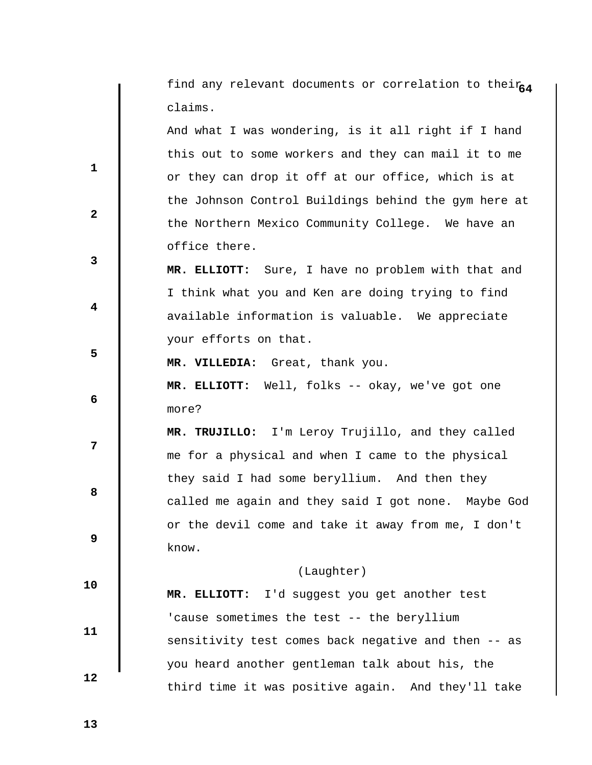find any relevant documents or correlation to their claims.

And what I was wondering, is it all right if I hand this out to some workers and they can mail it to me or they can drop it off at our office, which is at the Johnson Control Buildings behind the gym here at the Northern Mexico Community College. We have an office there.

**MR. ELLIOTT:** Sure, I have no problem with that and I think what you and Ken are doing trying to find available information is valuable. We appreciate your efforts on that.

**MR. VILLEDIA:** Great, thank you.

**MR. ELLIOTT:** Well, folks -- okay, we've got one more?

**MR. TRUJILLO:** I'm Leroy Trujillo, and they called me for a physical and when I came to the physical they said I had some beryllium. And then they called me again and they said I got none. Maybe God or the devil come and take it away from me, I don't know.

(Laughter)

**MR. ELLIOTT:** I'd suggest you get another test 'cause sometimes the test -- the beryllium sensitivity test comes back negative and then -- as you heard another gentleman talk about his, the third time it was positive again. And they'll take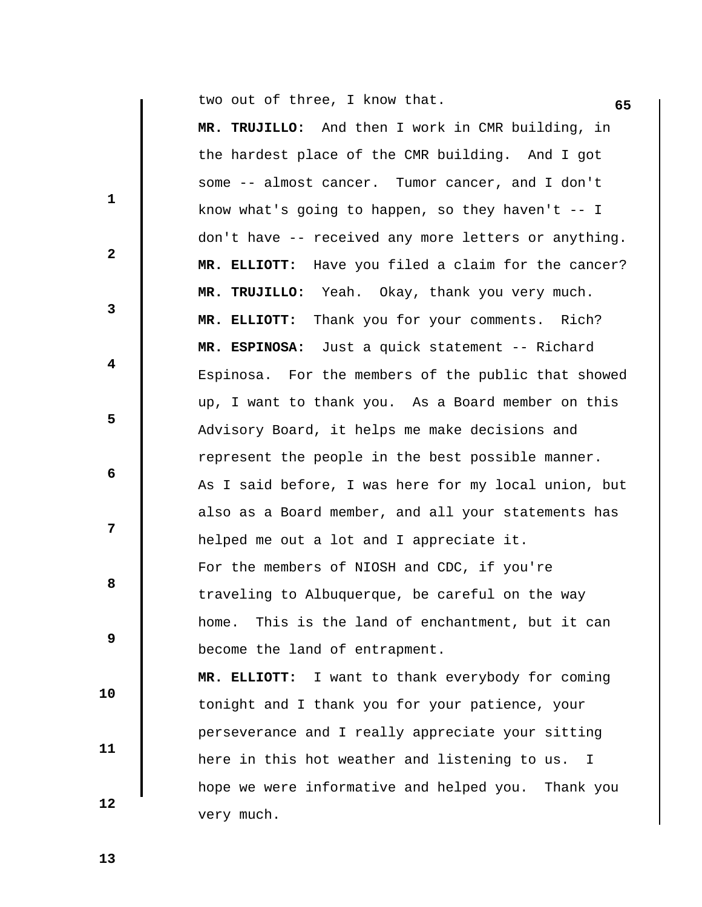two out of three, I know that.

**MR. TRUJILLO:** And then I work in CMR building, in the hardest place of the CMR building. And I got some -- almost cancer. Tumor cancer, and I don't know what's going to happen, so they haven't -- I don't have -- received any more letters or anything.

**MR. ELLIOTT:** Have you filed a claim for the cancer?

**MR. TRUJILLO:** Yeah. Okay, thank you very much.

**MR. ELLIOTT:** Thank you for your comments. Rich?

**MR. ESPINOSA:** Just a quick statement -- Richard Espinosa. For the members of the public that showed up, I want to thank you. As a Board member on this Advisory Board, it helps me make decisions and represent the people in the best possible manner. As I said before, I was here for my local union, but also as a Board member, and all your statements has helped me out a lot and I appreciate it.

For the members of NIOSH and CDC, if you're traveling to Albuquerque, be careful on the way home. This is the land of enchantment, but it can become the land of entrapment.

**MR. ELLIOTT:** I want to thank everybody for coming tonight and I thank you for your patience, your perseverance and I really appreciate your sitting here in this hot weather and listening to us. I hope we were informative and helped you. Thank you very much.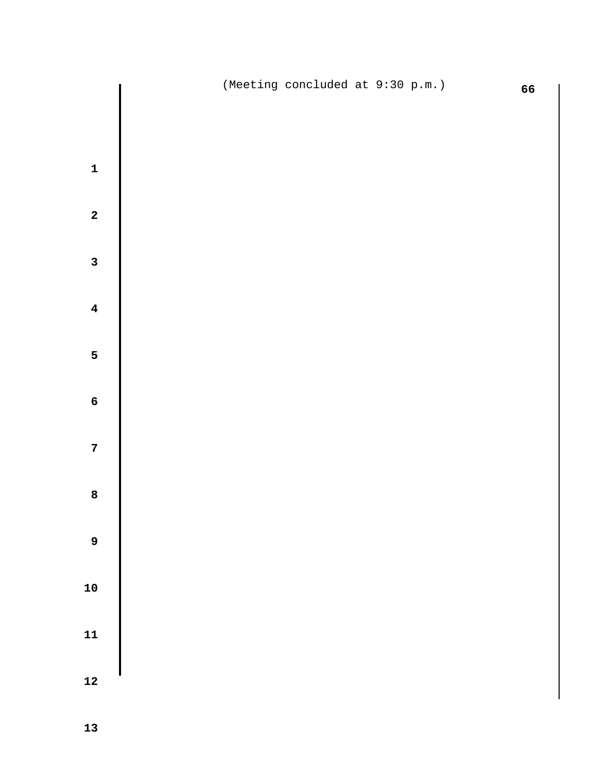(Meeting concluded at 9:30 p.m.)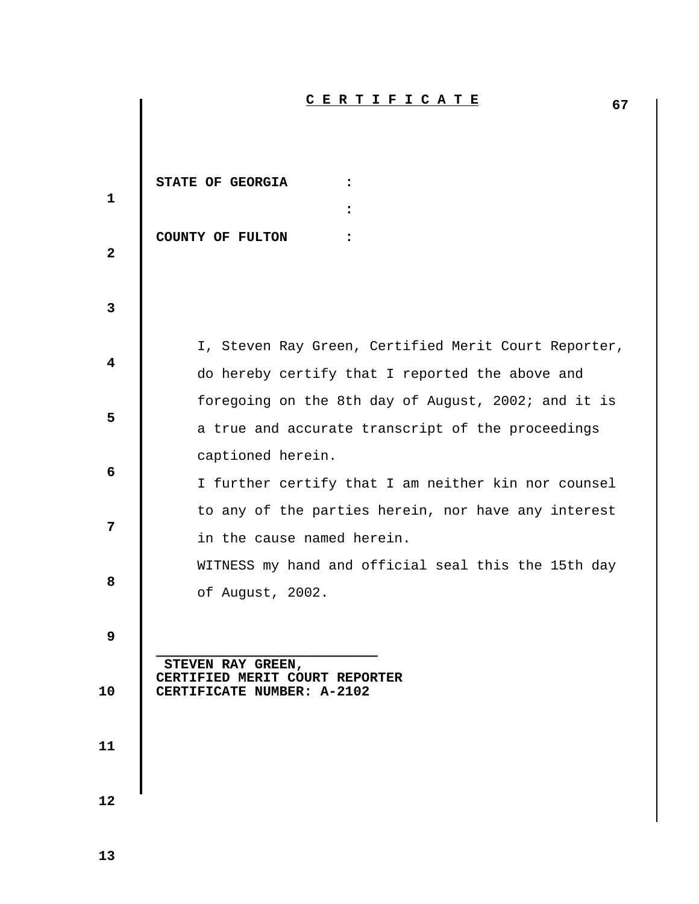# C E R T I F I C A T E

**STATE OF GEORGIA :**

**:**

**COUNTY OF FULTON :**

I, Steven Ray Green, Certified Merit Court Reporter, do hereby certify that I reported the above and foregoing on the 8th day of August, 2002; and it is a true and accurate transcript of the proceedings captioned herein.

I further certify that I am neither kin nor counsel to any of the parties herein, nor have any interest in the cause named herein.

WITNESS my hand and official seal this the 15th day of August, 2002.

___________________________

**STEVEN RAY GREEN,**
**CERTIFIED MERIT COURT REPORTER**
**CERTIFICATE NUMBER: A-2102**